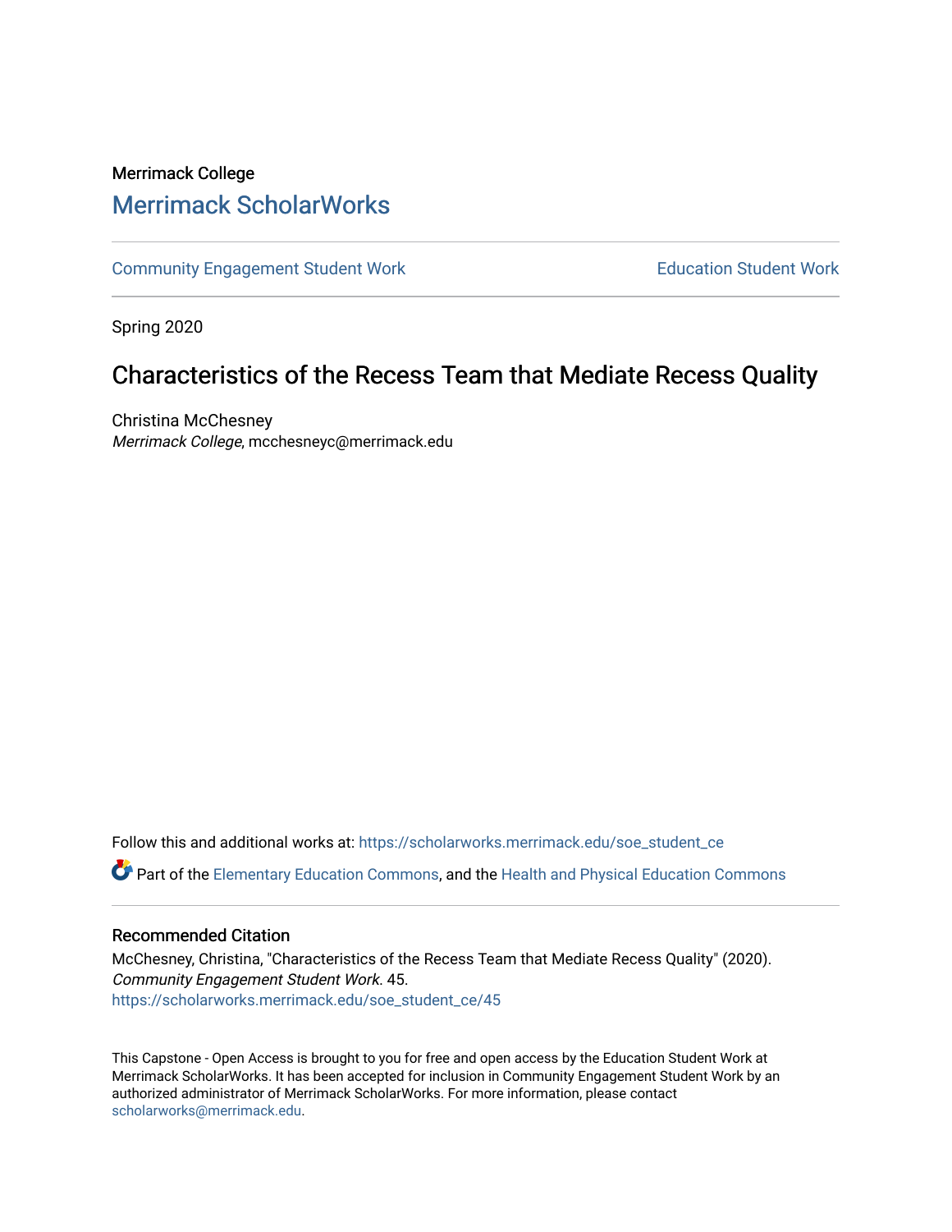Merrimack College

# Merrimack ScholarWorks

Community Engagement Student Work | Education Student Work

Spring 2020

## Characteristics of the Recess Team that Mediate Recess Quality

Christina McChesney
*Merrimack College*, mcchesneyc@merrimack.edu

Follow this and additional works at: https://scholarworks.merrimack.edu/soe_student_ce

Part of the Elementary Education Commons, and the Health and Physical Education Commons

### Recommended Citation

McChesney, Christina, "Characteristics of the Recess Team that Mediate Recess Quality" (2020). *Community Engagement Student Work*. 45.
https://scholarworks.merrimack.edu/soe_student_ce/45

This Capstone - Open Access is brought to you for free and open access by the Education Student Work at Merrimack ScholarWorks. It has been accepted for inclusion in Community Engagement Student Work by an authorized administrator of Merrimack ScholarWorks. For more information, please contact scholarworks@merrimack.edu.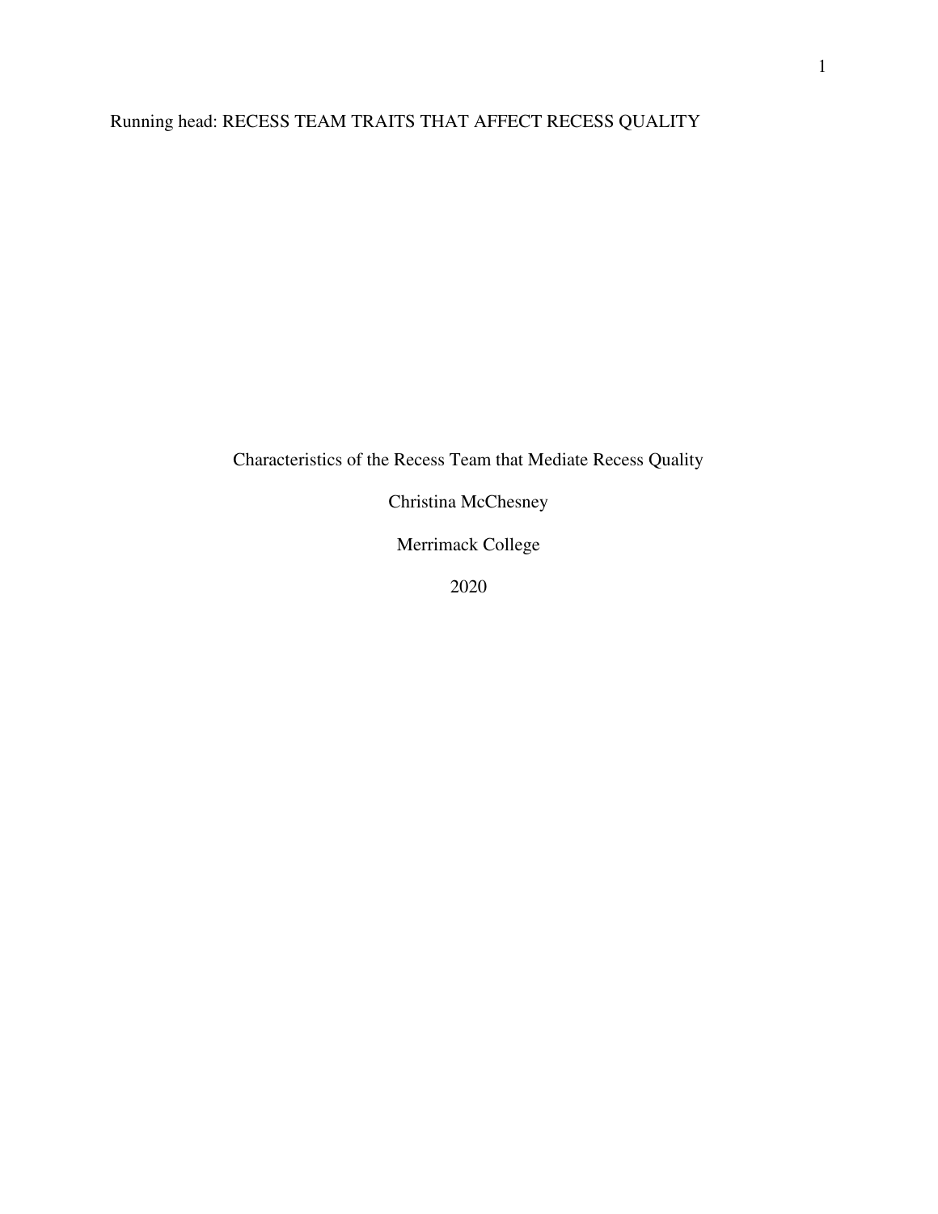# Characteristics of the Recess Team that Mediate Recess Quality

Christina McChesney

Merrimack College

2020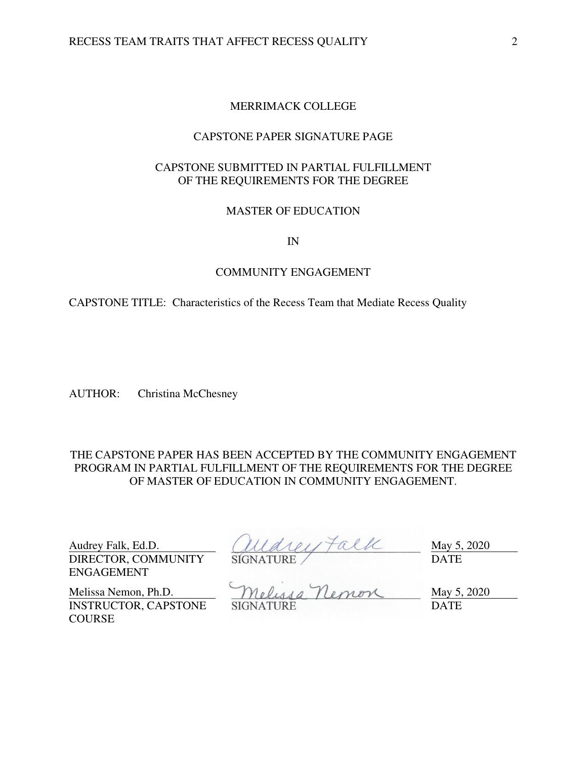MERRIMACK COLLEGE

CAPSTONE PAPER SIGNATURE PAGE

CAPSTONE SUBMITTED IN PARTIAL FULFILLMENT
OF THE REQUIREMENTS FOR THE DEGREE

MASTER OF EDUCATION

IN

COMMUNITY ENGAGEMENT

CAPSTONE TITLE: Characteristics of the Recess Team that Mediate Recess Quality

AUTHOR: Christina McChesney

THE CAPSTONE PAPER HAS BEEN ACCEPTED BY THE COMMUNITY ENGAGEMENT PROGRAM IN PARTIAL FULFILLMENT OF THE REQUIREMENTS FOR THE DEGREE OF MASTER OF EDUCATION IN COMMUNITY ENGAGEMENT.

| | | |
|---|---|---|
| Audrey Falk, Ed.D. DIRECTOR, COMMUNITY ENGAGEMENT | Audrey Falk SIGNATURE | May 5, 2020 DATE |
| Melissa Nemon, Ph.D. INSTRUCTOR, CAPSTONE COURSE | Melissa Nemon SIGNATURE | May 5, 2020 DATE |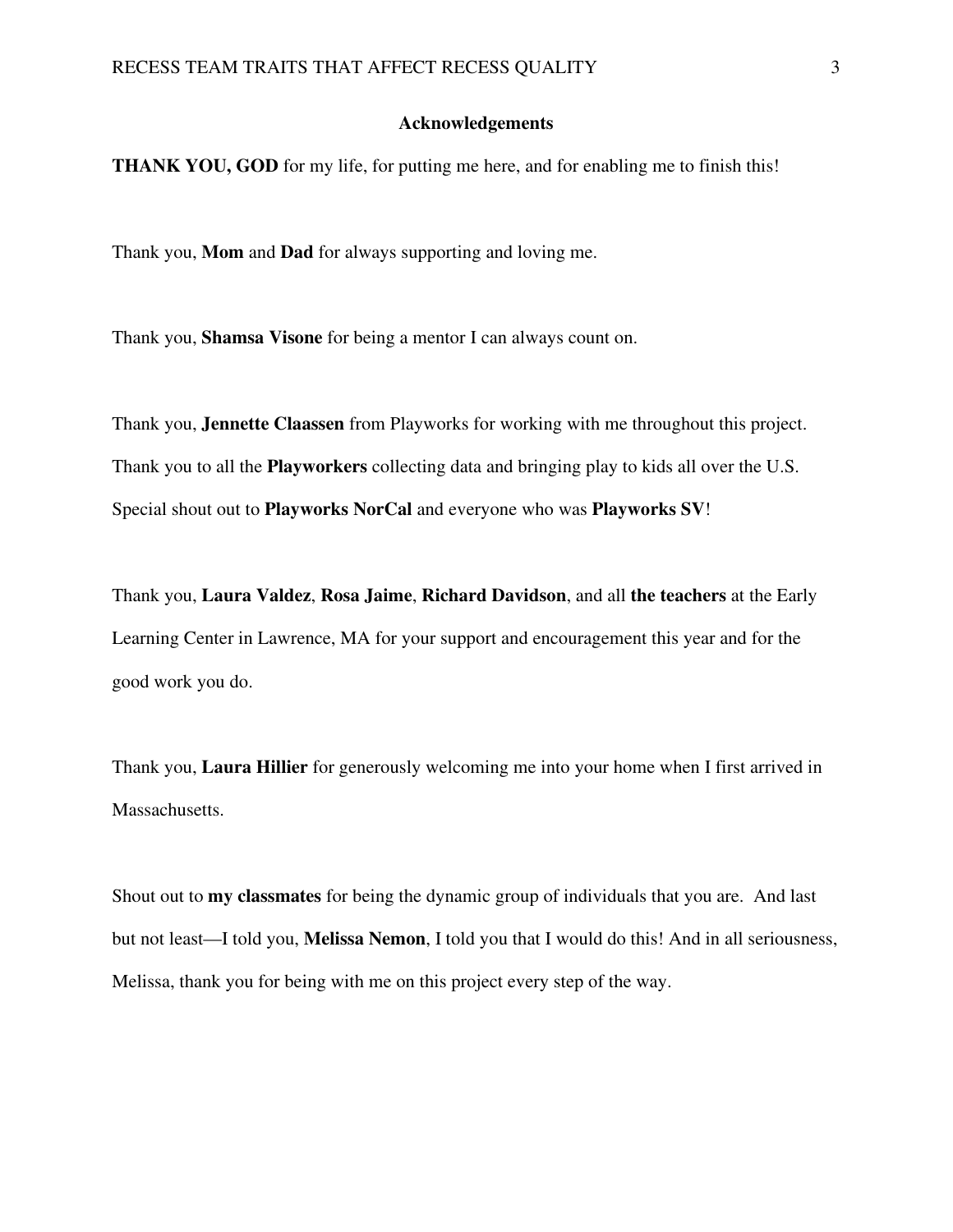## Acknowledgements

**THANK YOU, GOD** for my life, for putting me here, and for enabling me to finish this!

Thank you, **Mom** and **Dad** for always supporting and loving me.

Thank you, **Shamsa Visone** for being a mentor I can always count on.

Thank you, **Jennette Claassen** from Playworks for working with me throughout this project. Thank you to all the **Playworkers** collecting data and bringing play to kids all over the U.S. Special shout out to **Playworks NorCal** and everyone who was **Playworks SV**!

Thank you, **Laura Valdez**, **Rosa Jaime**, **Richard Davidson**, and all **the teachers** at the Early Learning Center in Lawrence, MA for your support and encouragement this year and for the good work you do.

Thank you, **Laura Hillier** for generously welcoming me into your home when I first arrived in Massachusetts.

Shout out to **my classmates** for being the dynamic group of individuals that you are. And last but not least—I told you, **Melissa Nemon**, I told you that I would do this! And in all seriousness, Melissa, thank you for being with me on this project every step of the way.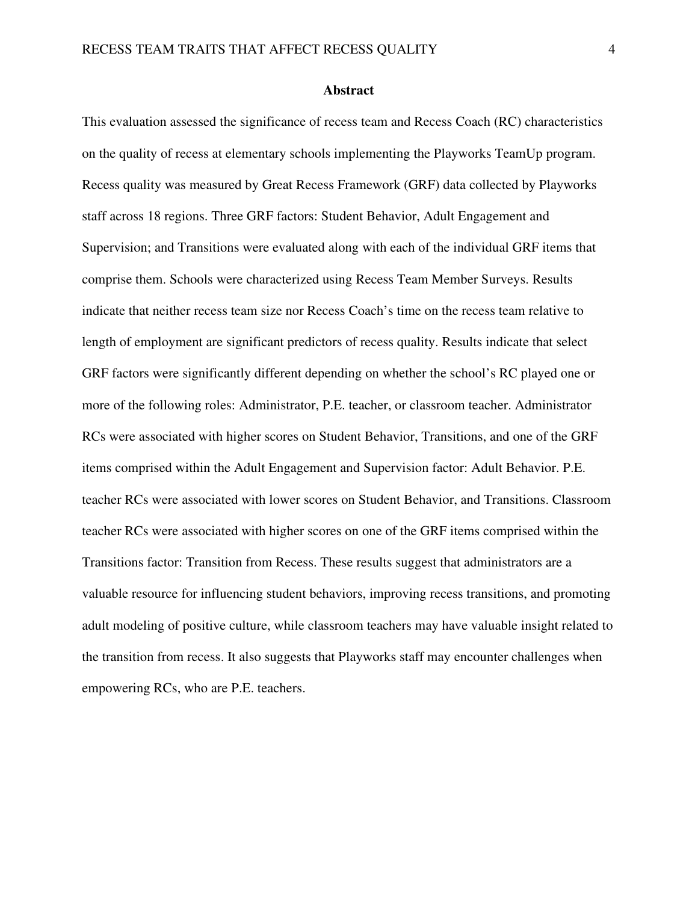## Abstract

This evaluation assessed the significance of recess team and Recess Coach (RC) characteristics on the quality of recess at elementary schools implementing the Playworks TeamUp program. Recess quality was measured by Great Recess Framework (GRF) data collected by Playworks staff across 18 regions. Three GRF factors: Student Behavior, Adult Engagement and Supervision; and Transitions were evaluated along with each of the individual GRF items that comprise them. Schools were characterized using Recess Team Member Surveys. Results indicate that neither recess team size nor Recess Coach's time on the recess team relative to length of employment are significant predictors of recess quality. Results indicate that select GRF factors were significantly different depending on whether the school's RC played one or more of the following roles: Administrator, P.E. teacher, or classroom teacher. Administrator RCs were associated with higher scores on Student Behavior, Transitions, and one of the GRF items comprised within the Adult Engagement and Supervision factor: Adult Behavior. P.E. teacher RCs were associated with lower scores on Student Behavior, and Transitions. Classroom teacher RCs were associated with higher scores on one of the GRF items comprised within the Transitions factor: Transition from Recess. These results suggest that administrators are a valuable resource for influencing student behaviors, improving recess transitions, and promoting adult modeling of positive culture, while classroom teachers may have valuable insight related to the transition from recess. It also suggests that Playworks staff may encounter challenges when empowering RCs, who are P.E. teachers.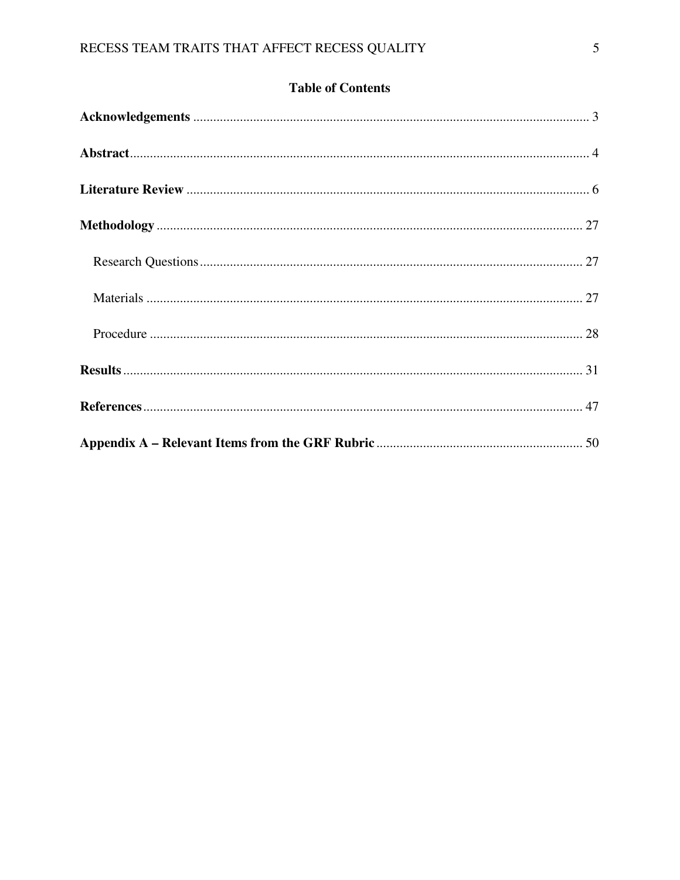## Table of Contents

**Acknowledgements** ........................................................................................................ 3

**Abstract** ........................................................................................................................ 4

**Literature Review** ......................................................................................................... 6

**Methodology** ................................................................................................................ 27

- Research Questions ................................................................................................... 27
- Materials .................................................................................................................... 27
- Procedure .................................................................................................................. 28

**Results** ......................................................................................................................... 31

**References** ................................................................................................................... 47

**Appendix A – Relevant Items from the GRF Rubric** ............................................... 50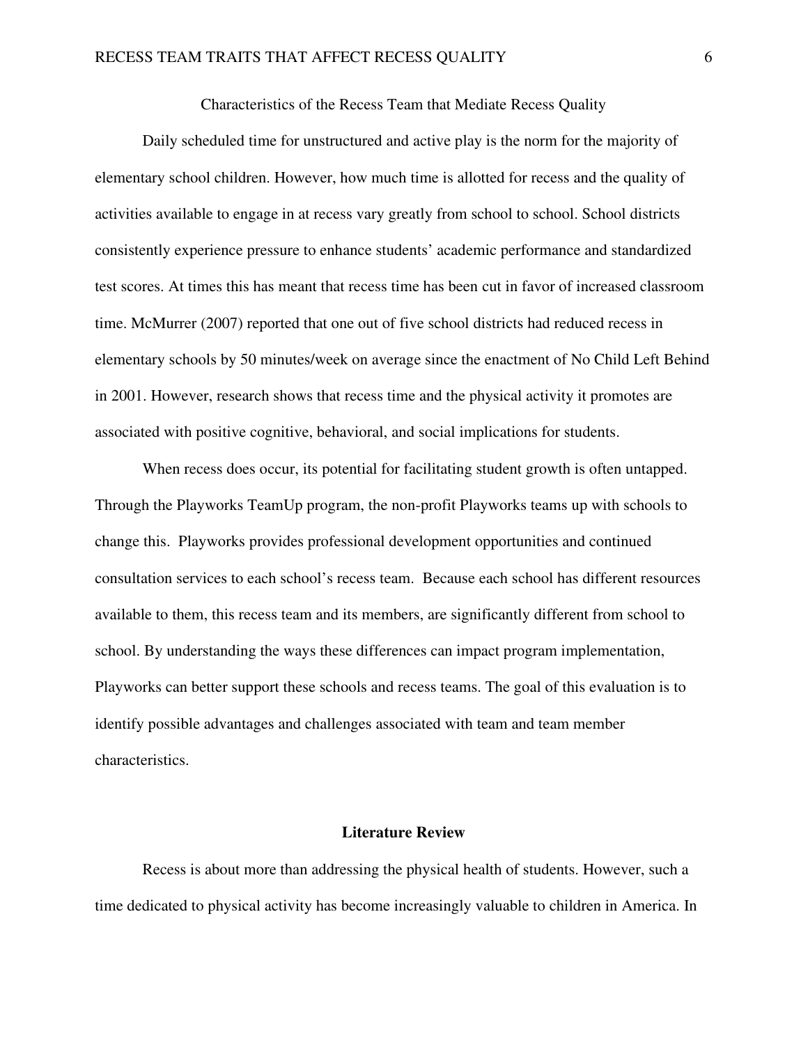# Characteristics of the Recess Team that Mediate Recess Quality

Daily scheduled time for unstructured and active play is the norm for the majority of elementary school children. However, how much time is allotted for recess and the quality of activities available to engage in at recess vary greatly from school to school. School districts consistently experience pressure to enhance students' academic performance and standardized test scores. At times this has meant that recess time has been cut in favor of increased classroom time. McMurrer (2007) reported that one out of five school districts had reduced recess in elementary schools by 50 minutes/week on average since the enactment of No Child Left Behind in 2001. However, research shows that recess time and the physical activity it promotes are associated with positive cognitive, behavioral, and social implications for students.

When recess does occur, its potential for facilitating student growth is often untapped. Through the Playworks TeamUp program, the non-profit Playworks teams up with schools to change this. Playworks provides professional development opportunities and continued consultation services to each school's recess team. Because each school has different resources available to them, this recess team and its members, are significantly different from school to school. By understanding the ways these differences can impact program implementation, Playworks can better support these schools and recess teams. The goal of this evaluation is to identify possible advantages and challenges associated with team and team member characteristics.

## Literature Review

Recess is about more than addressing the physical health of students. However, such a time dedicated to physical activity has become increasingly valuable to children in America. In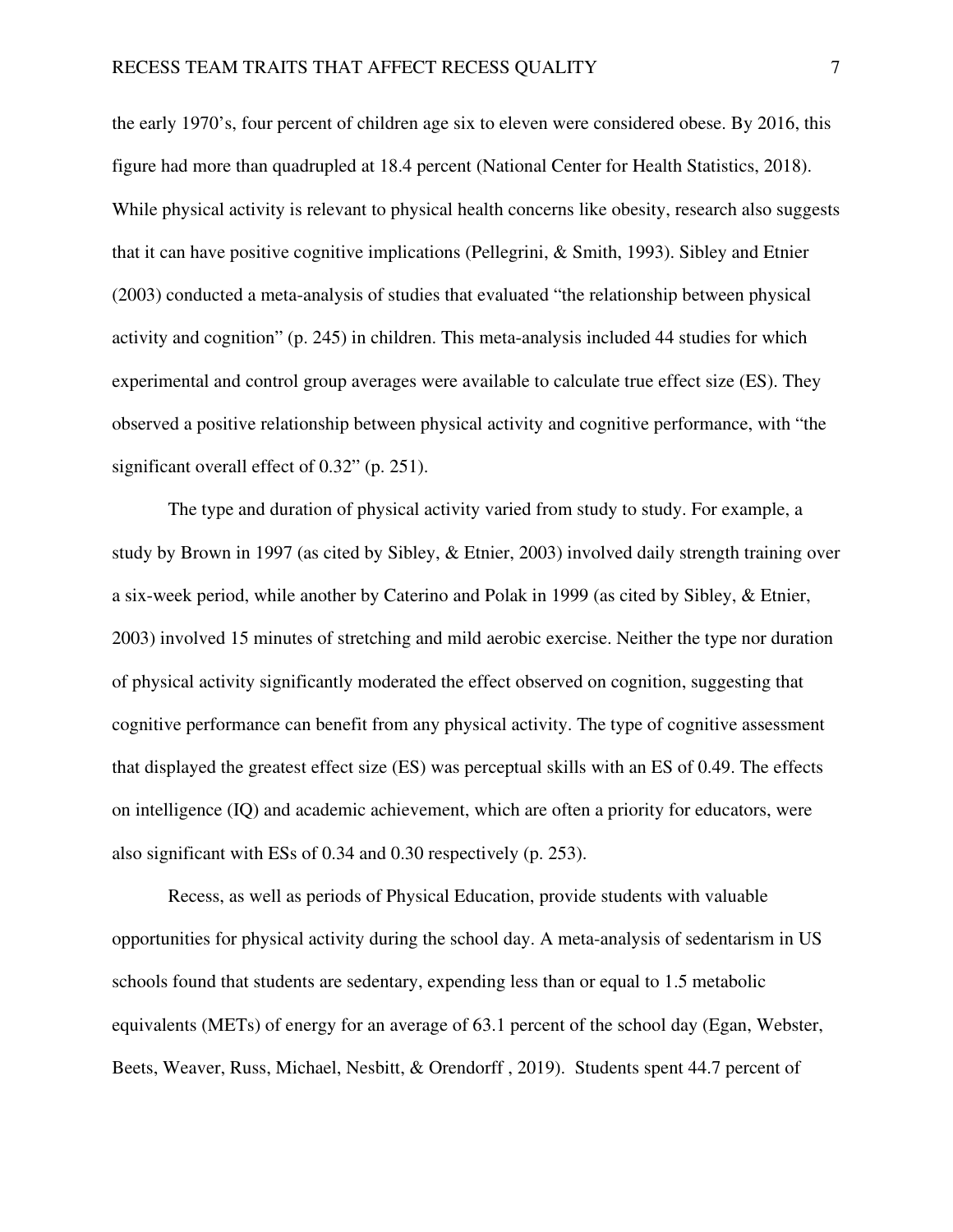the early 1970's, four percent of children age six to eleven were considered obese. By 2016, this figure had more than quadrupled at 18.4 percent (National Center for Health Statistics, 2018). While physical activity is relevant to physical health concerns like obesity, research also suggests that it can have positive cognitive implications (Pellegrini, & Smith, 1993). Sibley and Etnier (2003) conducted a meta-analysis of studies that evaluated "the relationship between physical activity and cognition" (p. 245) in children. This meta-analysis included 44 studies for which experimental and control group averages were available to calculate true effect size (ES). They observed a positive relationship between physical activity and cognitive performance, with "the significant overall effect of 0.32" (p. 251).

The type and duration of physical activity varied from study to study. For example, a study by Brown in 1997 (as cited by Sibley, & Etnier, 2003) involved daily strength training over a six-week period, while another by Caterino and Polak in 1999 (as cited by Sibley, & Etnier, 2003) involved 15 minutes of stretching and mild aerobic exercise. Neither the type nor duration of physical activity significantly moderated the effect observed on cognition, suggesting that cognitive performance can benefit from any physical activity. The type of cognitive assessment that displayed the greatest effect size (ES) was perceptual skills with an ES of 0.49. The effects on intelligence (IQ) and academic achievement, which are often a priority for educators, were also significant with ESs of 0.34 and 0.30 respectively (p. 253).

Recess, as well as periods of Physical Education, provide students with valuable opportunities for physical activity during the school day. A meta-analysis of sedentarism in US schools found that students are sedentary, expending less than or equal to 1.5 metabolic equivalents (METs) of energy for an average of 63.1 percent of the school day (Egan, Webster, Beets, Weaver, Russ, Michael, Nesbitt, & Orendorff , 2019). Students spent 44.7 percent of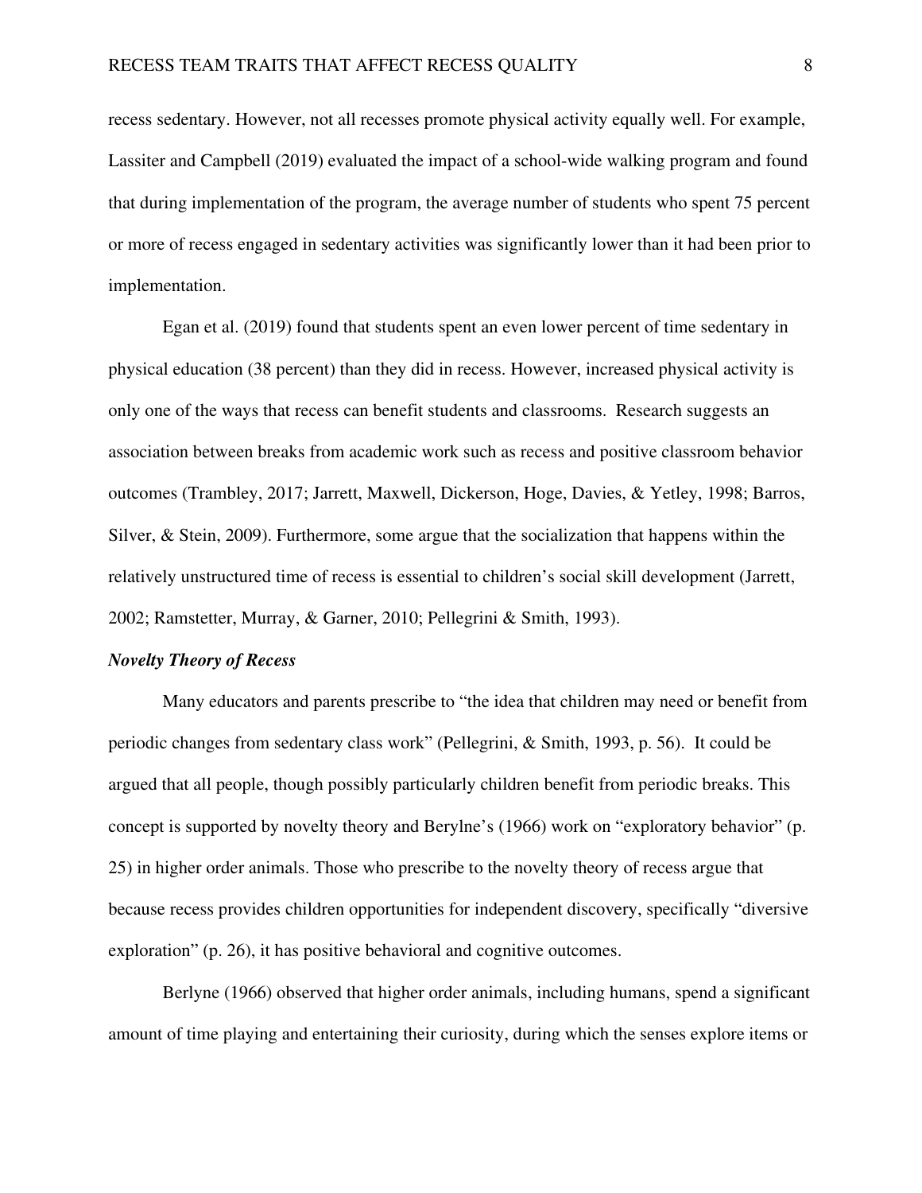recess sedentary. However, not all recesses promote physical activity equally well. For example, Lassiter and Campbell (2019) evaluated the impact of a school-wide walking program and found that during implementation of the program, the average number of students who spent 75 percent or more of recess engaged in sedentary activities was significantly lower than it had been prior to implementation.

Egan et al. (2019) found that students spent an even lower percent of time sedentary in physical education (38 percent) than they did in recess. However, increased physical activity is only one of the ways that recess can benefit students and classrooms. Research suggests an association between breaks from academic work such as recess and positive classroom behavior outcomes (Trambley, 2017; Jarrett, Maxwell, Dickerson, Hoge, Davies, & Yetley, 1998; Barros, Silver, & Stein, 2009). Furthermore, some argue that the socialization that happens within the relatively unstructured time of recess is essential to children's social skill development (Jarrett, 2002; Ramstetter, Murray, & Garner, 2010; Pellegrini & Smith, 1993).

### *Novelty Theory of Recess*

Many educators and parents prescribe to "the idea that children may need or benefit from periodic changes from sedentary class work" (Pellegrini, & Smith, 1993, p. 56). It could be argued that all people, though possibly particularly children benefit from periodic breaks. This concept is supported by novelty theory and Berylne's (1966) work on "exploratory behavior" (p. 25) in higher order animals. Those who prescribe to the novelty theory of recess argue that because recess provides children opportunities for independent discovery, specifically "diversive exploration" (p. 26), it has positive behavioral and cognitive outcomes.

Berlyne (1966) observed that higher order animals, including humans, spend a significant amount of time playing and entertaining their curiosity, during which the senses explore items or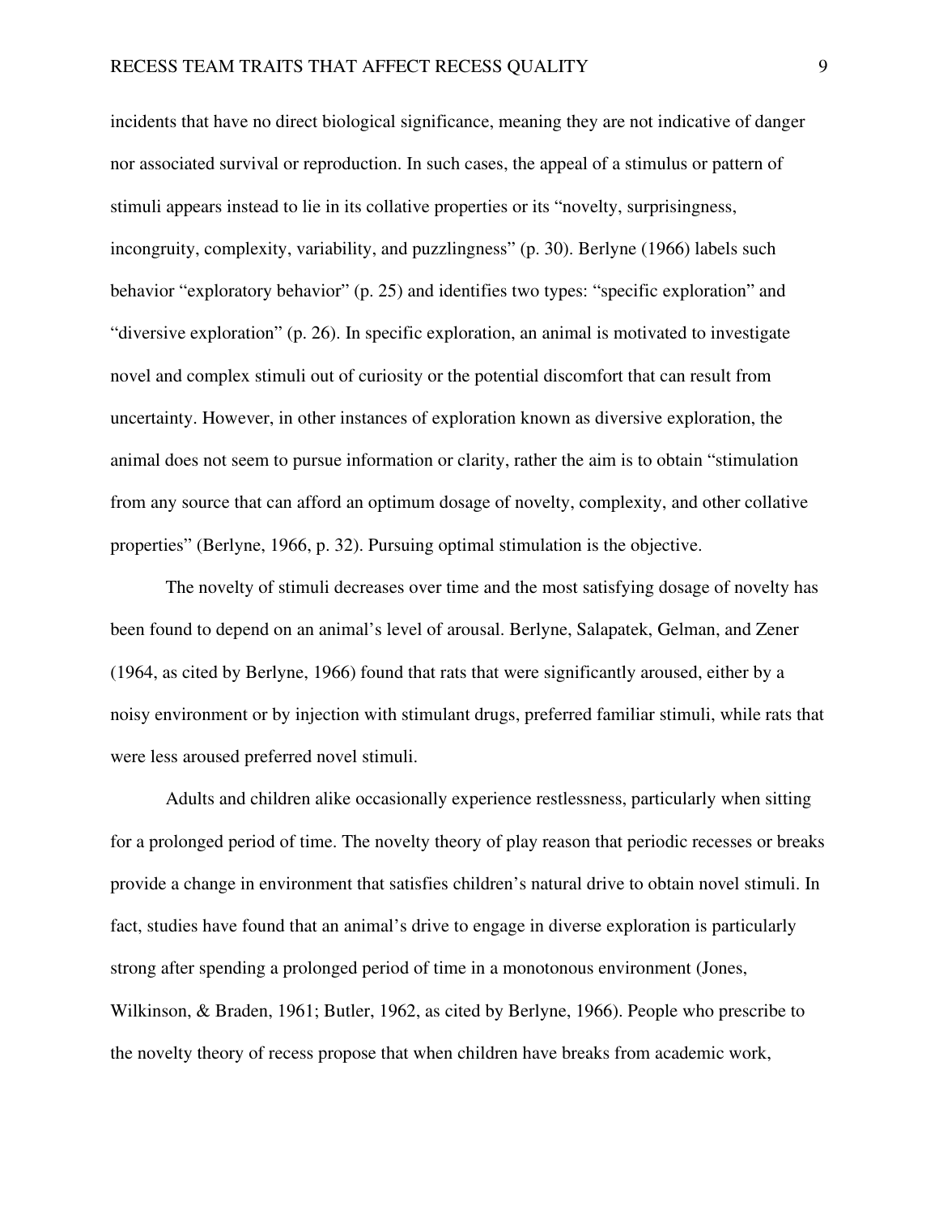incidents that have no direct biological significance, meaning they are not indicative of danger nor associated survival or reproduction. In such cases, the appeal of a stimulus or pattern of stimuli appears instead to lie in its collative properties or its "novelty, surprisingness, incongruity, complexity, variability, and puzzlingness" (p. 30). Berlyne (1966) labels such behavior "exploratory behavior" (p. 25) and identifies two types: "specific exploration" and "diversive exploration" (p. 26). In specific exploration, an animal is motivated to investigate novel and complex stimuli out of curiosity or the potential discomfort that can result from uncertainty. However, in other instances of exploration known as diversive exploration, the animal does not seem to pursue information or clarity, rather the aim is to obtain "stimulation from any source that can afford an optimum dosage of novelty, complexity, and other collative properties" (Berlyne, 1966, p. 32). Pursuing optimal stimulation is the objective.

The novelty of stimuli decreases over time and the most satisfying dosage of novelty has been found to depend on an animal's level of arousal. Berlyne, Salapatek, Gelman, and Zener (1964, as cited by Berlyne, 1966) found that rats that were significantly aroused, either by a noisy environment or by injection with stimulant drugs, preferred familiar stimuli, while rats that were less aroused preferred novel stimuli.

Adults and children alike occasionally experience restlessness, particularly when sitting for a prolonged period of time. The novelty theory of play reason that periodic recesses or breaks provide a change in environment that satisfies children's natural drive to obtain novel stimuli. In fact, studies have found that an animal's drive to engage in diverse exploration is particularly strong after spending a prolonged period of time in a monotonous environment (Jones, Wilkinson, & Braden, 1961; Butler, 1962, as cited by Berlyne, 1966). People who prescribe to the novelty theory of recess propose that when children have breaks from academic work,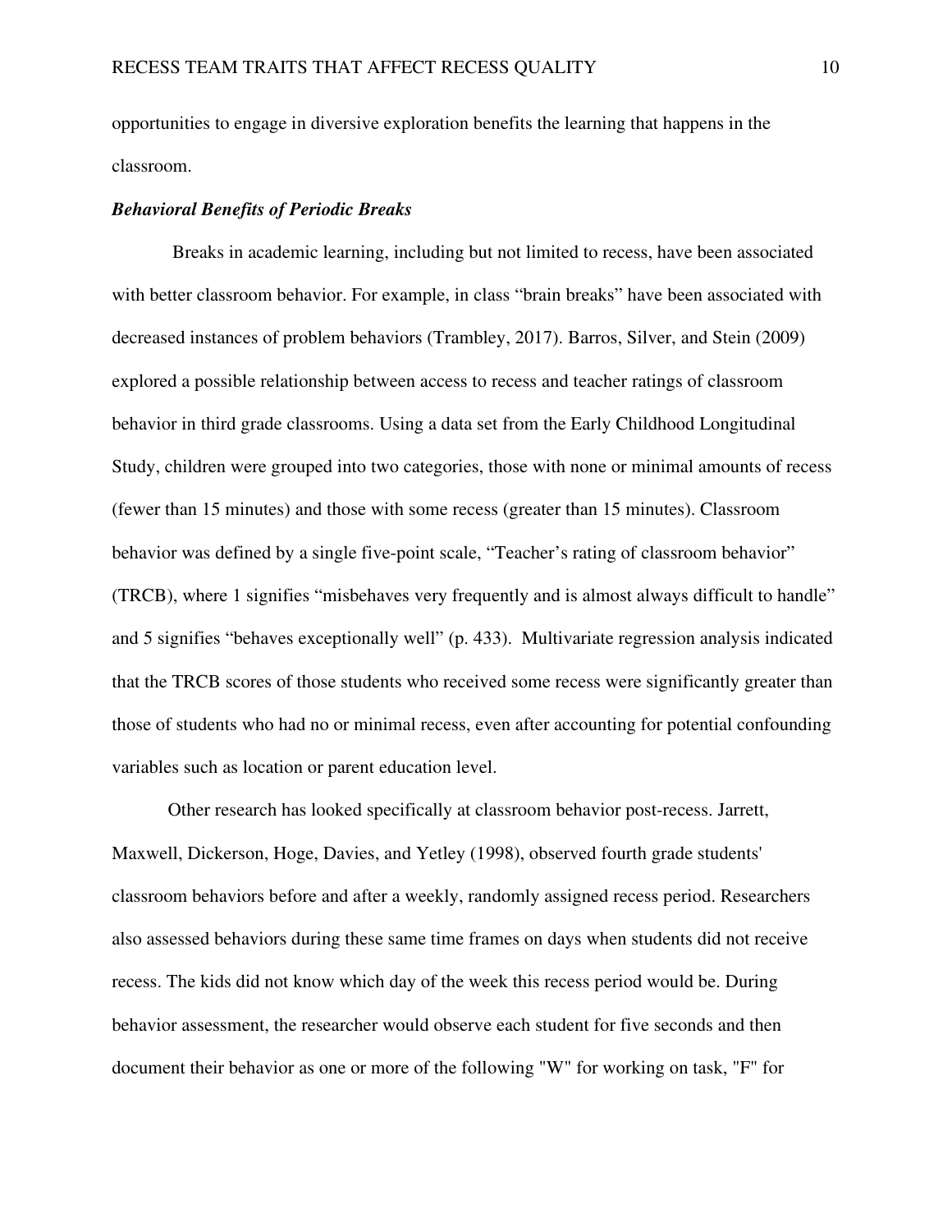opportunities to engage in diversive exploration benefits the learning that happens in the classroom.

### *Behavioral Benefits of Periodic Breaks*

Breaks in academic learning, including but not limited to recess, have been associated with better classroom behavior. For example, in class "brain breaks" have been associated with decreased instances of problem behaviors (Trambley, 2017). Barros, Silver, and Stein (2009) explored a possible relationship between access to recess and teacher ratings of classroom behavior in third grade classrooms. Using a data set from the Early Childhood Longitudinal Study, children were grouped into two categories, those with none or minimal amounts of recess (fewer than 15 minutes) and those with some recess (greater than 15 minutes). Classroom behavior was defined by a single five-point scale, "Teacher's rating of classroom behavior" (TRCB), where 1 signifies "misbehaves very frequently and is almost always difficult to handle" and 5 signifies "behaves exceptionally well" (p. 433). Multivariate regression analysis indicated that the TRCB scores of those students who received some recess were significantly greater than those of students who had no or minimal recess, even after accounting for potential confounding variables such as location or parent education level.

Other research has looked specifically at classroom behavior post-recess. Jarrett, Maxwell, Dickerson, Hoge, Davies, and Yetley (1998), observed fourth grade students' classroom behaviors before and after a weekly, randomly assigned recess period. Researchers also assessed behaviors during these same time frames on days when students did not receive recess. The kids did not know which day of the week this recess period would be. During behavior assessment, the researcher would observe each student for five seconds and then document their behavior as one or more of the following "W" for working on task, "F" for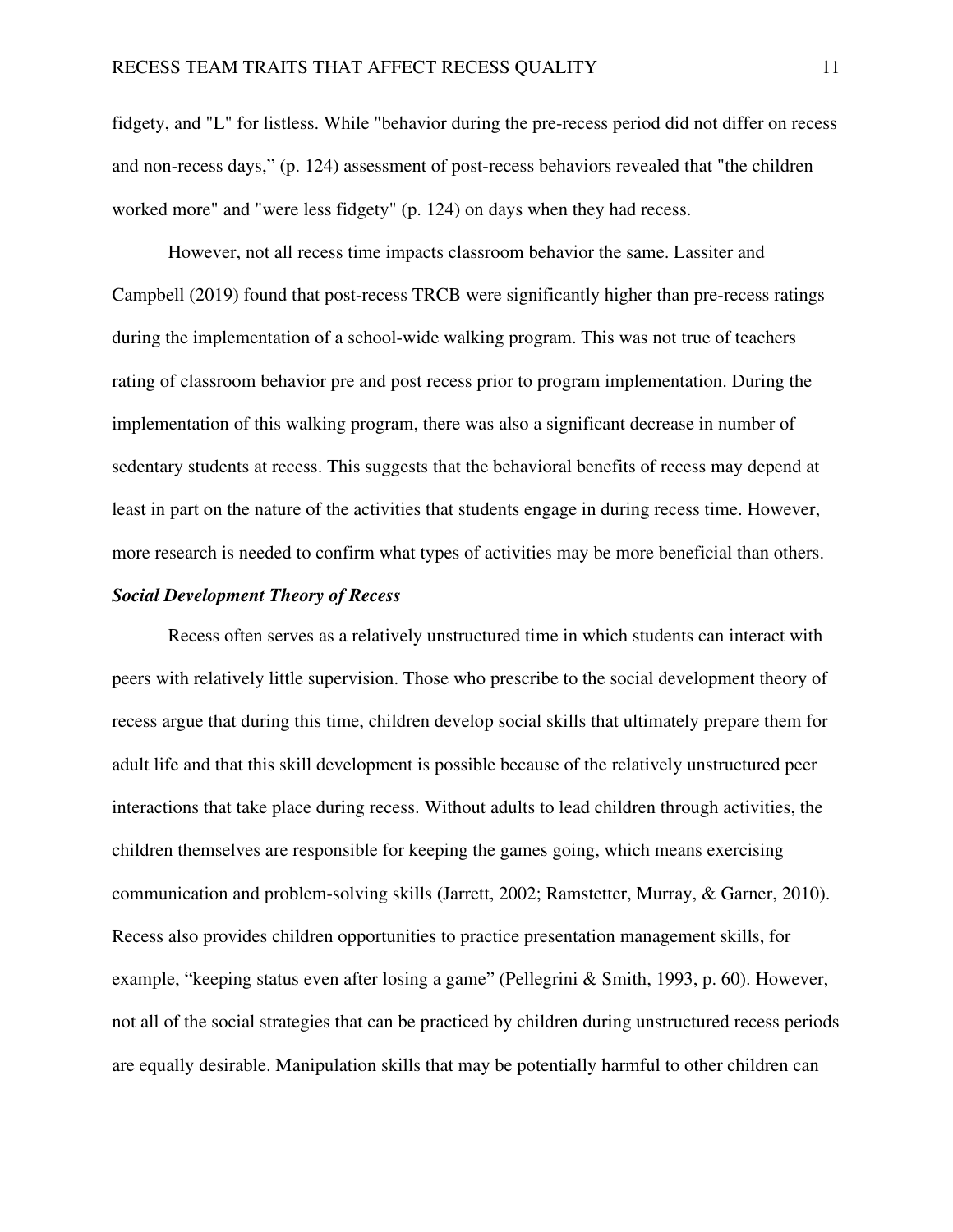fidgety, and "L" for listless. While "behavior during the pre-recess period did not differ on recess and non-recess days," (p. 124) assessment of post-recess behaviors revealed that "the children worked more" and "were less fidgety" (p. 124) on days when they had recess.

However, not all recess time impacts classroom behavior the same. Lassiter and Campbell (2019) found that post-recess TRCB were significantly higher than pre-recess ratings during the implementation of a school-wide walking program. This was not true of teachers rating of classroom behavior pre and post recess prior to program implementation. During the implementation of this walking program, there was also a significant decrease in number of sedentary students at recess. This suggests that the behavioral benefits of recess may depend at least in part on the nature of the activities that students engage in during recess time. However, more research is needed to confirm what types of activities may be more beneficial than others.

### ***Social Development Theory of Recess***

Recess often serves as a relatively unstructured time in which students can interact with peers with relatively little supervision. Those who prescribe to the social development theory of recess argue that during this time, children develop social skills that ultimately prepare them for adult life and that this skill development is possible because of the relatively unstructured peer interactions that take place during recess. Without adults to lead children through activities, the children themselves are responsible for keeping the games going, which means exercising communication and problem-solving skills (Jarrett, 2002; Ramstetter, Murray, & Garner, 2010). Recess also provides children opportunities to practice presentation management skills, for example, "keeping status even after losing a game" (Pellegrini & Smith, 1993, p. 60). However, not all of the social strategies that can be practiced by children during unstructured recess periods are equally desirable. Manipulation skills that may be potentially harmful to other children can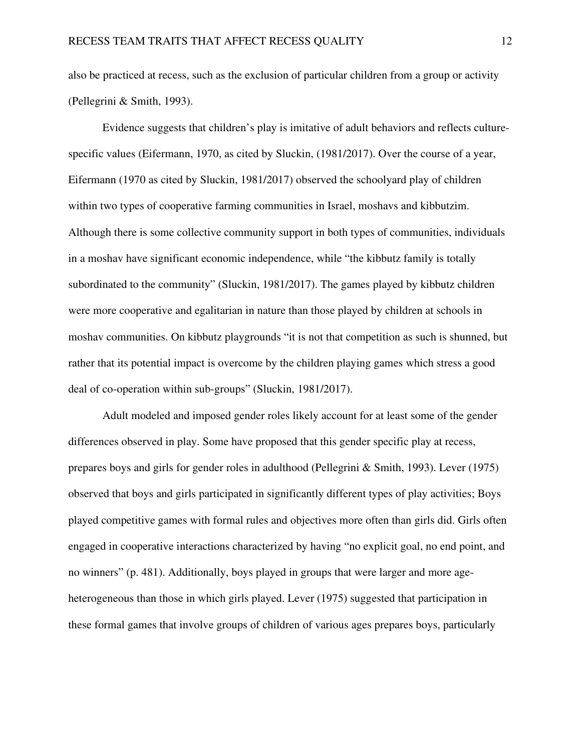also be practiced at recess, such as the exclusion of particular children from a group or activity (Pellegrini & Smith, 1993).

Evidence suggests that children's play is imitative of adult behaviors and reflects culture-specific values (Eifermann, 1970, as cited by Sluckin, (1981/2017). Over the course of a year, Eifermann (1970 as cited by Sluckin, 1981/2017) observed the schoolyard play of children within two types of cooperative farming communities in Israel, moshavs and kibbutzim. Although there is some collective community support in both types of communities, individuals in a moshav have significant economic independence, while "the kibbutz family is totally subordinated to the community" (Sluckin, 1981/2017). The games played by kibbutz children were more cooperative and egalitarian in nature than those played by children at schools in moshav communities. On kibbutz playgrounds "it is not that competition as such is shunned, but rather that its potential impact is overcome by the children playing games which stress a good deal of co-operation within sub-groups" (Sluckin, 1981/2017).

Adult modeled and imposed gender roles likely account for at least some of the gender differences observed in play. Some have proposed that this gender specific play at recess, prepares boys and girls for gender roles in adulthood (Pellegrini & Smith, 1993). Lever (1975) observed that boys and girls participated in significantly different types of play activities; Boys played competitive games with formal rules and objectives more often than girls did. Girls often engaged in cooperative interactions characterized by having "no explicit goal, no end point, and no winners" (p. 481). Additionally, boys played in groups that were larger and more age-heterogeneous than those in which girls played. Lever (1975) suggested that participation in these formal games that involve groups of children of various ages prepares boys, particularly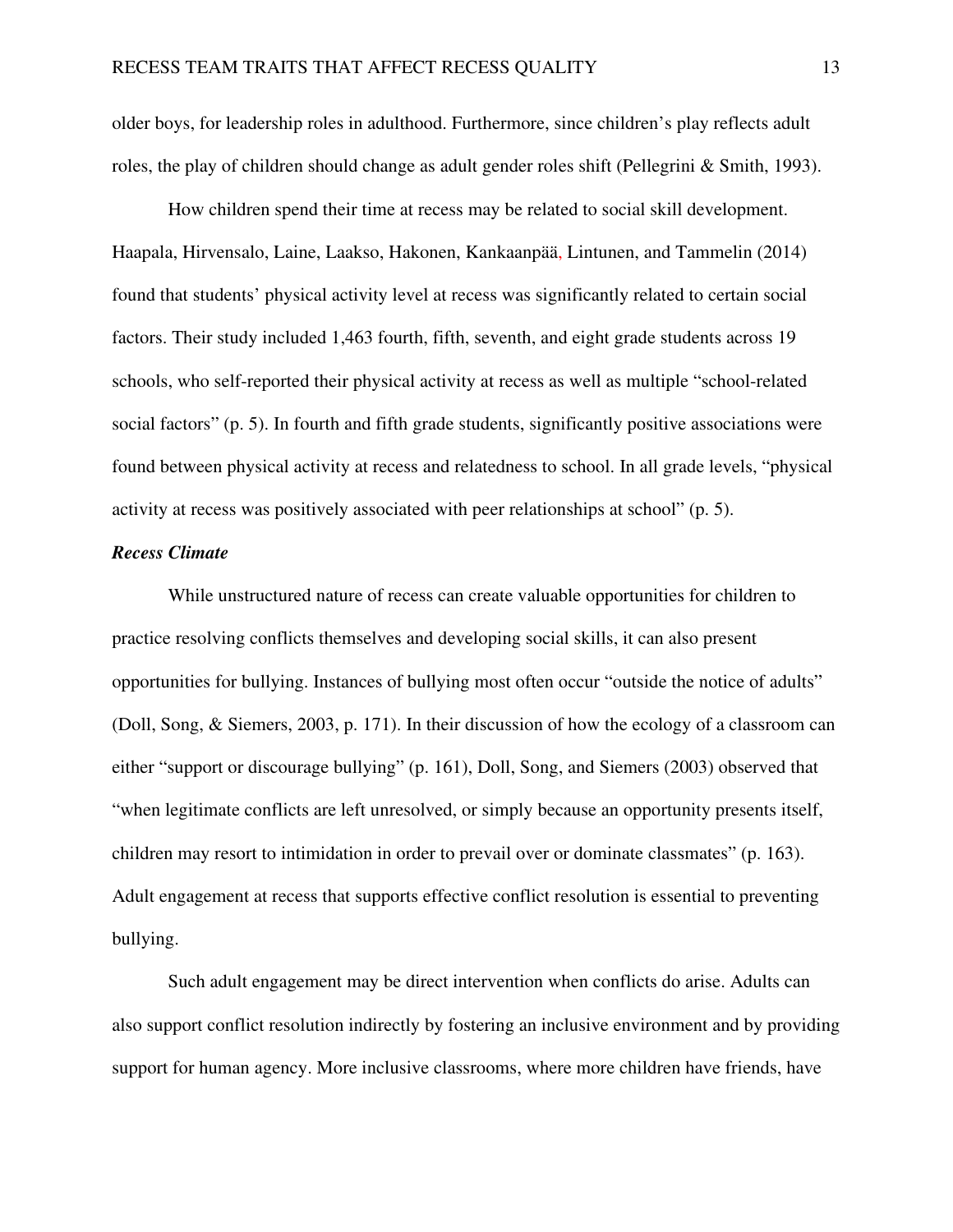older boys, for leadership roles in adulthood. Furthermore, since children's play reflects adult roles, the play of children should change as adult gender roles shift (Pellegrini & Smith, 1993).

How children spend their time at recess may be related to social skill development. Haapala, Hirvensalo, Laine, Laakso, Hakonen, Kankaanpää, Lintunen, and Tammelin (2014) found that students' physical activity level at recess was significantly related to certain social factors. Their study included 1,463 fourth, fifth, seventh, and eight grade students across 19 schools, who self-reported their physical activity at recess as well as multiple "school-related social factors" (p. 5). In fourth and fifth grade students, significantly positive associations were found between physical activity at recess and relatedness to school. In all grade levels, "physical activity at recess was positively associated with peer relationships at school" (p. 5).

### *Recess Climate*

While unstructured nature of recess can create valuable opportunities for children to practice resolving conflicts themselves and developing social skills, it can also present opportunities for bullying. Instances of bullying most often occur "outside the notice of adults" (Doll, Song, & Siemers, 2003, p. 171). In their discussion of how the ecology of a classroom can either "support or discourage bullying" (p. 161), Doll, Song, and Siemers (2003) observed that "when legitimate conflicts are left unresolved, or simply because an opportunity presents itself, children may resort to intimidation in order to prevail over or dominate classmates" (p. 163). Adult engagement at recess that supports effective conflict resolution is essential to preventing bullying.

Such adult engagement may be direct intervention when conflicts do arise. Adults can also support conflict resolution indirectly by fostering an inclusive environment and by providing support for human agency. More inclusive classrooms, where more children have friends, have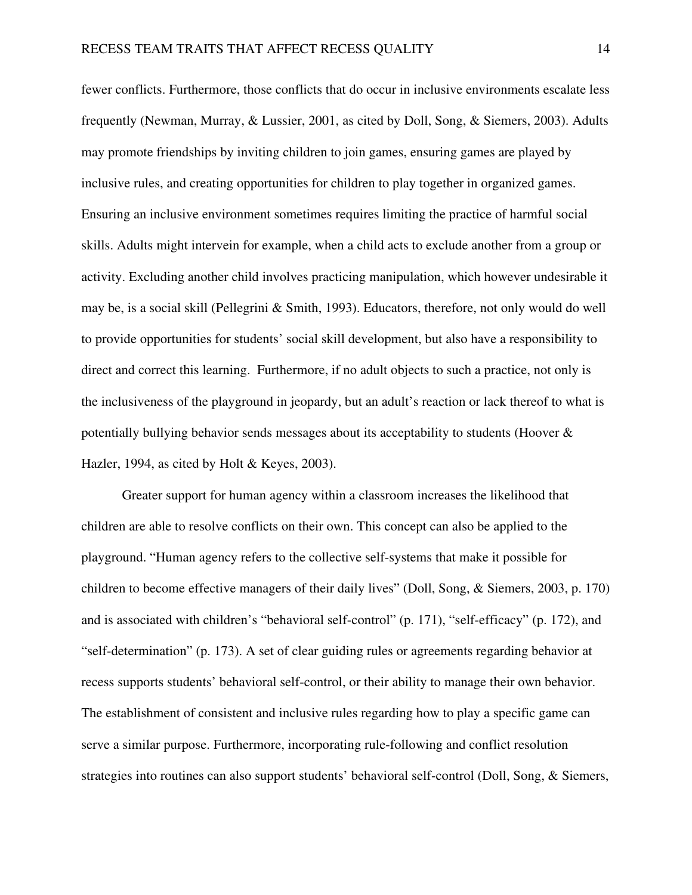fewer conflicts. Furthermore, those conflicts that do occur in inclusive environments escalate less frequently (Newman, Murray, & Lussier, 2001, as cited by Doll, Song, & Siemers, 2003). Adults may promote friendships by inviting children to join games, ensuring games are played by inclusive rules, and creating opportunities for children to play together in organized games. Ensuring an inclusive environment sometimes requires limiting the practice of harmful social skills. Adults might intervein for example, when a child acts to exclude another from a group or activity. Excluding another child involves practicing manipulation, which however undesirable it may be, is a social skill (Pellegrini & Smith, 1993). Educators, therefore, not only would do well to provide opportunities for students' social skill development, but also have a responsibility to direct and correct this learning. Furthermore, if no adult objects to such a practice, not only is the inclusiveness of the playground in jeopardy, but an adult's reaction or lack thereof to what is potentially bullying behavior sends messages about its acceptability to students (Hoover & Hazler, 1994, as cited by Holt & Keyes, 2003).

Greater support for human agency within a classroom increases the likelihood that children are able to resolve conflicts on their own. This concept can also be applied to the playground. "Human agency refers to the collective self-systems that make it possible for children to become effective managers of their daily lives" (Doll, Song, & Siemers, 2003, p. 170) and is associated with children's "behavioral self-control" (p. 171), "self-efficacy" (p. 172), and "self-determination" (p. 173). A set of clear guiding rules or agreements regarding behavior at recess supports students' behavioral self-control, or their ability to manage their own behavior. The establishment of consistent and inclusive rules regarding how to play a specific game can serve a similar purpose. Furthermore, incorporating rule-following and conflict resolution strategies into routines can also support students' behavioral self-control (Doll, Song, & Siemers,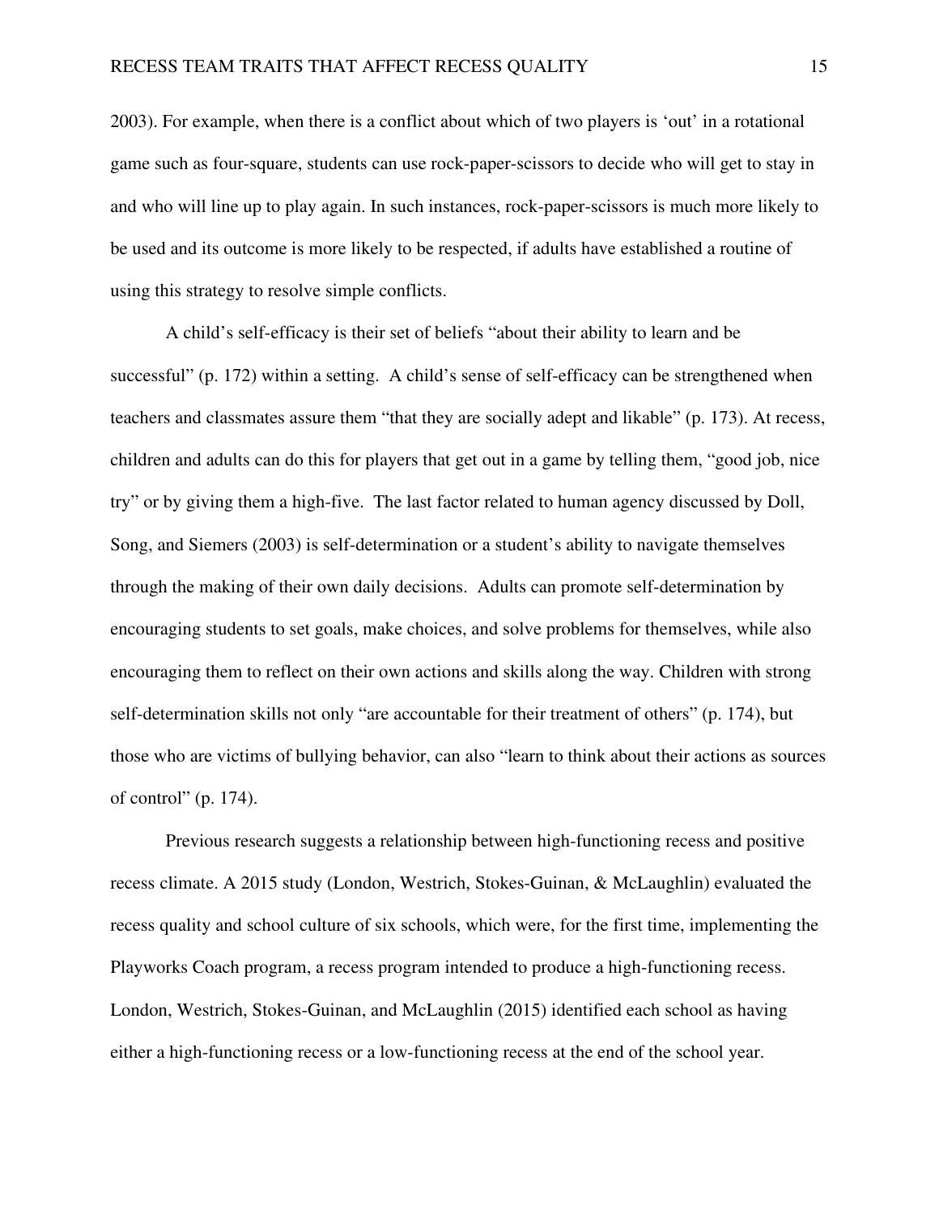2003). For example, when there is a conflict about which of two players is 'out' in a rotational game such as four-square, students can use rock-paper-scissors to decide who will get to stay in and who will line up to play again. In such instances, rock-paper-scissors is much more likely to be used and its outcome is more likely to be respected, if adults have established a routine of using this strategy to resolve simple conflicts.

A child's self-efficacy is their set of beliefs "about their ability to learn and be successful" (p. 172) within a setting. A child's sense of self-efficacy can be strengthened when teachers and classmates assure them "that they are socially adept and likable" (p. 173). At recess, children and adults can do this for players that get out in a game by telling them, "good job, nice try" or by giving them a high-five. The last factor related to human agency discussed by Doll, Song, and Siemers (2003) is self-determination or a student's ability to navigate themselves through the making of their own daily decisions. Adults can promote self-determination by encouraging students to set goals, make choices, and solve problems for themselves, while also encouraging them to reflect on their own actions and skills along the way. Children with strong self-determination skills not only "are accountable for their treatment of others" (p. 174), but those who are victims of bullying behavior, can also "learn to think about their actions as sources of control" (p. 174).

Previous research suggests a relationship between high-functioning recess and positive recess climate. A 2015 study (London, Westrich, Stokes-Guinan, & McLaughlin) evaluated the recess quality and school culture of six schools, which were, for the first time, implementing the Playworks Coach program, a recess program intended to produce a high-functioning recess. London, Westrich, Stokes-Guinan, and McLaughlin (2015) identified each school as having either a high-functioning recess or a low-functioning recess at the end of the school year.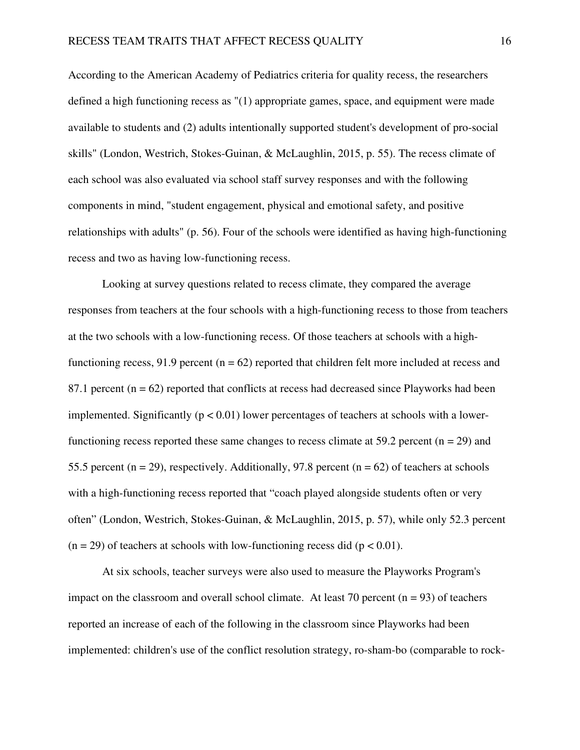According to the American Academy of Pediatrics criteria for quality recess, the researchers defined a high functioning recess as "(1) appropriate games, space, and equipment were made available to students and (2) adults intentionally supported student's development of pro-social skills" (London, Westrich, Stokes-Guinan, & McLaughlin, 2015, p. 55). The recess climate of each school was also evaluated via school staff survey responses and with the following components in mind, "student engagement, physical and emotional safety, and positive relationships with adults" (p. 56). Four of the schools were identified as having high-functioning recess and two as having low-functioning recess.

Looking at survey questions related to recess climate, they compared the average responses from teachers at the four schools with a high-functioning recess to those from teachers at the two schools with a low-functioning recess. Of those teachers at schools with a high-functioning recess, 91.9 percent ($n = 62$) reported that children felt more included at recess and 87.1 percent ($n = 62$) reported that conflicts at recess had decreased since Playworks had been implemented. Significantly ($p < 0.01$) lower percentages of teachers at schools with a lower-functioning recess reported these same changes to recess climate at 59.2 percent ($n = 29$) and 55.5 percent ($n = 29$), respectively. Additionally, 97.8 percent ($n = 62$) of teachers at schools with a high-functioning recess reported that "coach played alongside students often or very often" (London, Westrich, Stokes-Guinan, & McLaughlin, 2015, p. 57), while only 52.3 percent ($n = 29$) of teachers at schools with low-functioning recess did ($p < 0.01$).

At six schools, teacher surveys were also used to measure the Playworks Program's impact on the classroom and overall school climate. At least 70 percent ($n = 93$) of teachers reported an increase of each of the following in the classroom since Playworks had been implemented: children's use of the conflict resolution strategy, ro-sham-bo (comparable to rock-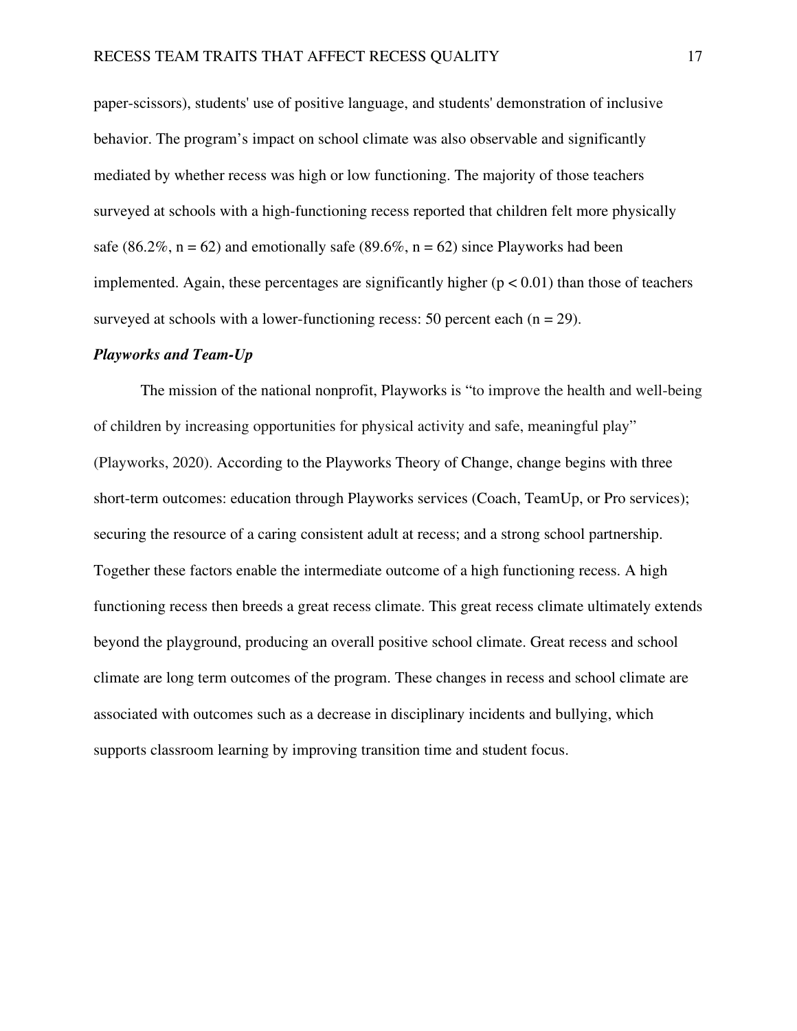paper-scissors), students' use of positive language, and students' demonstration of inclusive behavior. The program's impact on school climate was also observable and significantly mediated by whether recess was high or low functioning. The majority of those teachers surveyed at schools with a high-functioning recess reported that children felt more physically safe (86.2%, $n = 62$) and emotionally safe (89.6%, $n = 62$) since Playworks had been implemented. Again, these percentages are significantly higher ($p < 0.01$) than those of teachers surveyed at schools with a lower-functioning recess: 50 percent each ($n = 29$).

### *Playworks and Team-Up*

The mission of the national nonprofit, Playworks is "to improve the health and well-being of children by increasing opportunities for physical activity and safe, meaningful play" (Playworks, 2020). According to the Playworks Theory of Change, change begins with three short-term outcomes: education through Playworks services (Coach, TeamUp, or Pro services); securing the resource of a caring consistent adult at recess; and a strong school partnership. Together these factors enable the intermediate outcome of a high functioning recess. A high functioning recess then breeds a great recess climate. This great recess climate ultimately extends beyond the playground, producing an overall positive school climate. Great recess and school climate are long term outcomes of the program. These changes in recess and school climate are associated with outcomes such as a decrease in disciplinary incidents and bullying, which supports classroom learning by improving transition time and student focus.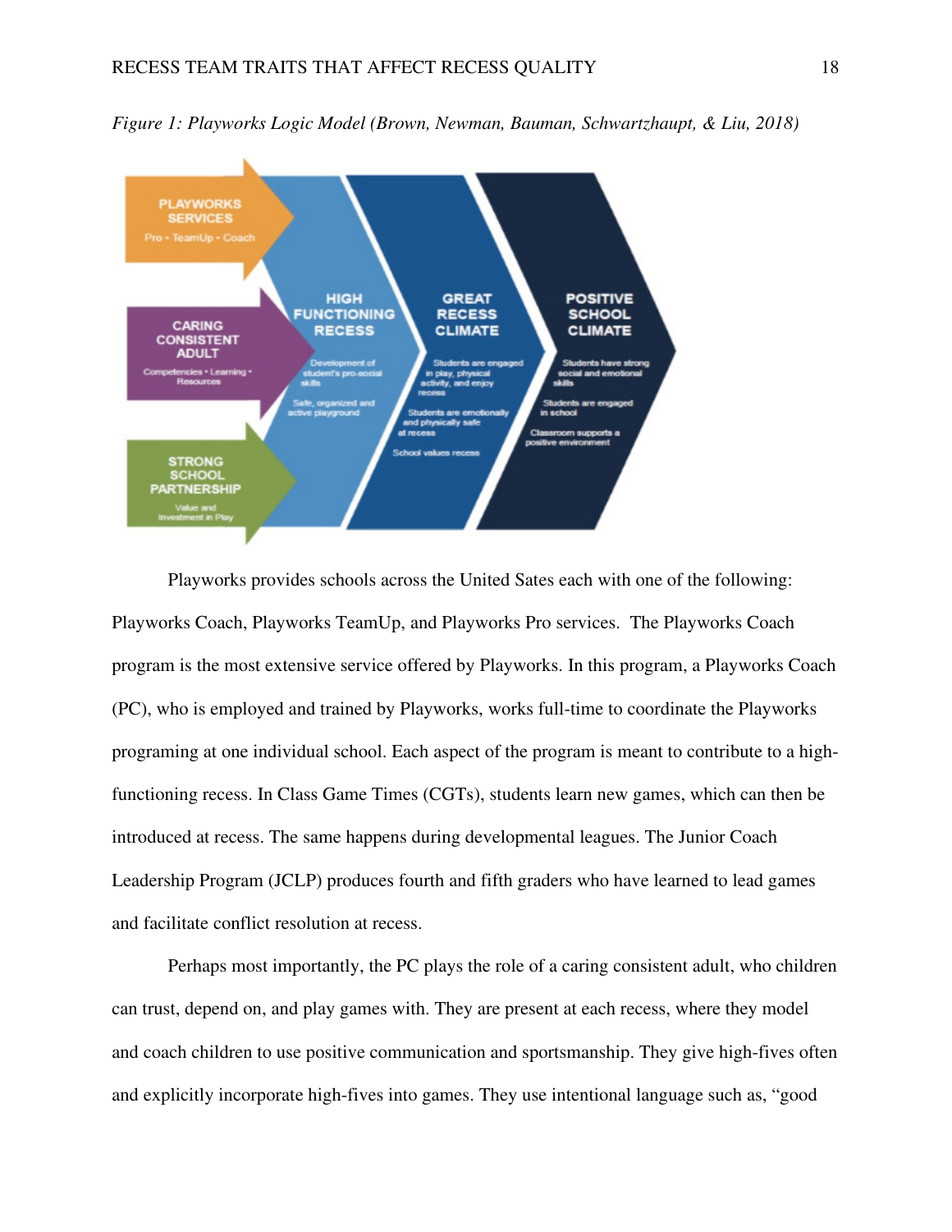*Figure 1: Playworks Logic Model (Brown, Newman, Bauman, Schwartzhaupt, & Liu, 2018)*

PLAYWORKS SERVICES
Pro • TeamUp • Coach

CARING CONSISTENT ADULT
Competencies • Learning • Resources

STRONG SCHOOL PARTNERSHIP
Value and Investment in Play

HIGH FUNCTIONING RECESS
Development of student's pro-social skills
Safe, organized and active playground

GREAT RECESS CLIMATE
Students are engaged in play, physical activity, and enjoy recess
Students are emotionally and physically safe at recess
School values recess

POSITIVE SCHOOL CLIMATE
Students have strong social and emotional skills
Students are engaged in school
Classroom supports a positive environment

Playworks provides schools across the United Sates each with one of the following: Playworks Coach, Playworks TeamUp, and Playworks Pro services. The Playworks Coach program is the most extensive service offered by Playworks. In this program, a Playworks Coach (PC), who is employed and trained by Playworks, works full-time to coordinate the Playworks programing at one individual school. Each aspect of the program is meant to contribute to a high-functioning recess. In Class Game Times (CGTs), students learn new games, which can then be introduced at recess. The same happens during developmental leagues. The Junior Coach Leadership Program (JCLP) produces fourth and fifth graders who have learned to lead games and facilitate conflict resolution at recess.

Perhaps most importantly, the PC plays the role of a caring consistent adult, who children can trust, depend on, and play games with. They are present at each recess, where they model and coach children to use positive communication and sportsmanship. They give high-fives often and explicitly incorporate high-fives into games. They use intentional language such as, "good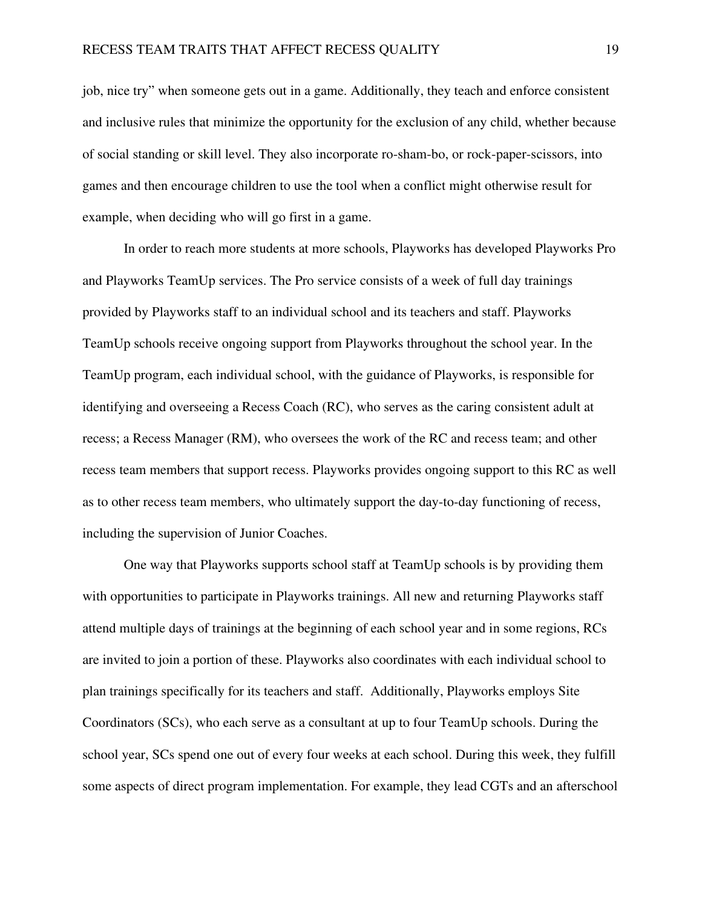job, nice try" when someone gets out in a game. Additionally, they teach and enforce consistent and inclusive rules that minimize the opportunity for the exclusion of any child, whether because of social standing or skill level. They also incorporate ro-sham-bo, or rock-paper-scissors, into games and then encourage children to use the tool when a conflict might otherwise result for example, when deciding who will go first in a game.

In order to reach more students at more schools, Playworks has developed Playworks Pro and Playworks TeamUp services. The Pro service consists of a week of full day trainings provided by Playworks staff to an individual school and its teachers and staff. Playworks TeamUp schools receive ongoing support from Playworks throughout the school year. In the TeamUp program, each individual school, with the guidance of Playworks, is responsible for identifying and overseeing a Recess Coach (RC), who serves as the caring consistent adult at recess; a Recess Manager (RM), who oversees the work of the RC and recess team; and other recess team members that support recess. Playworks provides ongoing support to this RC as well as to other recess team members, who ultimately support the day-to-day functioning of recess, including the supervision of Junior Coaches.

One way that Playworks supports school staff at TeamUp schools is by providing them with opportunities to participate in Playworks trainings. All new and returning Playworks staff attend multiple days of trainings at the beginning of each school year and in some regions, RCs are invited to join a portion of these. Playworks also coordinates with each individual school to plan trainings specifically for its teachers and staff. Additionally, Playworks employs Site Coordinators (SCs), who each serve as a consultant at up to four TeamUp schools. During the school year, SCs spend one out of every four weeks at each school. During this week, they fulfill some aspects of direct program implementation. For example, they lead CGTs and an afterschool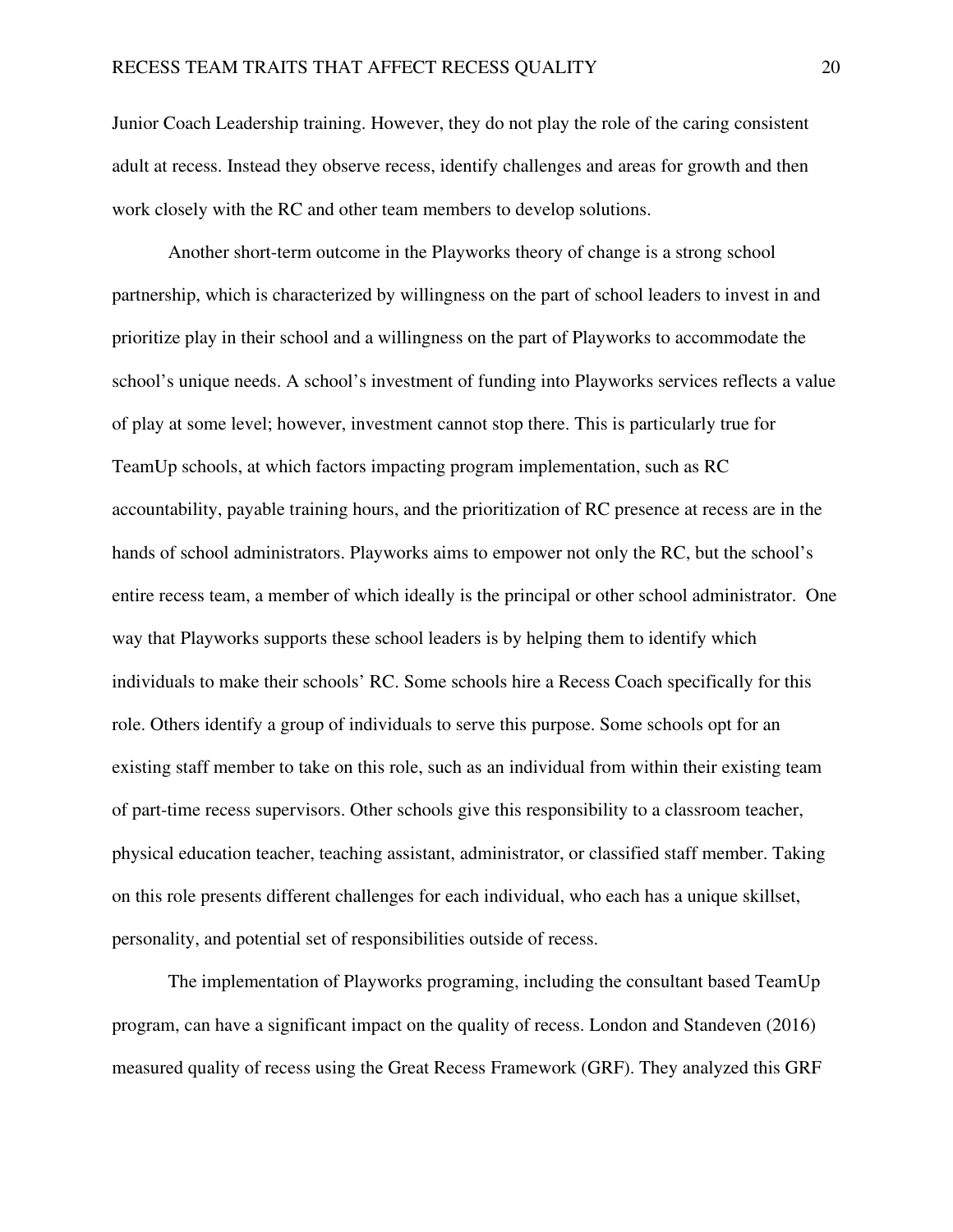Junior Coach Leadership training. However, they do not play the role of the caring consistent adult at recess. Instead they observe recess, identify challenges and areas for growth and then work closely with the RC and other team members to develop solutions.

Another short-term outcome in the Playworks theory of change is a strong school partnership, which is characterized by willingness on the part of school leaders to invest in and prioritize play in their school and a willingness on the part of Playworks to accommodate the school's unique needs. A school's investment of funding into Playworks services reflects a value of play at some level; however, investment cannot stop there. This is particularly true for TeamUp schools, at which factors impacting program implementation, such as RC accountability, payable training hours, and the prioritization of RC presence at recess are in the hands of school administrators. Playworks aims to empower not only the RC, but the school's entire recess team, a member of which ideally is the principal or other school administrator. One way that Playworks supports these school leaders is by helping them to identify which individuals to make their schools' RC. Some schools hire a Recess Coach specifically for this role. Others identify a group of individuals to serve this purpose. Some schools opt for an existing staff member to take on this role, such as an individual from within their existing team of part-time recess supervisors. Other schools give this responsibility to a classroom teacher, physical education teacher, teaching assistant, administrator, or classified staff member. Taking on this role presents different challenges for each individual, who each has a unique skillset, personality, and potential set of responsibilities outside of recess.

The implementation of Playworks programing, including the consultant based TeamUp program, can have a significant impact on the quality of recess. London and Standeven (2016) measured quality of recess using the Great Recess Framework (GRF). They analyzed this GRF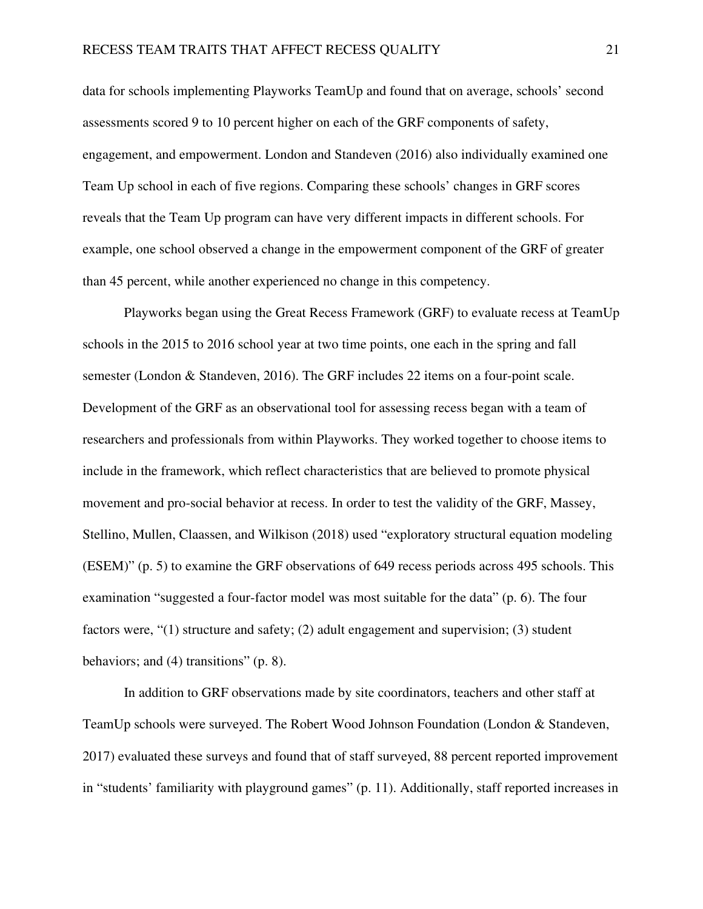data for schools implementing Playworks TeamUp and found that on average, schools' second assessments scored 9 to 10 percent higher on each of the GRF components of safety, engagement, and empowerment. London and Standeven (2016) also individually examined one Team Up school in each of five regions. Comparing these schools' changes in GRF scores reveals that the Team Up program can have very different impacts in different schools. For example, one school observed a change in the empowerment component of the GRF of greater than 45 percent, while another experienced no change in this competency.

Playworks began using the Great Recess Framework (GRF) to evaluate recess at TeamUp schools in the 2015 to 2016 school year at two time points, one each in the spring and fall semester (London & Standeven, 2016). The GRF includes 22 items on a four-point scale. Development of the GRF as an observational tool for assessing recess began with a team of researchers and professionals from within Playworks. They worked together to choose items to include in the framework, which reflect characteristics that are believed to promote physical movement and pro-social behavior at recess. In order to test the validity of the GRF, Massey, Stellino, Mullen, Claassen, and Wilkison (2018) used "exploratory structural equation modeling (ESEM)" (p. 5) to examine the GRF observations of 649 recess periods across 495 schools. This examination "suggested a four-factor model was most suitable for the data" (p. 6). The four factors were, "(1) structure and safety; (2) adult engagement and supervision; (3) student behaviors; and (4) transitions" (p. 8).

In addition to GRF observations made by site coordinators, teachers and other staff at TeamUp schools were surveyed. The Robert Wood Johnson Foundation (London & Standeven, 2017) evaluated these surveys and found that of staff surveyed, 88 percent reported improvement in "students' familiarity with playground games" (p. 11). Additionally, staff reported increases in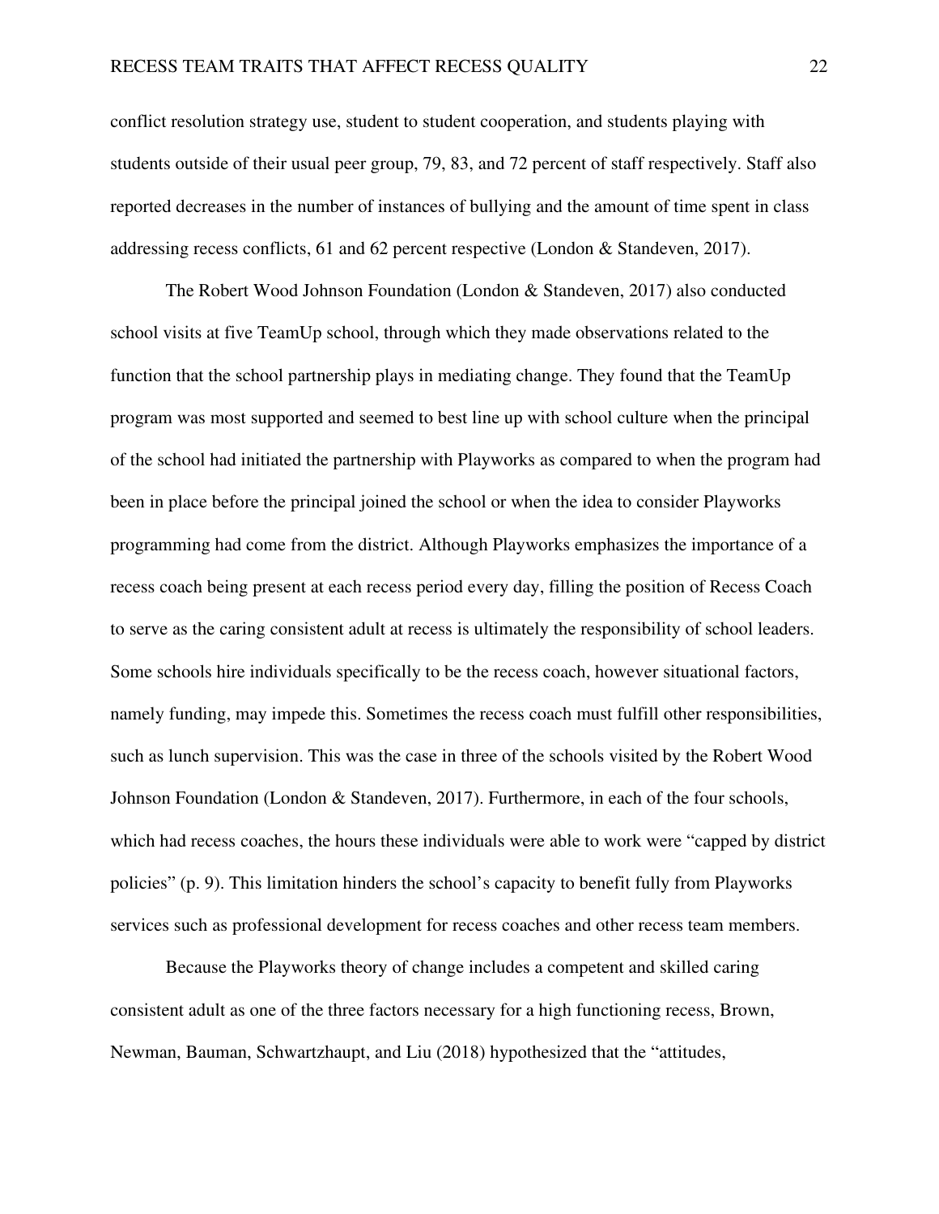conflict resolution strategy use, student to student cooperation, and students playing with students outside of their usual peer group, 79, 83, and 72 percent of staff respectively. Staff also reported decreases in the number of instances of bullying and the amount of time spent in class addressing recess conflicts, 61 and 62 percent respective (London & Standeven, 2017).

The Robert Wood Johnson Foundation (London & Standeven, 2017) also conducted school visits at five TeamUp school, through which they made observations related to the function that the school partnership plays in mediating change. They found that the TeamUp program was most supported and seemed to best line up with school culture when the principal of the school had initiated the partnership with Playworks as compared to when the program had been in place before the principal joined the school or when the idea to consider Playworks programming had come from the district. Although Playworks emphasizes the importance of a recess coach being present at each recess period every day, filling the position of Recess Coach to serve as the caring consistent adult at recess is ultimately the responsibility of school leaders. Some schools hire individuals specifically to be the recess coach, however situational factors, namely funding, may impede this. Sometimes the recess coach must fulfill other responsibilities, such as lunch supervision. This was the case in three of the schools visited by the Robert Wood Johnson Foundation (London & Standeven, 2017). Furthermore, in each of the four schools, which had recess coaches, the hours these individuals were able to work were "capped by district policies" (p. 9). This limitation hinders the school's capacity to benefit fully from Playworks services such as professional development for recess coaches and other recess team members.

Because the Playworks theory of change includes a competent and skilled caring consistent adult as one of the three factors necessary for a high functioning recess, Brown, Newman, Bauman, Schwartzhaupt, and Liu (2018) hypothesized that the "attitudes,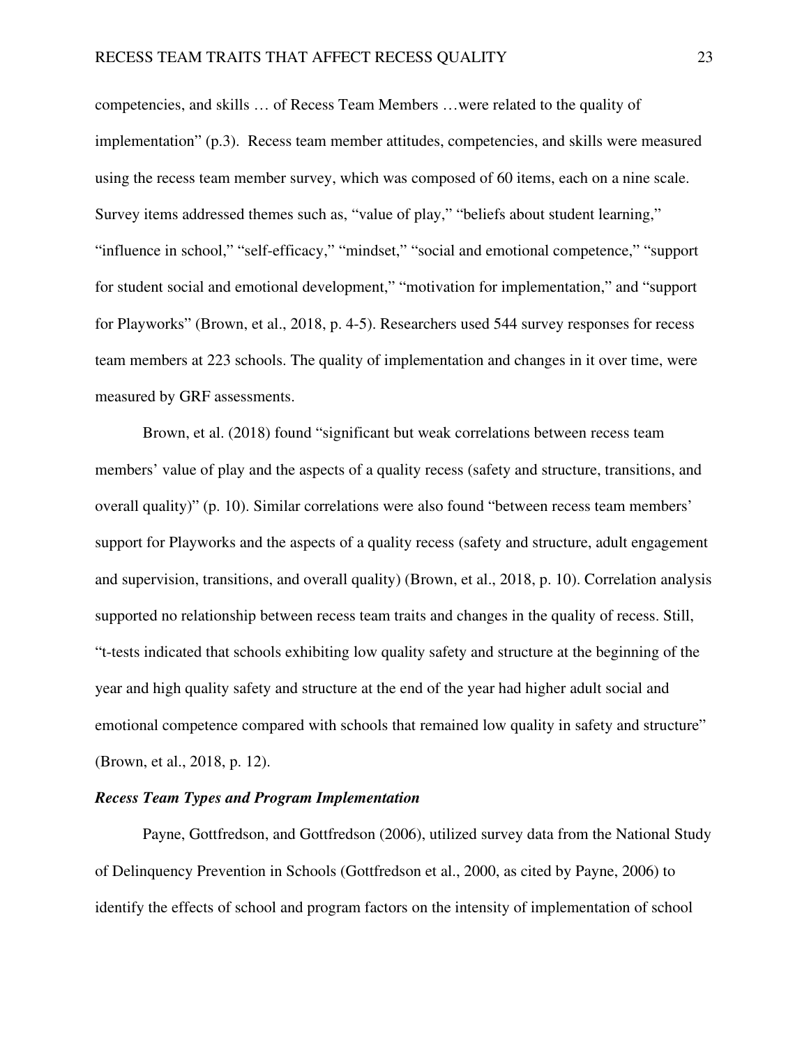competencies, and skills … of Recess Team Members …were related to the quality of implementation" (p.3). Recess team member attitudes, competencies, and skills were measured using the recess team member survey, which was composed of 60 items, each on a nine scale. Survey items addressed themes such as, "value of play," "beliefs about student learning," "influence in school," "self-efficacy," "mindset," "social and emotional competence," "support for student social and emotional development," "motivation for implementation," and "support for Playworks" (Brown, et al., 2018, p. 4-5). Researchers used 544 survey responses for recess team members at 223 schools. The quality of implementation and changes in it over time, were measured by GRF assessments.

Brown, et al. (2018) found "significant but weak correlations between recess team members' value of play and the aspects of a quality recess (safety and structure, transitions, and overall quality)" (p. 10). Similar correlations were also found "between recess team members' support for Playworks and the aspects of a quality recess (safety and structure, adult engagement and supervision, transitions, and overall quality) (Brown, et al., 2018, p. 10). Correlation analysis supported no relationship between recess team traits and changes in the quality of recess. Still, "t-tests indicated that schools exhibiting low quality safety and structure at the beginning of the year and high quality safety and structure at the end of the year had higher adult social and emotional competence compared with schools that remained low quality in safety and structure" (Brown, et al., 2018, p. 12).

### *Recess Team Types and Program Implementation*

Payne, Gottfredson, and Gottfredson (2006), utilized survey data from the National Study of Delinquency Prevention in Schools (Gottfredson et al., 2000, as cited by Payne, 2006) to identify the effects of school and program factors on the intensity of implementation of school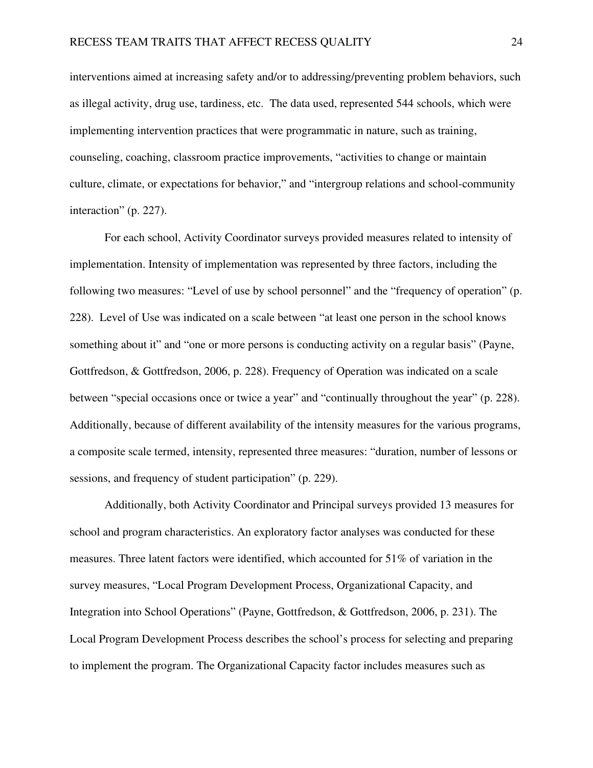interventions aimed at increasing safety and/or to addressing/preventing problem behaviors, such as illegal activity, drug use, tardiness, etc. The data used, represented 544 schools, which were implementing intervention practices that were programmatic in nature, such as training, counseling, coaching, classroom practice improvements, "activities to change or maintain culture, climate, or expectations for behavior," and "intergroup relations and school-community interaction" (p. 227).

For each school, Activity Coordinator surveys provided measures related to intensity of implementation. Intensity of implementation was represented by three factors, including the following two measures: "Level of use by school personnel" and the "frequency of operation" (p. 228). Level of Use was indicated on a scale between "at least one person in the school knows something about it" and "one or more persons is conducting activity on a regular basis" (Payne, Gottfredson, & Gottfredson, 2006, p. 228). Frequency of Operation was indicated on a scale between "special occasions once or twice a year" and "continually throughout the year" (p. 228). Additionally, because of different availability of the intensity measures for the various programs, a composite scale termed, intensity, represented three measures: "duration, number of lessons or sessions, and frequency of student participation" (p. 229).

Additionally, both Activity Coordinator and Principal surveys provided 13 measures for school and program characteristics. An exploratory factor analyses was conducted for these measures. Three latent factors were identified, which accounted for 51% of variation in the survey measures, "Local Program Development Process, Organizational Capacity, and Integration into School Operations" (Payne, Gottfredson, & Gottfredson, 2006, p. 231). The Local Program Development Process describes the school's process for selecting and preparing to implement the program. The Organizational Capacity factor includes measures such as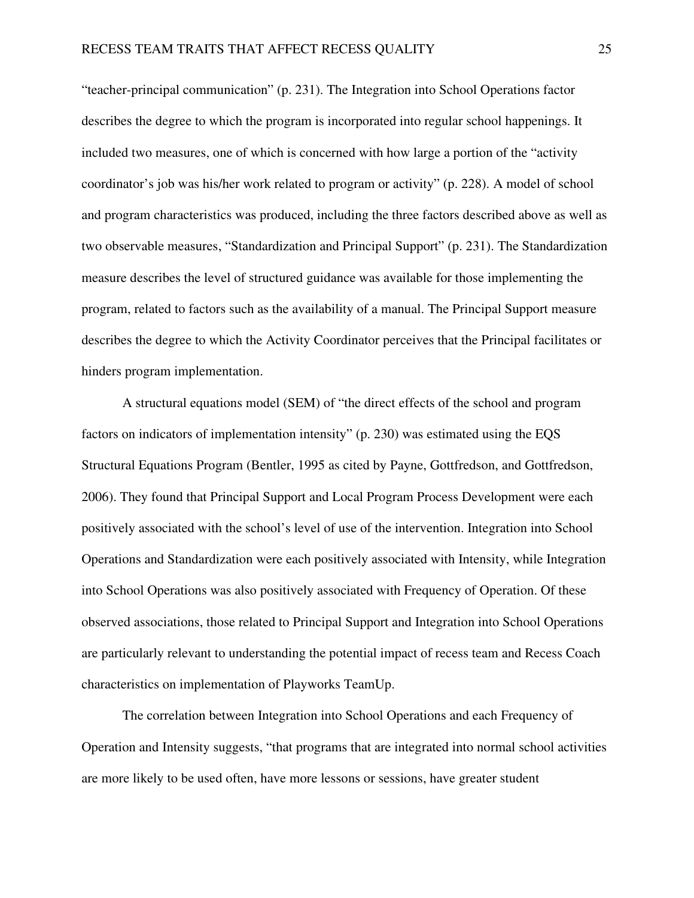“teacher-principal communication” (p. 231). The Integration into School Operations factor describes the degree to which the program is incorporated into regular school happenings. It included two measures, one of which is concerned with how large a portion of the “activity coordinator’s job was his/her work related to program or activity” (p. 228). A model of school and program characteristics was produced, including the three factors described above as well as two observable measures, “Standardization and Principal Support” (p. 231). The Standardization measure describes the level of structured guidance was available for those implementing the program, related to factors such as the availability of a manual. The Principal Support measure describes the degree to which the Activity Coordinator perceives that the Principal facilitates or hinders program implementation.

A structural equations model (SEM) of “the direct effects of the school and program factors on indicators of implementation intensity” (p. 230) was estimated using the EQS Structural Equations Program (Bentler, 1995 as cited by Payne, Gottfredson, and Gottfredson, 2006). They found that Principal Support and Local Program Process Development were each positively associated with the school’s level of use of the intervention. Integration into School Operations and Standardization were each positively associated with Intensity, while Integration into School Operations was also positively associated with Frequency of Operation. Of these observed associations, those related to Principal Support and Integration into School Operations are particularly relevant to understanding the potential impact of recess team and Recess Coach characteristics on implementation of Playworks TeamUp.

The correlation between Integration into School Operations and each Frequency of Operation and Intensity suggests, “that programs that are integrated into normal school activities are more likely to be used often, have more lessons or sessions, have greater student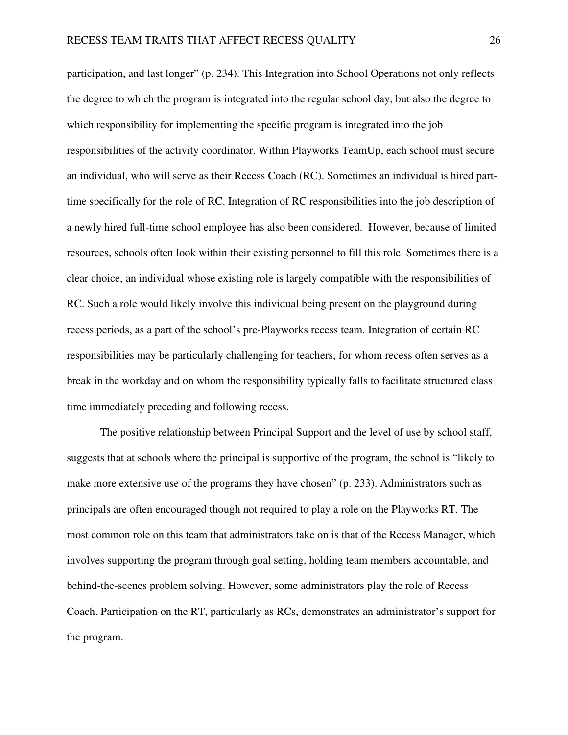participation, and last longer" (p. 234). This Integration into School Operations not only reflects the degree to which the program is integrated into the regular school day, but also the degree to which responsibility for implementing the specific program is integrated into the job responsibilities of the activity coordinator. Within Playworks TeamUp, each school must secure an individual, who will serve as their Recess Coach (RC). Sometimes an individual is hired part-time specifically for the role of RC. Integration of RC responsibilities into the job description of a newly hired full-time school employee has also been considered. However, because of limited resources, schools often look within their existing personnel to fill this role. Sometimes there is a clear choice, an individual whose existing role is largely compatible with the responsibilities of RC. Such a role would likely involve this individual being present on the playground during recess periods, as a part of the school's pre-Playworks recess team. Integration of certain RC responsibilities may be particularly challenging for teachers, for whom recess often serves as a break in the workday and on whom the responsibility typically falls to facilitate structured class time immediately preceding and following recess.

The positive relationship between Principal Support and the level of use by school staff, suggests that at schools where the principal is supportive of the program, the school is "likely to make more extensive use of the programs they have chosen" (p. 233). Administrators such as principals are often encouraged though not required to play a role on the Playworks RT. The most common role on this team that administrators take on is that of the Recess Manager, which involves supporting the program through goal setting, holding team members accountable, and behind-the-scenes problem solving. However, some administrators play the role of Recess Coach. Participation on the RT, particularly as RCs, demonstrates an administrator's support for the program.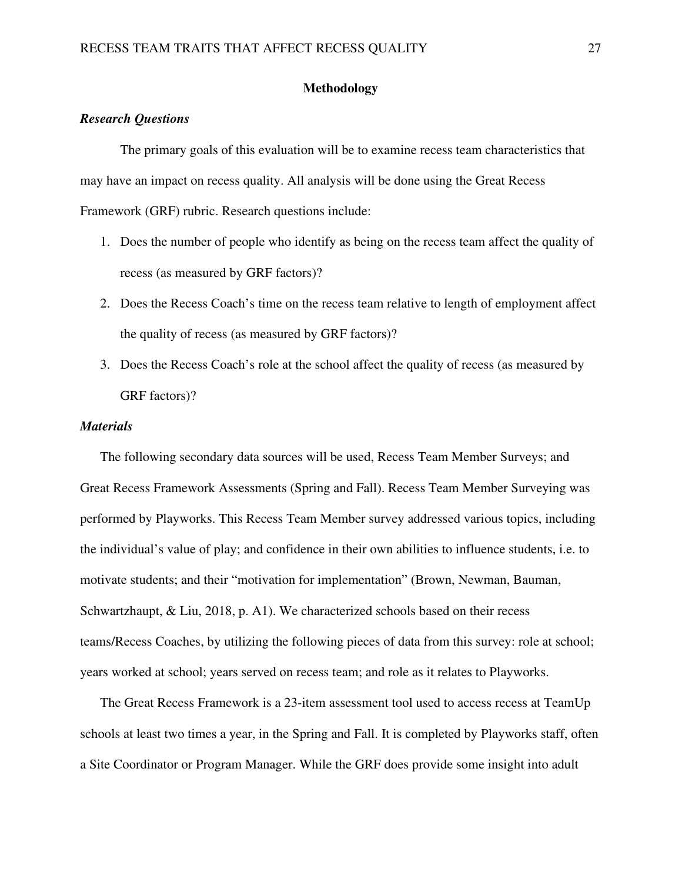## Methodology

### *Research Questions*

The primary goals of this evaluation will be to examine recess team characteristics that may have an impact on recess quality. All analysis will be done using the Great Recess Framework (GRF) rubric. Research questions include:

1. Does the number of people who identify as being on the recess team affect the quality of recess (as measured by GRF factors)?
2. Does the Recess Coach's time on the recess team relative to length of employment affect the quality of recess (as measured by GRF factors)?
3. Does the Recess Coach's role at the school affect the quality of recess (as measured by GRF factors)?

### *Materials*

The following secondary data sources will be used, Recess Team Member Surveys; and Great Recess Framework Assessments (Spring and Fall). Recess Team Member Surveying was performed by Playworks. This Recess Team Member survey addressed various topics, including the individual's value of play; and confidence in their own abilities to influence students, i.e. to motivate students; and their "motivation for implementation" (Brown, Newman, Bauman, Schwartzhaupt, & Liu, 2018, p. A1). We characterized schools based on their recess teams/Recess Coaches, by utilizing the following pieces of data from this survey: role at school; years worked at school; years served on recess team; and role as it relates to Playworks.

The Great Recess Framework is a 23-item assessment tool used to access recess at TeamUp schools at least two times a year, in the Spring and Fall. It is completed by Playworks staff, often a Site Coordinator or Program Manager. While the GRF does provide some insight into adult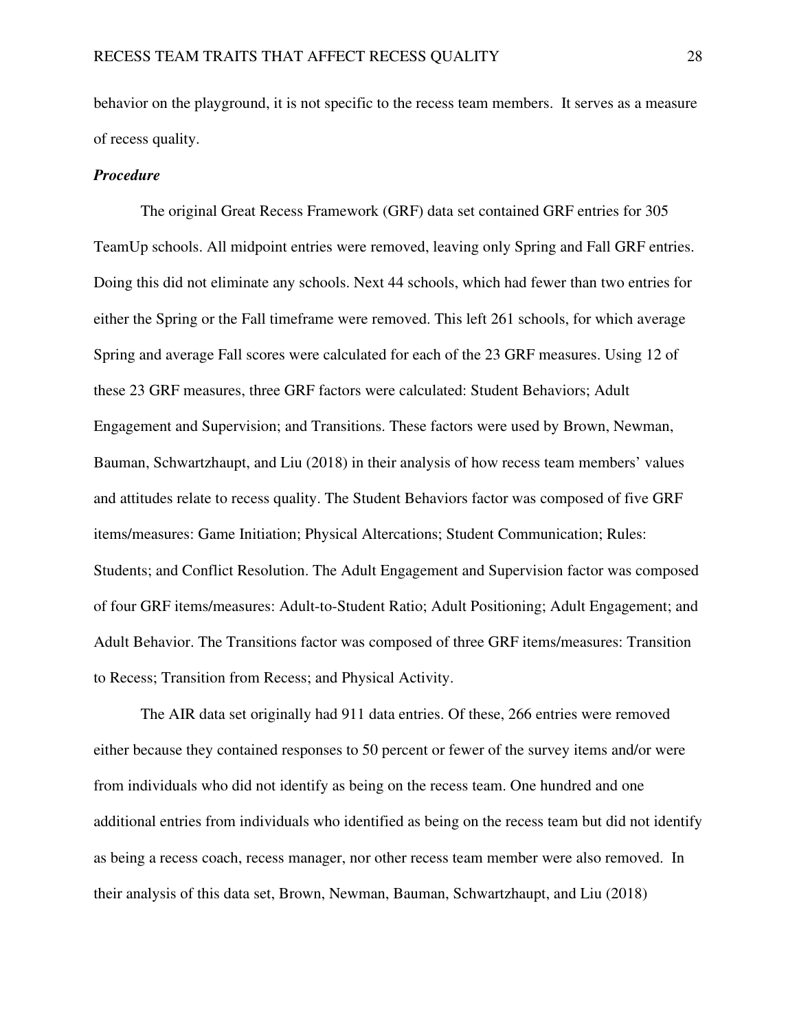behavior on the playground, it is not specific to the recess team members. It serves as a measure of recess quality.

***Procedure***

The original Great Recess Framework (GRF) data set contained GRF entries for 305 TeamUp schools. All midpoint entries were removed, leaving only Spring and Fall GRF entries. Doing this did not eliminate any schools. Next 44 schools, which had fewer than two entries for either the Spring or the Fall timeframe were removed. This left 261 schools, for which average Spring and average Fall scores were calculated for each of the 23 GRF measures. Using 12 of these 23 GRF measures, three GRF factors were calculated: Student Behaviors; Adult Engagement and Supervision; and Transitions. These factors were used by Brown, Newman, Bauman, Schwartzhaupt, and Liu (2018) in their analysis of how recess team members' values and attitudes relate to recess quality. The Student Behaviors factor was composed of five GRF items/measures: Game Initiation; Physical Altercations; Student Communication; Rules: Students; and Conflict Resolution. The Adult Engagement and Supervision factor was composed of four GRF items/measures: Adult-to-Student Ratio; Adult Positioning; Adult Engagement; and Adult Behavior. The Transitions factor was composed of three GRF items/measures: Transition to Recess; Transition from Recess; and Physical Activity.

The AIR data set originally had 911 data entries. Of these, 266 entries were removed either because they contained responses to 50 percent or fewer of the survey items and/or were from individuals who did not identify as being on the recess team. One hundred and one additional entries from individuals who identified as being on the recess team but did not identify as being a recess coach, recess manager, nor other recess team member were also removed. In their analysis of this data set, Brown, Newman, Bauman, Schwartzhaupt, and Liu (2018)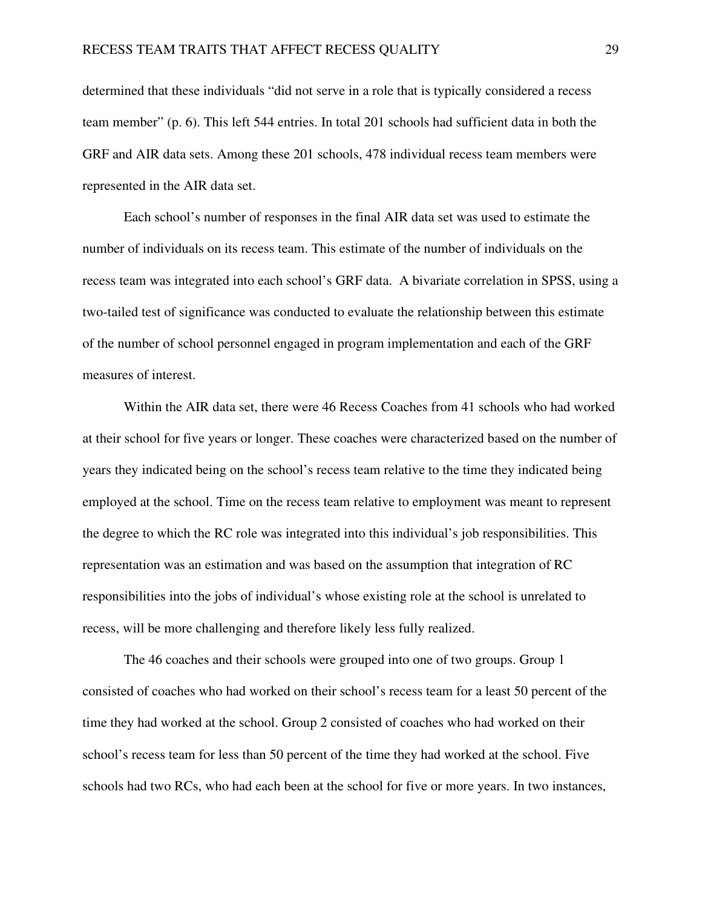determined that these individuals "did not serve in a role that is typically considered a recess team member" (p. 6). This left 544 entries. In total 201 schools had sufficient data in both the GRF and AIR data sets. Among these 201 schools, 478 individual recess team members were represented in the AIR data set.

Each school's number of responses in the final AIR data set was used to estimate the number of individuals on its recess team. This estimate of the number of individuals on the recess team was integrated into each school's GRF data. A bivariate correlation in SPSS, using a two-tailed test of significance was conducted to evaluate the relationship between this estimate of the number of school personnel engaged in program implementation and each of the GRF measures of interest.

Within the AIR data set, there were 46 Recess Coaches from 41 schools who had worked at their school for five years or longer. These coaches were characterized based on the number of years they indicated being on the school's recess team relative to the time they indicated being employed at the school. Time on the recess team relative to employment was meant to represent the degree to which the RC role was integrated into this individual's job responsibilities. This representation was an estimation and was based on the assumption that integration of RC responsibilities into the jobs of individual's whose existing role at the school is unrelated to recess, will be more challenging and therefore likely less fully realized.

The 46 coaches and their schools were grouped into one of two groups. Group 1 consisted of coaches who had worked on their school's recess team for a least 50 percent of the time they had worked at the school. Group 2 consisted of coaches who had worked on their school's recess team for less than 50 percent of the time they had worked at the school. Five schools had two RCs, who had each been at the school for five or more years. In two instances,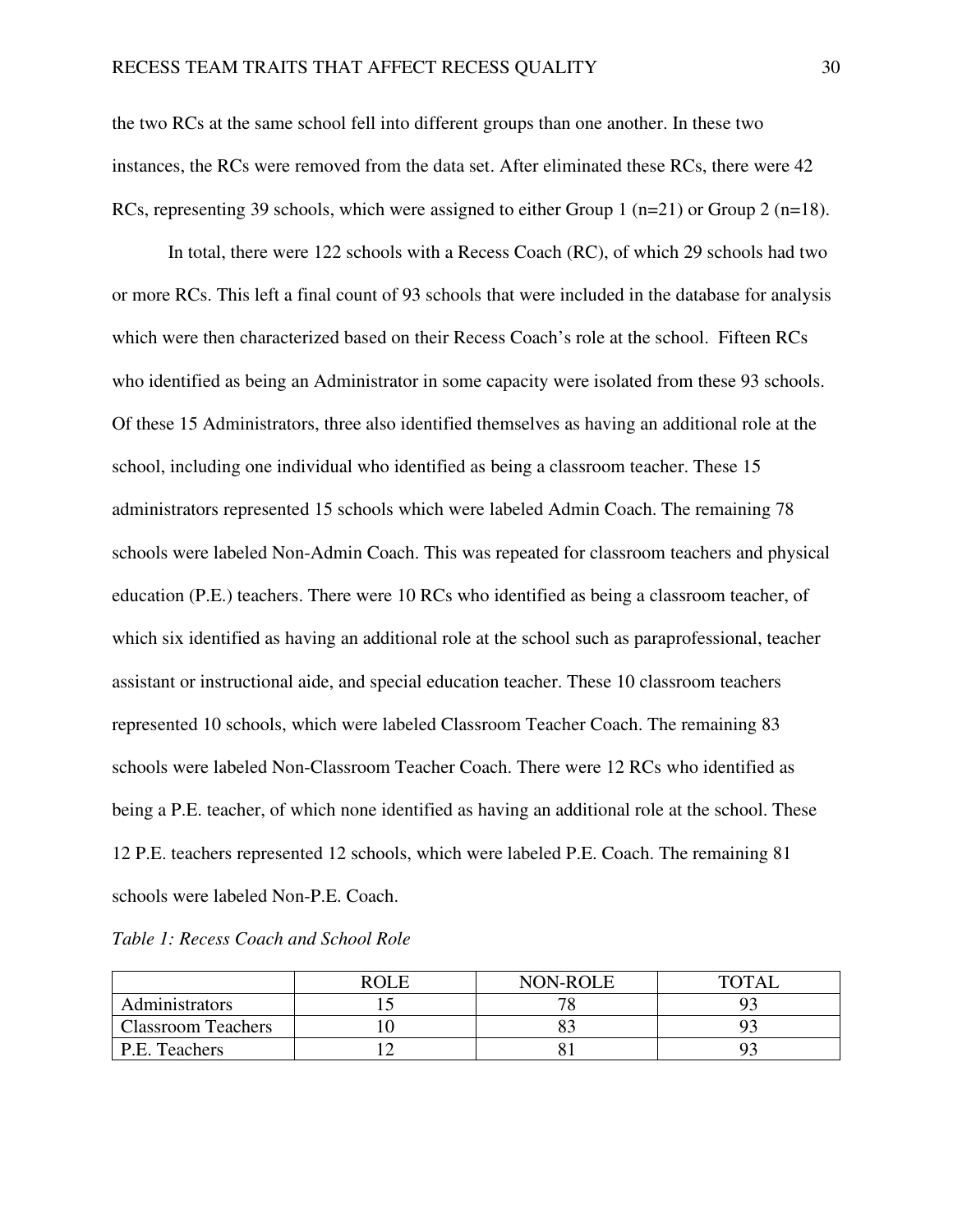the two RCs at the same school fell into different groups than one another. In these two instances, the RCs were removed from the data set. After eliminated these RCs, there were 42 RCs, representing 39 schools, which were assigned to either Group 1 (n=21) or Group 2 (n=18).

In total, there were 122 schools with a Recess Coach (RC), of which 29 schools had two or more RCs. This left a final count of 93 schools that were included in the database for analysis which were then characterized based on their Recess Coach's role at the school. Fifteen RCs who identified as being an Administrator in some capacity were isolated from these 93 schools. Of these 15 Administrators, three also identified themselves as having an additional role at the school, including one individual who identified as being a classroom teacher. These 15 administrators represented 15 schools which were labeled Admin Coach. The remaining 78 schools were labeled Non-Admin Coach. This was repeated for classroom teachers and physical education (P.E.) teachers. There were 10 RCs who identified as being a classroom teacher, of which six identified as having an additional role at the school such as paraprofessional, teacher assistant or instructional aide, and special education teacher. These 10 classroom teachers represented 10 schools, which were labeled Classroom Teacher Coach. The remaining 83 schools were labeled Non-Classroom Teacher Coach. There were 12 RCs who identified as being a P.E. teacher, of which none identified as having an additional role at the school. These 12 P.E. teachers represented 12 schools, which were labeled P.E. Coach. The remaining 81 schools were labeled Non-P.E. Coach.

*Table 1: Recess Coach and School Role*

| | ROLE | NON-ROLE | TOTAL |
|---|---|---|---|
| Administrators | 15 | 78 | 93 |
| Classroom Teachers | 10 | 83 | 93 |
| P.E. Teachers | 12 | 81 | 93 |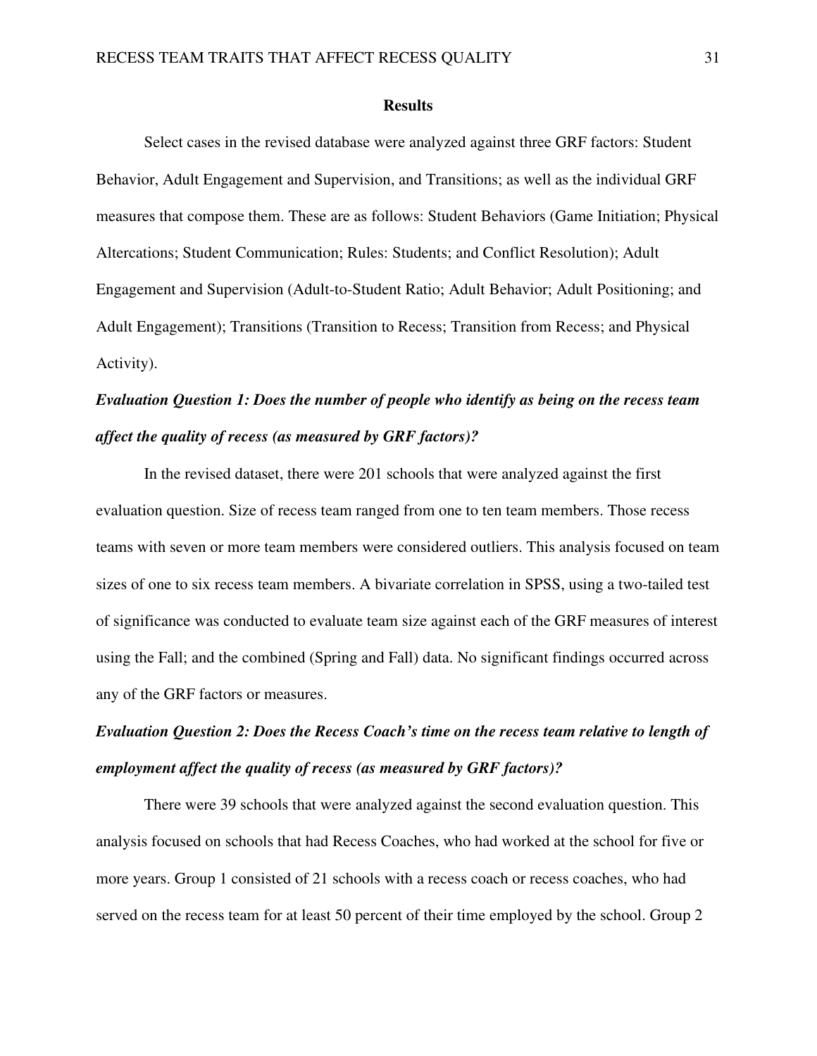## Results

Select cases in the revised database were analyzed against three GRF factors: Student Behavior, Adult Engagement and Supervision, and Transitions; as well as the individual GRF measures that compose them. These are as follows: Student Behaviors (Game Initiation; Physical Altercations; Student Communication; Rules: Students; and Conflict Resolution); Adult Engagement and Supervision (Adult-to-Student Ratio; Adult Behavior; Adult Positioning; and Adult Engagement); Transitions (Transition to Recess; Transition from Recess; and Physical Activity).

### *Evaluation Question 1: Does the number of people who identify as being on the recess team affect the quality of recess (as measured by GRF factors)?*

In the revised dataset, there were 201 schools that were analyzed against the first evaluation question. Size of recess team ranged from one to ten team members. Those recess teams with seven or more team members were considered outliers. This analysis focused on team sizes of one to six recess team members. A bivariate correlation in SPSS, using a two-tailed test of significance was conducted to evaluate team size against each of the GRF measures of interest using the Fall; and the combined (Spring and Fall) data. No significant findings occurred across any of the GRF factors or measures.

### *Evaluation Question 2: Does the Recess Coach's time on the recess team relative to length of employment affect the quality of recess (as measured by GRF factors)?*

There were 39 schools that were analyzed against the second evaluation question. This analysis focused on schools that had Recess Coaches, who had worked at the school for five or more years. Group 1 consisted of 21 schools with a recess coach or recess coaches, who had served on the recess team for at least 50 percent of their time employed by the school. Group 2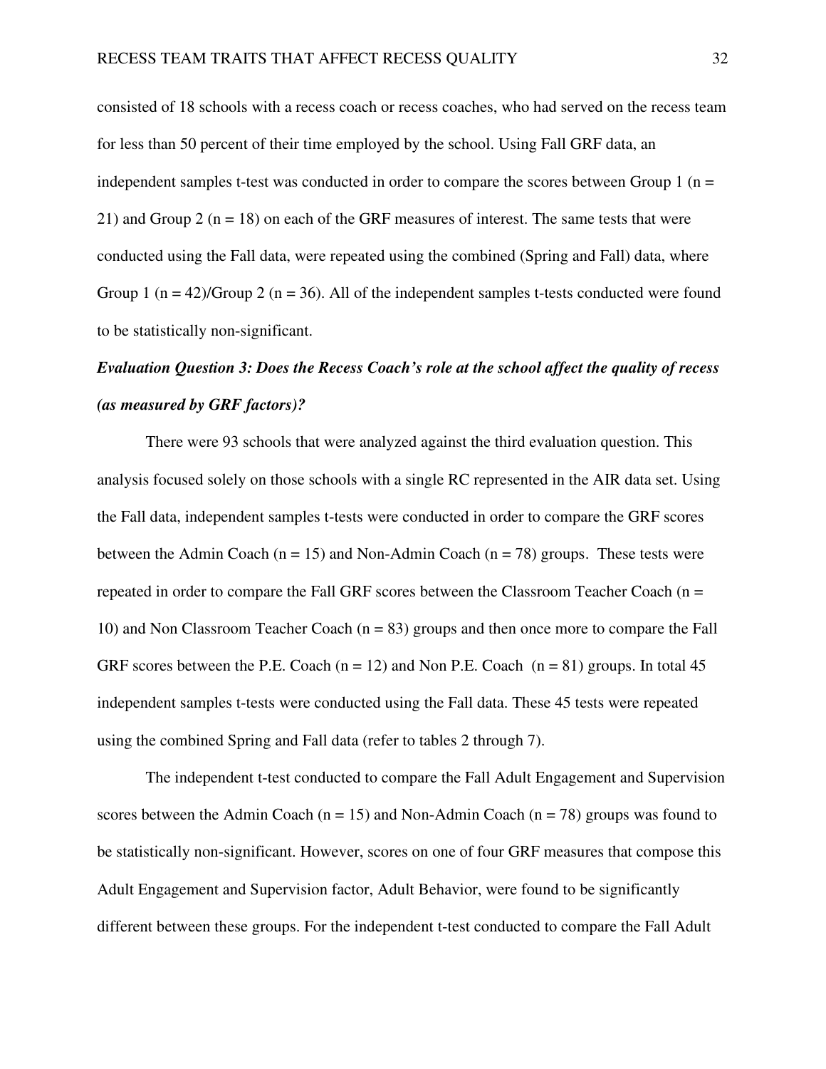consisted of 18 schools with a recess coach or recess coaches, who had served on the recess team for less than 50 percent of their time employed by the school. Using Fall GRF data, an independent samples t-test was conducted in order to compare the scores between Group 1 ($n = 21$) and Group 2 ($n = 18$) on each of the GRF measures of interest. The same tests that were conducted using the Fall data, were repeated using the combined (Spring and Fall) data, where Group 1 ($n = 42$)/Group 2 ($n = 36$). All of the independent samples t-tests conducted were found to be statistically non-significant.

***Evaluation Question 3: Does the Recess Coach's role at the school affect the quality of recess (as measured by GRF factors)?***

There were 93 schools that were analyzed against the third evaluation question. This analysis focused solely on those schools with a single RC represented in the AIR data set. Using the Fall data, independent samples t-tests were conducted in order to compare the GRF scores between the Admin Coach ($n = 15$) and Non-Admin Coach ($n = 78$) groups. These tests were repeated in order to compare the Fall GRF scores between the Classroom Teacher Coach ($n = 10$) and Non Classroom Teacher Coach ($n = 83$) groups and then once more to compare the Fall GRF scores between the P.E. Coach ($n = 12$) and Non P.E. Coach ($n = 81$) groups. In total 45 independent samples t-tests were conducted using the Fall data. These 45 tests were repeated using the combined Spring and Fall data (refer to tables 2 through 7).

The independent t-test conducted to compare the Fall Adult Engagement and Supervision scores between the Admin Coach ($n = 15$) and Non-Admin Coach ($n = 78$) groups was found to be statistically non-significant. However, scores on one of four GRF measures that compose this Adult Engagement and Supervision factor, Adult Behavior, were found to be significantly different between these groups. For the independent t-test conducted to compare the Fall Adult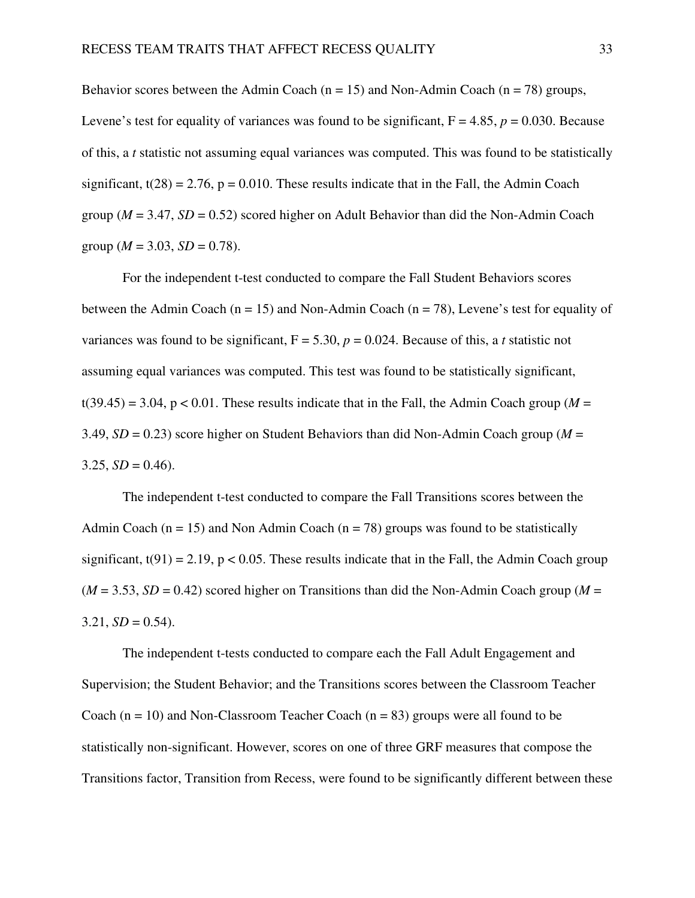Behavior scores between the Admin Coach ($n = 15$) and Non-Admin Coach ($n = 78$) groups, Levene's test for equality of variances was found to be significant, $F = 4.85$, $p = 0.030$. Because of this, a *t* statistic not assuming equal variances was computed. This was found to be statistically significant, $t(28) = 2.76$, $p = 0.010$. These results indicate that in the Fall, the Admin Coach group ($M = 3.47$, $SD = 0.52$) scored higher on Adult Behavior than did the Non-Admin Coach group ($M = 3.03$, $SD = 0.78$).

For the independent t-test conducted to compare the Fall Student Behaviors scores between the Admin Coach ($n = 15$) and Non-Admin Coach ($n = 78$), Levene's test for equality of variances was found to be significant, $F = 5.30$, $p = 0.024$. Because of this, a *t* statistic not assuming equal variances was computed. This test was found to be statistically significant, $t(39.45) = 3.04$, $p < 0.01$. These results indicate that in the Fall, the Admin Coach group ($M = 3.49$, $SD = 0.23$) score higher on Student Behaviors than did Non-Admin Coach group ($M = 3.25$, $SD = 0.46$).

The independent t-test conducted to compare the Fall Transitions scores between the Admin Coach ($n = 15$) and Non Admin Coach ($n = 78$) groups was found to be statistically significant, $t(91) = 2.19$, $p < 0.05$. These results indicate that in the Fall, the Admin Coach group ($M = 3.53$, $SD = 0.42$) scored higher on Transitions than did the Non-Admin Coach group ($M = 3.21$, $SD = 0.54$).

The independent t-tests conducted to compare each the Fall Adult Engagement and Supervision; the Student Behavior; and the Transitions scores between the Classroom Teacher Coach ($n = 10$) and Non-Classroom Teacher Coach ($n = 83$) groups were all found to be statistically non-significant. However, scores on one of three GRF measures that compose the Transitions factor, Transition from Recess, were found to be significantly different between these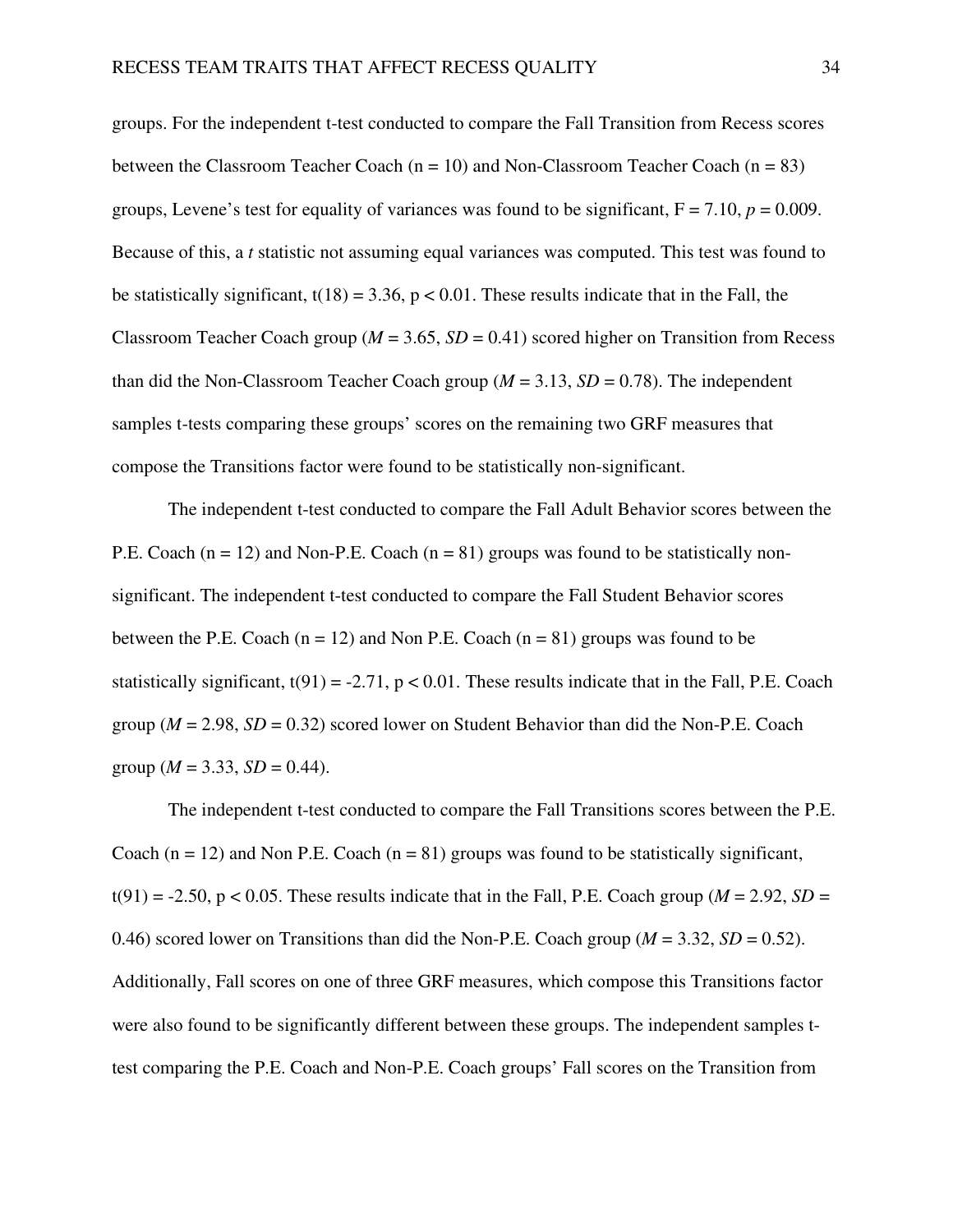groups. For the independent t-test conducted to compare the Fall Transition from Recess scores between the Classroom Teacher Coach ($n = 10$) and Non-Classroom Teacher Coach ($n = 83$) groups, Levene's test for equality of variances was found to be significant, $F = 7.10$, $p = 0.009$. Because of this, a *t* statistic not assuming equal variances was computed. This test was found to be statistically significant, $t(18) = 3.36$, $p < 0.01$. These results indicate that in the Fall, the Classroom Teacher Coach group ($M = 3.65$, $SD = 0.41$) scored higher on Transition from Recess than did the Non-Classroom Teacher Coach group ($M = 3.13$, $SD = 0.78$). The independent samples t-tests comparing these groups' scores on the remaining two GRF measures that compose the Transitions factor were found to be statistically non-significant.

The independent t-test conducted to compare the Fall Adult Behavior scores between the P.E. Coach ($n = 12$) and Non-P.E. Coach ($n = 81$) groups was found to be statistically non-significant. The independent t-test conducted to compare the Fall Student Behavior scores between the P.E. Coach ($n = 12$) and Non P.E. Coach ($n = 81$) groups was found to be statistically significant, $t(91) = -2.71$, $p < 0.01$. These results indicate that in the Fall, P.E. Coach group ($M = 2.98$, $SD = 0.32$) scored lower on Student Behavior than did the Non-P.E. Coach group ($M = 3.33$, $SD = 0.44$).

The independent t-test conducted to compare the Fall Transitions scores between the P.E. Coach ($n = 12$) and Non P.E. Coach ($n = 81$) groups was found to be statistically significant, $t(91) = -2.50$, $p < 0.05$. These results indicate that in the Fall, P.E. Coach group ($M = 2.92$, $SD = 0.46$) scored lower on Transitions than did the Non-P.E. Coach group ($M = 3.32$, $SD = 0.52$). Additionally, Fall scores on one of three GRF measures, which compose this Transitions factor were also found to be significantly different between these groups. The independent samples t-test comparing the P.E. Coach and Non-P.E. Coach groups' Fall scores on the Transition from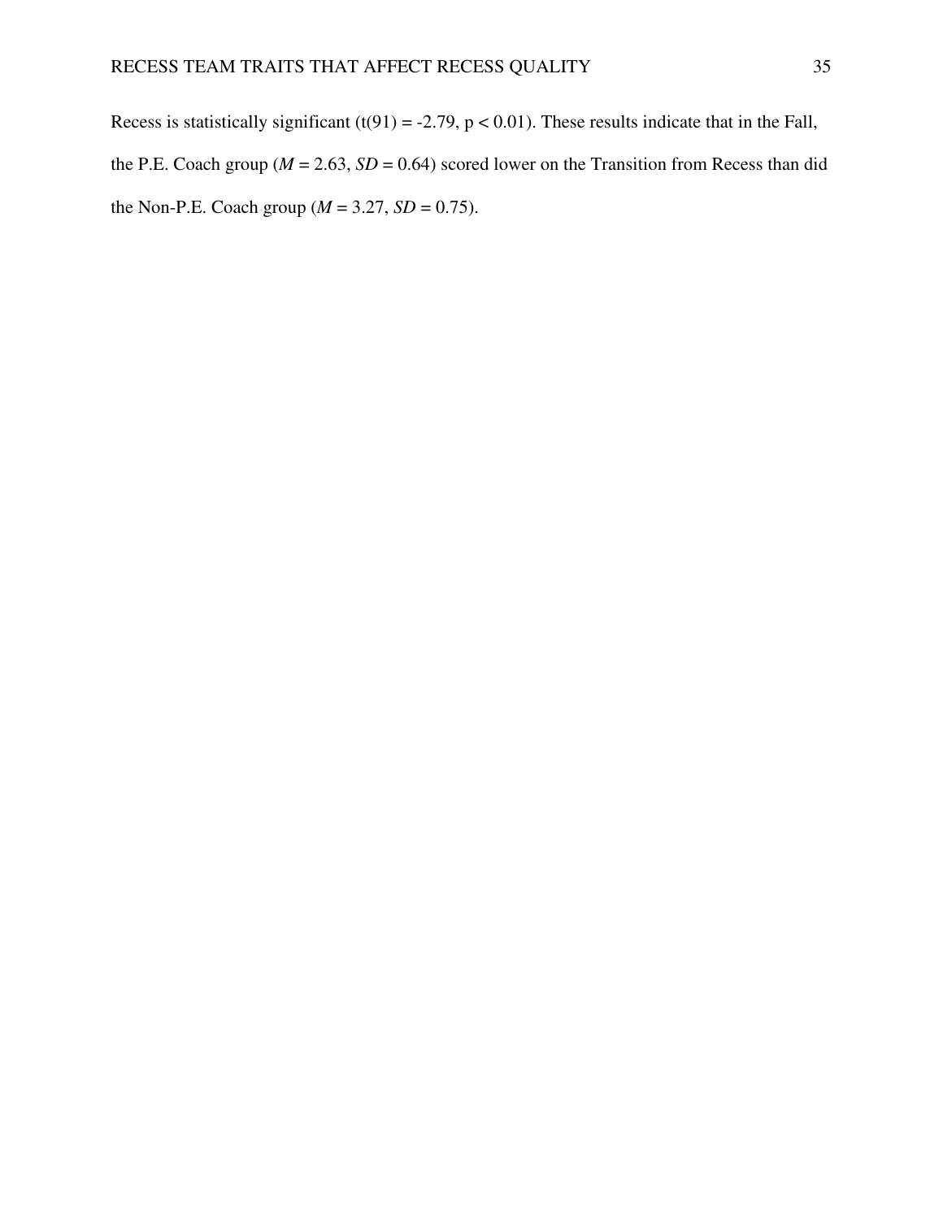Recess is statistically significant ($t(91) = -2.79$, $p < 0.01$). These results indicate that in the Fall, the P.E. Coach group ($M = 2.63$, $SD = 0.64$) scored lower on the Transition from Recess than did the Non-P.E. Coach group ($M = 3.27$, $SD = 0.75$).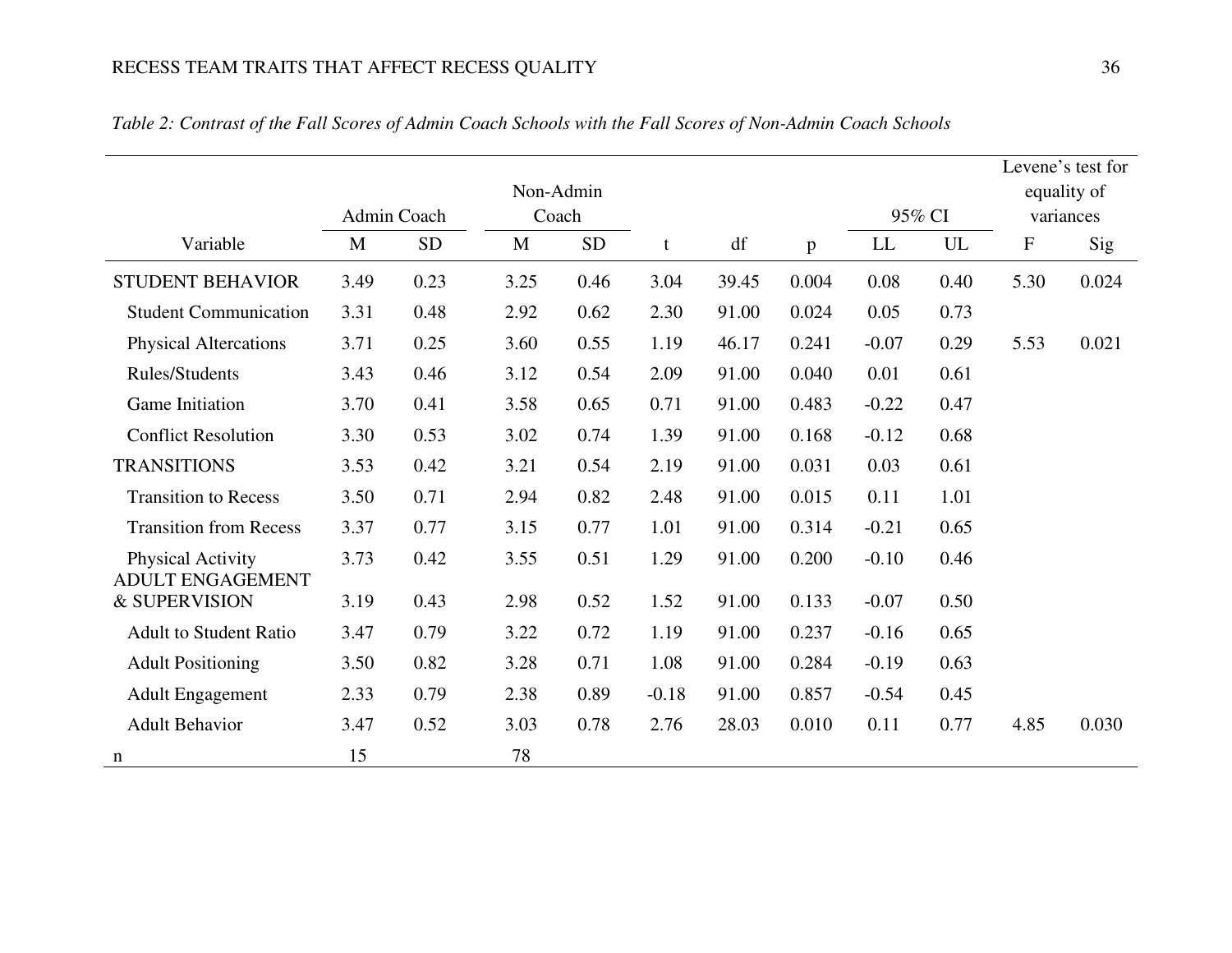*Table 2: Contrast of the Fall Scores of Admin Coach Schools with the Fall Scores of Non-Admin Coach Schools*

| | Admin Coach | | Non-Admin Coach | | | | | 95% CI | | Levene's test for equality of variances | |
|---|---|---|---|---|---|---|---|---|---|---|---|
| Variable | M | SD | M | SD | t | df | p | LL | UL | F | Sig |
| STUDENT BEHAVIOR | 3.49 | 0.23 | 3.25 | 0.46 | 3.04 | 39.45 | 0.004 | 0.08 | 0.40 | 5.30 | 0.024 |
| Student Communication | 3.31 | 0.48 | 2.92 | 0.62 | 2.30 | 91.00 | 0.024 | 0.05 | 0.73 | | |
| Physical Altercations | 3.71 | 0.25 | 3.60 | 0.55 | 1.19 | 46.17 | 0.241 | -0.07 | 0.29 | 5.53 | 0.021 |
| Rules/Students | 3.43 | 0.46 | 3.12 | 0.54 | 2.09 | 91.00 | 0.040 | 0.01 | 0.61 | | |
| Game Initiation | 3.70 | 0.41 | 3.58 | 0.65 | 0.71 | 91.00 | 0.483 | -0.22 | 0.47 | | |
| Conflict Resolution | 3.30 | 0.53 | 3.02 | 0.74 | 1.39 | 91.00 | 0.168 | -0.12 | 0.68 | | |
| TRANSITIONS | 3.53 | 0.42 | 3.21 | 0.54 | 2.19 | 91.00 | 0.031 | 0.03 | 0.61 | | |
| Transition to Recess | 3.50 | 0.71 | 2.94 | 0.82 | 2.48 | 91.00 | 0.015 | 0.11 | 1.01 | | |
| Transition from Recess | 3.37 | 0.77 | 3.15 | 0.77 | 1.01 | 91.00 | 0.314 | -0.21 | 0.65 | | |
| Physical Activity | 3.73 | 0.42 | 3.55 | 0.51 | 1.29 | 91.00 | 0.200 | -0.10 | 0.46 | | |
| ADULT ENGAGEMENT & SUPERVISION | 3.19 | 0.43 | 2.98 | 0.52 | 1.52 | 91.00 | 0.133 | -0.07 | 0.50 | | |
| Adult to Student Ratio | 3.47 | 0.79 | 3.22 | 0.72 | 1.19 | 91.00 | 0.237 | -0.16 | 0.65 | | |
| Adult Positioning | 3.50 | 0.82 | 3.28 | 0.71 | 1.08 | 91.00 | 0.284 | -0.19 | 0.63 | | |
| Adult Engagement | 2.33 | 0.79 | 2.38 | 0.89 | -0.18 | 91.00 | 0.857 | -0.54 | 0.45 | | |
| Adult Behavior | 3.47 | 0.52 | 3.03 | 0.78 | 2.76 | 28.03 | 0.010 | 0.11 | 0.77 | 4.85 | 0.030 |
| n | 15 | | 78 | | | | | | | | |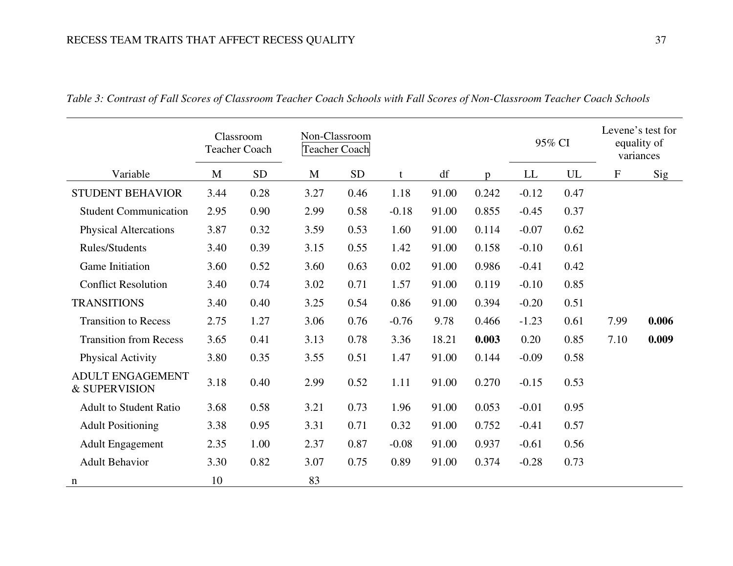*Table 3: Contrast of Fall Scores of Classroom Teacher Coach Schools with Fall Scores of Non-Classroom Teacher Coach Schools*

| | Classroom Teacher Coach | | Non-Classroom Teacher Coach | | | | | 95% CI | | Levene's test for equality of variances | |
|---|---|---|---|---|---|---|---|---|---|---|---|
| Variable | M | SD | M | SD | t | df | p | LL | UL | F | Sig |
| STUDENT BEHAVIOR | 3.44 | 0.28 | 3.27 | 0.46 | 1.18 | 91.00 | 0.242 | -0.12 | 0.47 | | |
| Student Communication | 2.95 | 0.90 | 2.99 | 0.58 | -0.18 | 91.00 | 0.855 | -0.45 | 0.37 | | |
| Physical Altercations | 3.87 | 0.32 | 3.59 | 0.53 | 1.60 | 91.00 | 0.114 | -0.07 | 0.62 | | |
| Rules/Students | 3.40 | 0.39 | 3.15 | 0.55 | 1.42 | 91.00 | 0.158 | -0.10 | 0.61 | | |
| Game Initiation | 3.60 | 0.52 | 3.60 | 0.63 | 0.02 | 91.00 | 0.986 | -0.41 | 0.42 | | |
| Conflict Resolution | 3.40 | 0.74 | 3.02 | 0.71 | 1.57 | 91.00 | 0.119 | -0.10 | 0.85 | | |
| TRANSITIONS | 3.40 | 0.40 | 3.25 | 0.54 | 0.86 | 91.00 | 0.394 | -0.20 | 0.51 | | |
| Transition to Recess | 2.75 | 1.27 | 3.06 | 0.76 | -0.76 | 9.78 | 0.466 | -1.23 | 0.61 | 7.99 | **0.006** |
| Transition from Recess | 3.65 | 0.41 | 3.13 | 0.78 | 3.36 | 18.21 | **0.003** | 0.20 | 0.85 | 7.10 | **0.009** |
| Physical Activity | 3.80 | 0.35 | 3.55 | 0.51 | 1.47 | 91.00 | 0.144 | -0.09 | 0.58 | | |
| ADULT ENGAGEMENT & SUPERVISION | 3.18 | 0.40 | 2.99 | 0.52 | 1.11 | 91.00 | 0.270 | -0.15 | 0.53 | | |
| Adult to Student Ratio | 3.68 | 0.58 | 3.21 | 0.73 | 1.96 | 91.00 | 0.053 | -0.01 | 0.95 | | |
| Adult Positioning | 3.38 | 0.95 | 3.31 | 0.71 | 0.32 | 91.00 | 0.752 | -0.41 | 0.57 | | |
| Adult Engagement | 2.35 | 1.00 | 2.37 | 0.87 | -0.08 | 91.00 | 0.937 | -0.61 | 0.56 | | |
| Adult Behavior | 3.30 | 0.82 | 3.07 | 0.75 | 0.89 | 91.00 | 0.374 | -0.28 | 0.73 | | |
| n | 10 | | 83 | | | | | | | | |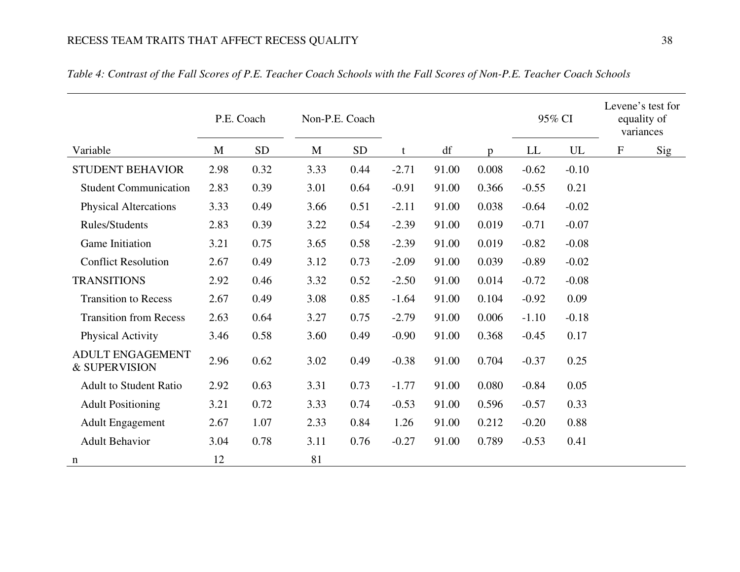*Table 4: Contrast of the Fall Scores of P.E. Teacher Coach Schools with the Fall Scores of Non-P.E. Teacher Coach Schools*

| | P.E. Coach | | Non-P.E. Coach | | | | | 95% CI | | Levene's test for equality of variances | |
|---|---|---|---|---|---|---|---|---|---|---|---|
| Variable | M | SD | M | SD | t | df | p | LL | UL | F | Sig |
| STUDENT BEHAVIOR | 2.98 | 0.32 | 3.33 | 0.44 | -2.71 | 91.00 | 0.008 | -0.62 | -0.10 | | |
| Student Communication | 2.83 | 0.39 | 3.01 | 0.64 | -0.91 | 91.00 | 0.366 | -0.55 | 0.21 | | |
| Physical Altercations | 3.33 | 0.49 | 3.66 | 0.51 | -2.11 | 91.00 | 0.038 | -0.64 | -0.02 | | |
| Rules/Students | 2.83 | 0.39 | 3.22 | 0.54 | -2.39 | 91.00 | 0.019 | -0.71 | -0.07 | | |
| Game Initiation | 3.21 | 0.75 | 3.65 | 0.58 | -2.39 | 91.00 | 0.019 | -0.82 | -0.08 | | |
| Conflict Resolution | 2.67 | 0.49 | 3.12 | 0.73 | -2.09 | 91.00 | 0.039 | -0.89 | -0.02 | | |
| TRANSITIONS | 2.92 | 0.46 | 3.32 | 0.52 | -2.50 | 91.00 | 0.014 | -0.72 | -0.08 | | |
| Transition to Recess | 2.67 | 0.49 | 3.08 | 0.85 | -1.64 | 91.00 | 0.104 | -0.92 | 0.09 | | |
| Transition from Recess | 2.63 | 0.64 | 3.27 | 0.75 | -2.79 | 91.00 | 0.006 | -1.10 | -0.18 | | |
| Physical Activity | 3.46 | 0.58 | 3.60 | 0.49 | -0.90 | 91.00 | 0.368 | -0.45 | 0.17 | | |
| ADULT ENGAGEMENT & SUPERVISION | 2.96 | 0.62 | 3.02 | 0.49 | -0.38 | 91.00 | 0.704 | -0.37 | 0.25 | | |
| Adult to Student Ratio | 2.92 | 0.63 | 3.31 | 0.73 | -1.77 | 91.00 | 0.080 | -0.84 | 0.05 | | |
| Adult Positioning | 3.21 | 0.72 | 3.33 | 0.74 | -0.53 | 91.00 | 0.596 | -0.57 | 0.33 | | |
| Adult Engagement | 2.67 | 1.07 | 2.33 | 0.84 | 1.26 | 91.00 | 0.212 | -0.20 | 0.88 | | |
| Adult Behavior | 3.04 | 0.78 | 3.11 | 0.76 | -0.27 | 91.00 | 0.789 | -0.53 | 0.41 | | |
| n | 12 | | 81 | | | | | | | | |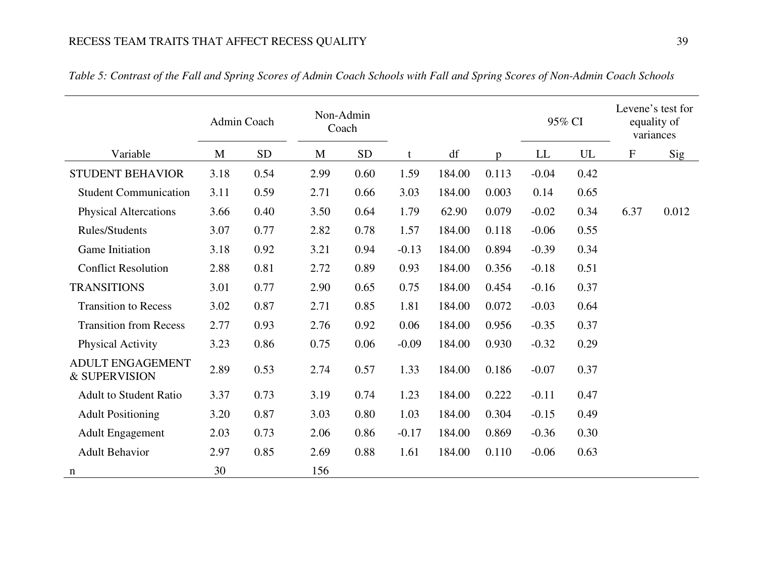*Table 5: Contrast of the Fall and Spring Scores of Admin Coach Schools with Fall and Spring Scores of Non-Admin Coach Schools*

| | Admin Coach | | Non-Admin Coach | | | | | 95% CI | | Levene's test for equality of variances | |
|---|---|---|---|---|---|---|---|---|---|---|---|
| Variable | M | SD | M | SD | t | df | p | LL | UL | F | Sig |
| STUDENT BEHAVIOR | 3.18 | 0.54 | 2.99 | 0.60 | 1.59 | 184.00 | 0.113 | -0.04 | 0.42 | | |
| Student Communication | 3.11 | 0.59 | 2.71 | 0.66 | 3.03 | 184.00 | 0.003 | 0.14 | 0.65 | | |
| Physical Altercations | 3.66 | 0.40 | 3.50 | 0.64 | 1.79 | 62.90 | 0.079 | -0.02 | 0.34 | 6.37 | 0.012 |
| Rules/Students | 3.07 | 0.77 | 2.82 | 0.78 | 1.57 | 184.00 | 0.118 | -0.06 | 0.55 | | |
| Game Initiation | 3.18 | 0.92 | 3.21 | 0.94 | -0.13 | 184.00 | 0.894 | -0.39 | 0.34 | | |
| Conflict Resolution | 2.88 | 0.81 | 2.72 | 0.89 | 0.93 | 184.00 | 0.356 | -0.18 | 0.51 | | |
| TRANSITIONS | 3.01 | 0.77 | 2.90 | 0.65 | 0.75 | 184.00 | 0.454 | -0.16 | 0.37 | | |
| Transition to Recess | 3.02 | 0.87 | 2.71 | 0.85 | 1.81 | 184.00 | 0.072 | -0.03 | 0.64 | | |
| Transition from Recess | 2.77 | 0.93 | 2.76 | 0.92 | 0.06 | 184.00 | 0.956 | -0.35 | 0.37 | | |
| Physical Activity | 3.23 | 0.86 | 0.75 | 0.06 | -0.09 | 184.00 | 0.930 | -0.32 | 0.29 | | |
| ADULT ENGAGEMENT & SUPERVISION | 2.89 | 0.53 | 2.74 | 0.57 | 1.33 | 184.00 | 0.186 | -0.07 | 0.37 | | |
| Adult to Student Ratio | 3.37 | 0.73 | 3.19 | 0.74 | 1.23 | 184.00 | 0.222 | -0.11 | 0.47 | | |
| Adult Positioning | 3.20 | 0.87 | 3.03 | 0.80 | 1.03 | 184.00 | 0.304 | -0.15 | 0.49 | | |
| Adult Engagement | 2.03 | 0.73 | 2.06 | 0.86 | -0.17 | 184.00 | 0.869 | -0.36 | 0.30 | | |
| Adult Behavior | 2.97 | 0.85 | 2.69 | 0.88 | 1.61 | 184.00 | 0.110 | -0.06 | 0.63 | | |
| n | 30 | | 156 | | | | | | | | |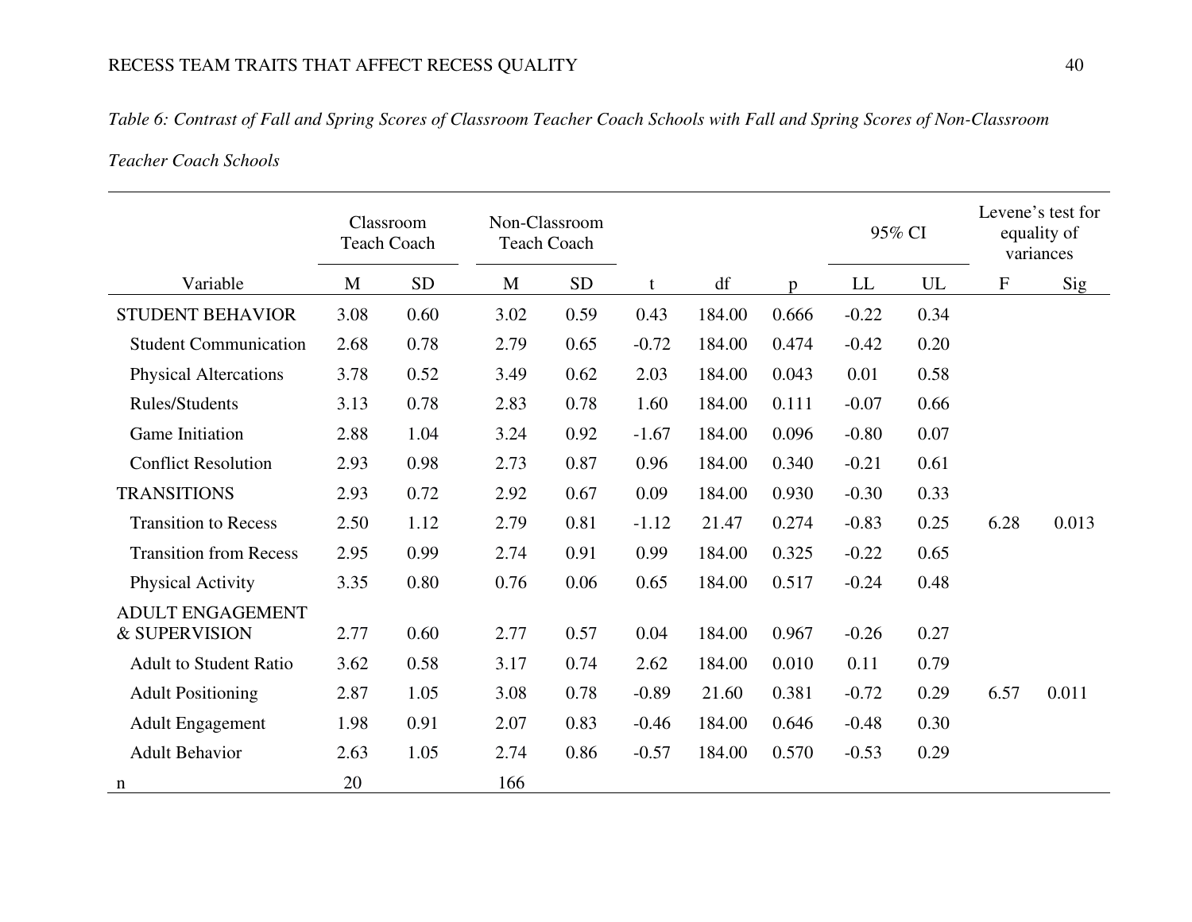*Table 6: Contrast of Fall and Spring Scores of Classroom Teacher Coach Schools with Fall and Spring Scores of Non-Classroom Teacher Coach Schools*

| | Classroom Teach Coach | | Non-Classroom Teach Coach | | | | | 95% CI | | Levene's test for equality of variances | |
|---|---|---|---|---|---|---|---|---|---|---|---|
| Variable | M | SD | M | SD | t | df | p | LL | UL | F | Sig |
| STUDENT BEHAVIOR | 3.08 | 0.60 | 3.02 | 0.59 | 0.43 | 184.00 | 0.666 | -0.22 | 0.34 | | |
| Student Communication | 2.68 | 0.78 | 2.79 | 0.65 | -0.72 | 184.00 | 0.474 | -0.42 | 0.20 | | |
| Physical Altercations | 3.78 | 0.52 | 3.49 | 0.62 | 2.03 | 184.00 | 0.043 | 0.01 | 0.58 | | |
| Rules/Students | 3.13 | 0.78 | 2.83 | 0.78 | 1.60 | 184.00 | 0.111 | -0.07 | 0.66 | | |
| Game Initiation | 2.88 | 1.04 | 3.24 | 0.92 | -1.67 | 184.00 | 0.096 | -0.80 | 0.07 | | |
| Conflict Resolution | 2.93 | 0.98 | 2.73 | 0.87 | 0.96 | 184.00 | 0.340 | -0.21 | 0.61 | | |
| TRANSITIONS | 2.93 | 0.72 | 2.92 | 0.67 | 0.09 | 184.00 | 0.930 | -0.30 | 0.33 | | |
| Transition to Recess | 2.50 | 1.12 | 2.79 | 0.81 | -1.12 | 21.47 | 0.274 | -0.83 | 0.25 | 6.28 | 0.013 |
| Transition from Recess | 2.95 | 0.99 | 2.74 | 0.91 | 0.99 | 184.00 | 0.325 | -0.22 | 0.65 | | |
| Physical Activity | 3.35 | 0.80 | 0.76 | 0.06 | 0.65 | 184.00 | 0.517 | -0.24 | 0.48 | | |
| ADULT ENGAGEMENT & SUPERVISION | 2.77 | 0.60 | 2.77 | 0.57 | 0.04 | 184.00 | 0.967 | -0.26 | 0.27 | | |
| Adult to Student Ratio | 3.62 | 0.58 | 3.17 | 0.74 | 2.62 | 184.00 | 0.010 | 0.11 | 0.79 | | |
| Adult Positioning | 2.87 | 1.05 | 3.08 | 0.78 | -0.89 | 21.60 | 0.381 | -0.72 | 0.29 | 6.57 | 0.011 |
| Adult Engagement | 1.98 | 0.91 | 2.07 | 0.83 | -0.46 | 184.00 | 0.646 | -0.48 | 0.30 | | |
| Adult Behavior | 2.63 | 1.05 | 2.74 | 0.86 | -0.57 | 184.00 | 0.570 | -0.53 | 0.29 | | |
| n | 20 | | 166 | | | | | | | | |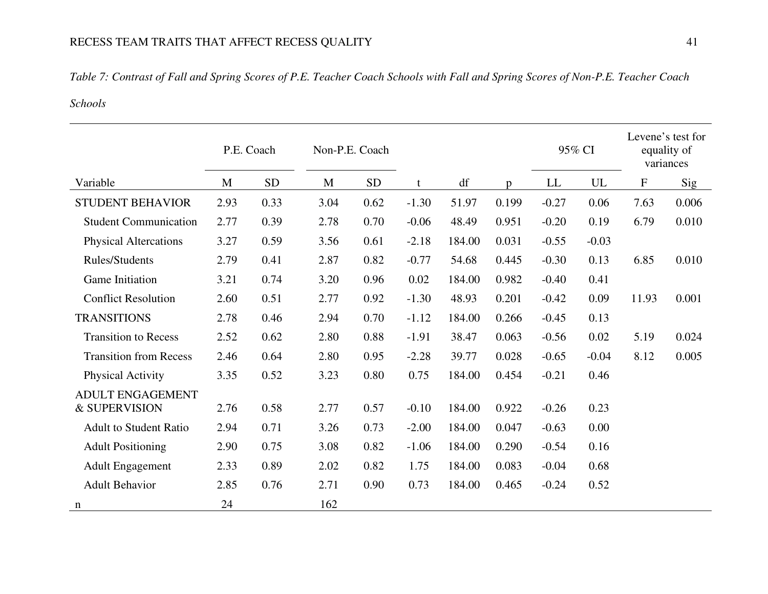*Table 7: Contrast of Fall and Spring Scores of P.E. Teacher Coach Schools with Fall and Spring Scores of Non-P.E. Teacher Coach Schools*

| | P.E. Coach | | Non-P.E. Coach | | | | | 95% CI | | Levene's test for equality of variances | |
|---|---|---|---|---|---|---|---|---|---|---|---|
| Variable | M | SD | M | SD | t | df | p | LL | UL | F | Sig |
| STUDENT BEHAVIOR | 2.93 | 0.33 | 3.04 | 0.62 | -1.30 | 51.97 | 0.199 | -0.27 | 0.06 | 7.63 | 0.006 |
| Student Communication | 2.77 | 0.39 | 2.78 | 0.70 | -0.06 | 48.49 | 0.951 | -0.20 | 0.19 | 6.79 | 0.010 |
| Physical Altercations | 3.27 | 0.59 | 3.56 | 0.61 | -2.18 | 184.00 | 0.031 | -0.55 | -0.03 | | |
| Rules/Students | 2.79 | 0.41 | 2.87 | 0.82 | -0.77 | 54.68 | 0.445 | -0.30 | 0.13 | 6.85 | 0.010 |
| Game Initiation | 3.21 | 0.74 | 3.20 | 0.96 | 0.02 | 184.00 | 0.982 | -0.40 | 0.41 | | |
| Conflict Resolution | 2.60 | 0.51 | 2.77 | 0.92 | -1.30 | 48.93 | 0.201 | -0.42 | 0.09 | 11.93 | 0.001 |
| TRANSITIONS | 2.78 | 0.46 | 2.94 | 0.70 | -1.12 | 184.00 | 0.266 | -0.45 | 0.13 | | |
| Transition to Recess | 2.52 | 0.62 | 2.80 | 0.88 | -1.91 | 38.47 | 0.063 | -0.56 | 0.02 | 5.19 | 0.024 |
| Transition from Recess | 2.46 | 0.64 | 2.80 | 0.95 | -2.28 | 39.77 | 0.028 | -0.65 | -0.04 | 8.12 | 0.005 |
| Physical Activity | 3.35 | 0.52 | 3.23 | 0.80 | 0.75 | 184.00 | 0.454 | -0.21 | 0.46 | | |
| ADULT ENGAGEMENT & SUPERVISION | 2.76 | 0.58 | 2.77 | 0.57 | -0.10 | 184.00 | 0.922 | -0.26 | 0.23 | | |
| Adult to Student Ratio | 2.94 | 0.71 | 3.26 | 0.73 | -2.00 | 184.00 | 0.047 | -0.63 | 0.00 | | |
| Adult Positioning | 2.90 | 0.75 | 3.08 | 0.82 | -1.06 | 184.00 | 0.290 | -0.54 | 0.16 | | |
| Adult Engagement | 2.33 | 0.89 | 2.02 | 0.82 | 1.75 | 184.00 | 0.083 | -0.04 | 0.68 | | |
| Adult Behavior | 2.85 | 0.76 | 2.71 | 0.90 | 0.73 | 184.00 | 0.465 | -0.24 | 0.52 | | |
| n | 24 | | 162 | | | | | | | | |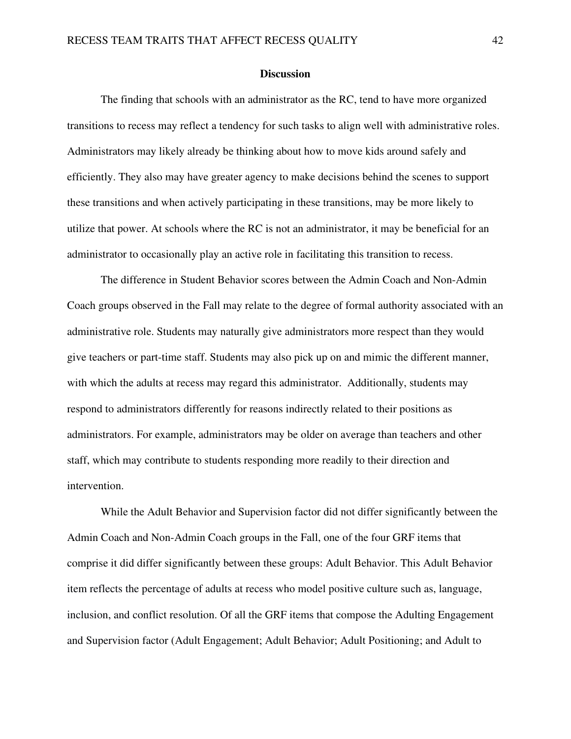## Discussion

The finding that schools with an administrator as the RC, tend to have more organized transitions to recess may reflect a tendency for such tasks to align well with administrative roles. Administrators may likely already be thinking about how to move kids around safely and efficiently. They also may have greater agency to make decisions behind the scenes to support these transitions and when actively participating in these transitions, may be more likely to utilize that power. At schools where the RC is not an administrator, it may be beneficial for an administrator to occasionally play an active role in facilitating this transition to recess.

The difference in Student Behavior scores between the Admin Coach and Non-Admin Coach groups observed in the Fall may relate to the degree of formal authority associated with an administrative role. Students may naturally give administrators more respect than they would give teachers or part-time staff. Students may also pick up on and mimic the different manner, with which the adults at recess may regard this administrator. Additionally, students may respond to administrators differently for reasons indirectly related to their positions as administrators. For example, administrators may be older on average than teachers and other staff, which may contribute to students responding more readily to their direction and intervention.

While the Adult Behavior and Supervision factor did not differ significantly between the Admin Coach and Non-Admin Coach groups in the Fall, one of the four GRF items that comprise it did differ significantly between these groups: Adult Behavior. This Adult Behavior item reflects the percentage of adults at recess who model positive culture such as, language, inclusion, and conflict resolution. Of all the GRF items that compose the Adulting Engagement and Supervision factor (Adult Engagement; Adult Behavior; Adult Positioning; and Adult to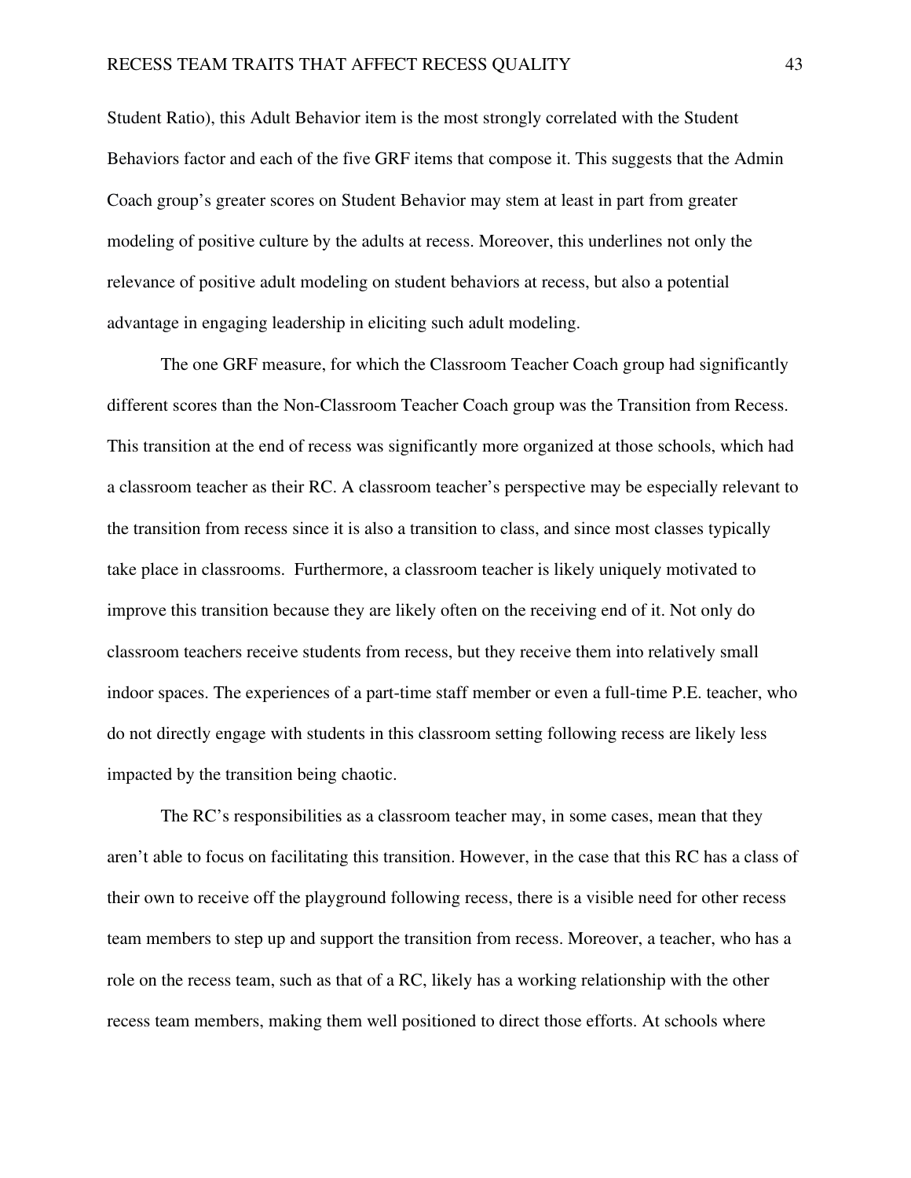Student Ratio), this Adult Behavior item is the most strongly correlated with the Student Behaviors factor and each of the five GRF items that compose it. This suggests that the Admin Coach group's greater scores on Student Behavior may stem at least in part from greater modeling of positive culture by the adults at recess. Moreover, this underlines not only the relevance of positive adult modeling on student behaviors at recess, but also a potential advantage in engaging leadership in eliciting such adult modeling.

The one GRF measure, for which the Classroom Teacher Coach group had significantly different scores than the Non-Classroom Teacher Coach group was the Transition from Recess. This transition at the end of recess was significantly more organized at those schools, which had a classroom teacher as their RC. A classroom teacher's perspective may be especially relevant to the transition from recess since it is also a transition to class, and since most classes typically take place in classrooms. Furthermore, a classroom teacher is likely uniquely motivated to improve this transition because they are likely often on the receiving end of it. Not only do classroom teachers receive students from recess, but they receive them into relatively small indoor spaces. The experiences of a part-time staff member or even a full-time P.E. teacher, who do not directly engage with students in this classroom setting following recess are likely less impacted by the transition being chaotic.

The RC's responsibilities as a classroom teacher may, in some cases, mean that they aren't able to focus on facilitating this transition. However, in the case that this RC has a class of their own to receive off the playground following recess, there is a visible need for other recess team members to step up and support the transition from recess. Moreover, a teacher, who has a role on the recess team, such as that of a RC, likely has a working relationship with the other recess team members, making them well positioned to direct those efforts. At schools where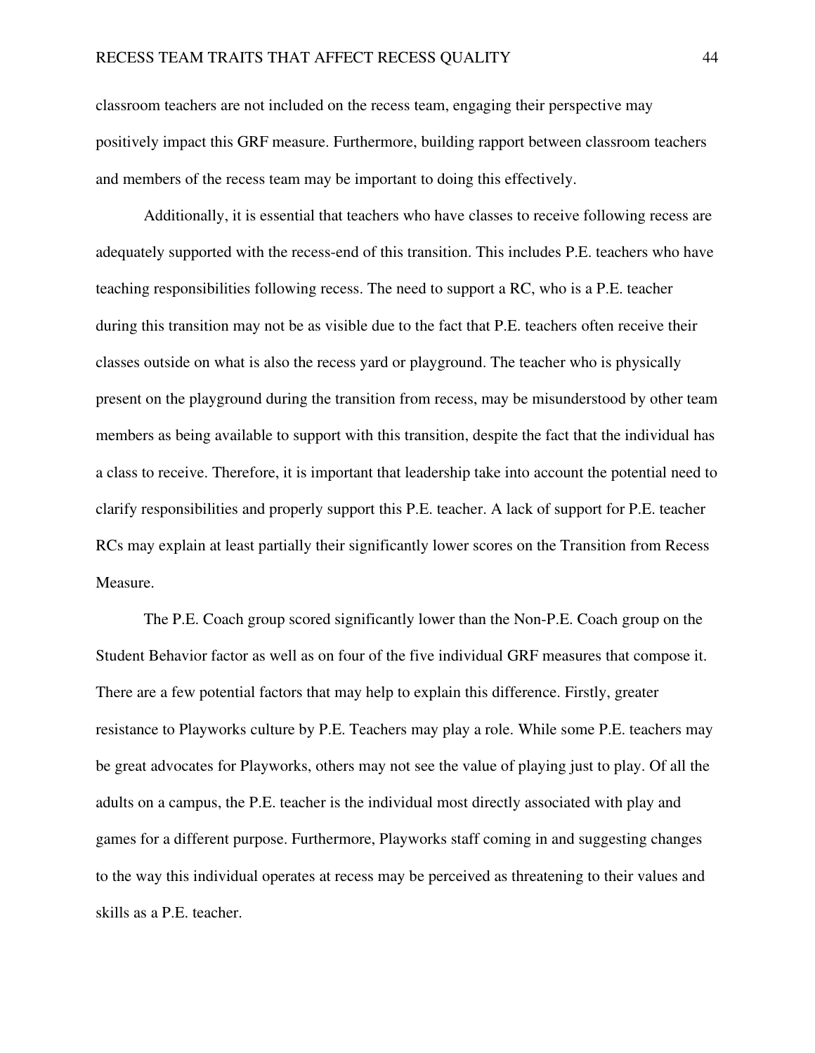classroom teachers are not included on the recess team, engaging their perspective may positively impact this GRF measure. Furthermore, building rapport between classroom teachers and members of the recess team may be important to doing this effectively.

Additionally, it is essential that teachers who have classes to receive following recess are adequately supported with the recess-end of this transition. This includes P.E. teachers who have teaching responsibilities following recess. The need to support a RC, who is a P.E. teacher during this transition may not be as visible due to the fact that P.E. teachers often receive their classes outside on what is also the recess yard or playground. The teacher who is physically present on the playground during the transition from recess, may be misunderstood by other team members as being available to support with this transition, despite the fact that the individual has a class to receive. Therefore, it is important that leadership take into account the potential need to clarify responsibilities and properly support this P.E. teacher. A lack of support for P.E. teacher RCs may explain at least partially their significantly lower scores on the Transition from Recess Measure.

The P.E. Coach group scored significantly lower than the Non-P.E. Coach group on the Student Behavior factor as well as on four of the five individual GRF measures that compose it. There are a few potential factors that may help to explain this difference. Firstly, greater resistance to Playworks culture by P.E. Teachers may play a role. While some P.E. teachers may be great advocates for Playworks, others may not see the value of playing just to play. Of all the adults on a campus, the P.E. teacher is the individual most directly associated with play and games for a different purpose. Furthermore, Playworks staff coming in and suggesting changes to the way this individual operates at recess may be perceived as threatening to their values and skills as a P.E. teacher.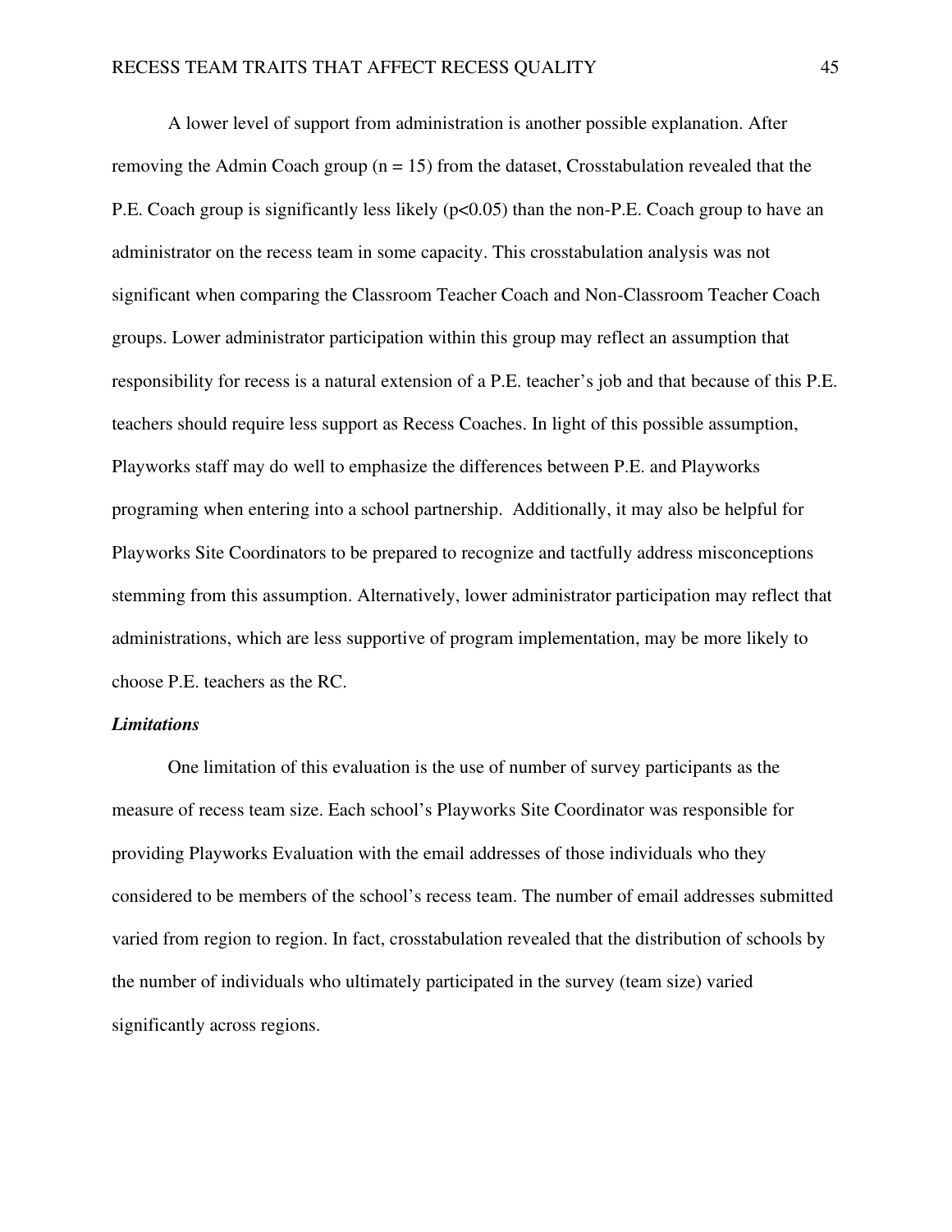A lower level of support from administration is another possible explanation. After removing the Admin Coach group ($n = 15$) from the dataset, Crosstabulation revealed that the P.E. Coach group is significantly less likely ($p<0.05$) than the non-P.E. Coach group to have an administrator on the recess team in some capacity. This crosstabulation analysis was not significant when comparing the Classroom Teacher Coach and Non-Classroom Teacher Coach groups. Lower administrator participation within this group may reflect an assumption that responsibility for recess is a natural extension of a P.E. teacher's job and that because of this P.E. teachers should require less support as Recess Coaches. In light of this possible assumption, Playworks staff may do well to emphasize the differences between P.E. and Playworks programing when entering into a school partnership. Additionally, it may also be helpful for Playworks Site Coordinators to be prepared to recognize and tactfully address misconceptions stemming from this assumption. Alternatively, lower administrator participation may reflect that administrations, which are less supportive of program implementation, may be more likely to choose P.E. teachers as the RC.

### ***Limitations***

One limitation of this evaluation is the use of number of survey participants as the measure of recess team size. Each school's Playworks Site Coordinator was responsible for providing Playworks Evaluation with the email addresses of those individuals who they considered to be members of the school's recess team. The number of email addresses submitted varied from region to region. In fact, crosstabulation revealed that the distribution of schools by the number of individuals who ultimately participated in the survey (team size) varied significantly across regions.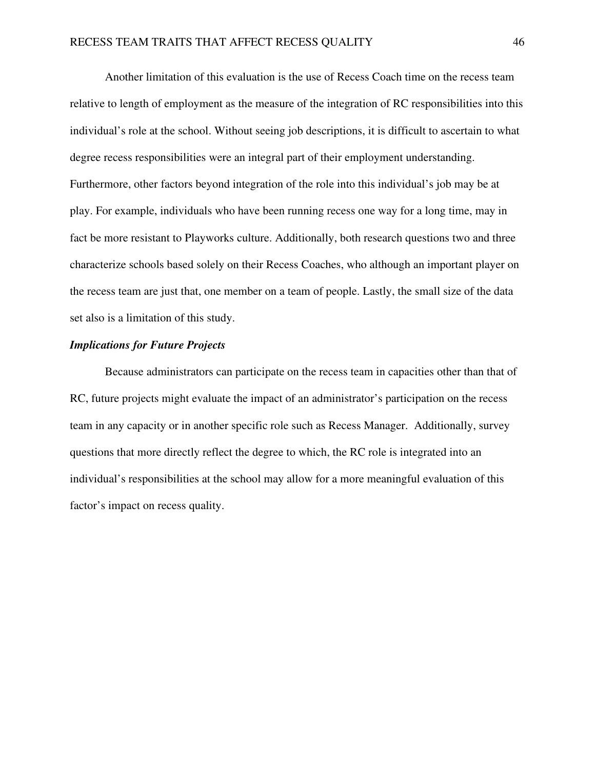Another limitation of this evaluation is the use of Recess Coach time on the recess team relative to length of employment as the measure of the integration of RC responsibilities into this individual's role at the school. Without seeing job descriptions, it is difficult to ascertain to what degree recess responsibilities were an integral part of their employment understanding. Furthermore, other factors beyond integration of the role into this individual's job may be at play. For example, individuals who have been running recess one way for a long time, may in fact be more resistant to Playworks culture. Additionally, both research questions two and three characterize schools based solely on their Recess Coaches, who although an important player on the recess team are just that, one member on a team of people. Lastly, the small size of the data set also is a limitation of this study.

### *Implications for Future Projects*

Because administrators can participate on the recess team in capacities other than that of RC, future projects might evaluate the impact of an administrator's participation on the recess team in any capacity or in another specific role such as Recess Manager. Additionally, survey questions that more directly reflect the degree to which, the RC role is integrated into an individual's responsibilities at the school may allow for a more meaningful evaluation of this factor's impact on recess quality.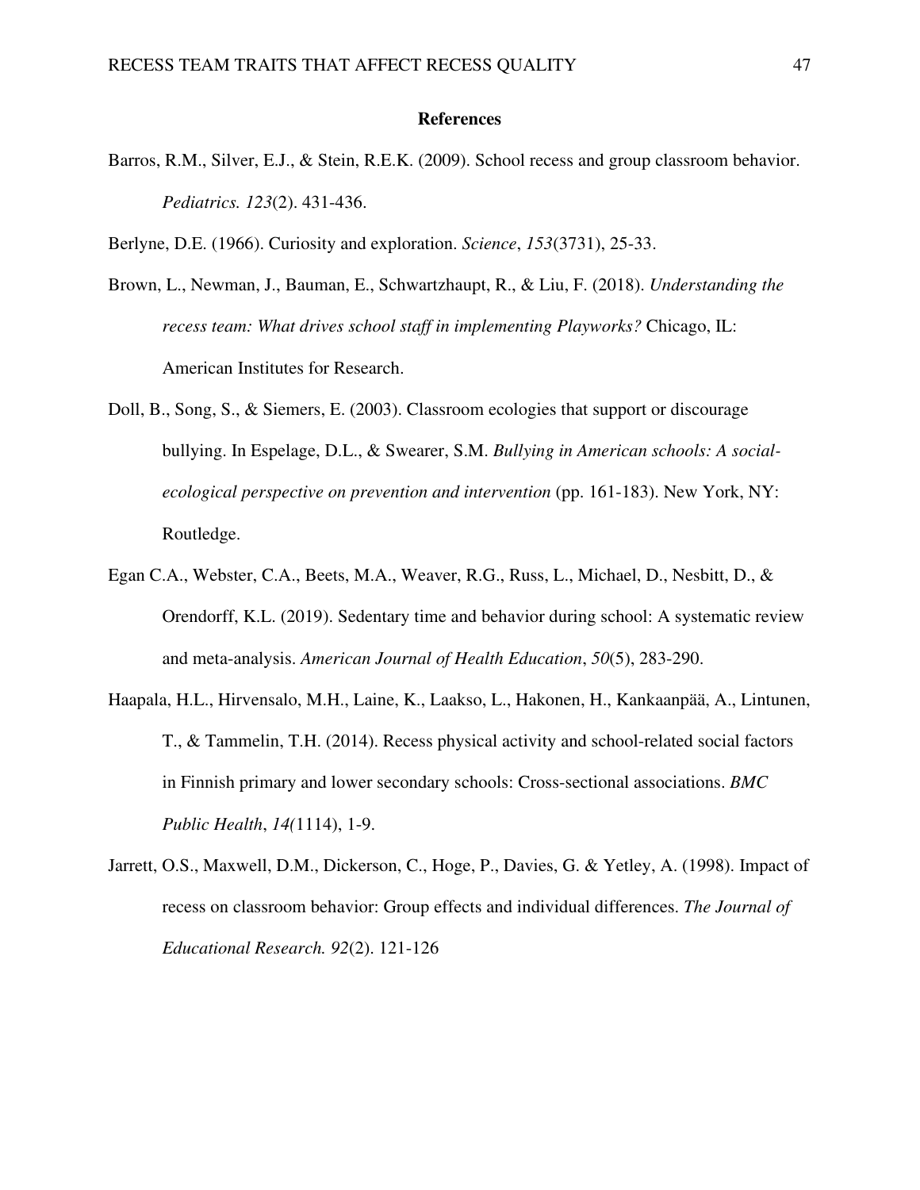# References

Barros, R.M., Silver, E.J., & Stein, R.E.K. (2009). School recess and group classroom behavior. *Pediatrics. 123*(2). 431-436.

Berlyne, D.E. (1966). Curiosity and exploration. *Science*, *153*(3731), 25-33.

Brown, L., Newman, J., Bauman, E., Schwartzhaupt, R., & Liu, F. (2018). *Understanding the recess team: What drives school staff in implementing Playworks?* Chicago, IL: American Institutes for Research.

Doll, B., Song, S., & Siemers, E. (2003). Classroom ecologies that support or discourage bullying. In Espelage, D.L., & Swearer, S.M. *Bullying in American schools: A social-ecological perspective on prevention and intervention* (pp. 161-183). New York, NY: Routledge.

Egan C.A., Webster, C.A., Beets, M.A., Weaver, R.G., Russ, L., Michael, D., Nesbitt, D., & Orendorff, K.L. (2019). Sedentary time and behavior during school: A systematic review and meta-analysis. *American Journal of Health Education*, *50*(5), 283-290.

Haapala, H.L., Hirvensalo, M.H., Laine, K., Laakso, L., Hakonen, H., Kankaanpää, A., Lintunen, T., & Tammelin, T.H. (2014). Recess physical activity and school-related social factors in Finnish primary and lower secondary schools: Cross-sectional associations. *BMC Public Health*, *14(*1114), 1-9.

Jarrett, O.S., Maxwell, D.M., Dickerson, C., Hoge, P., Davies, G. & Yetley, A. (1998). Impact of recess on classroom behavior: Group effects and individual differences. *The Journal of Educational Research. 92*(2). 121-126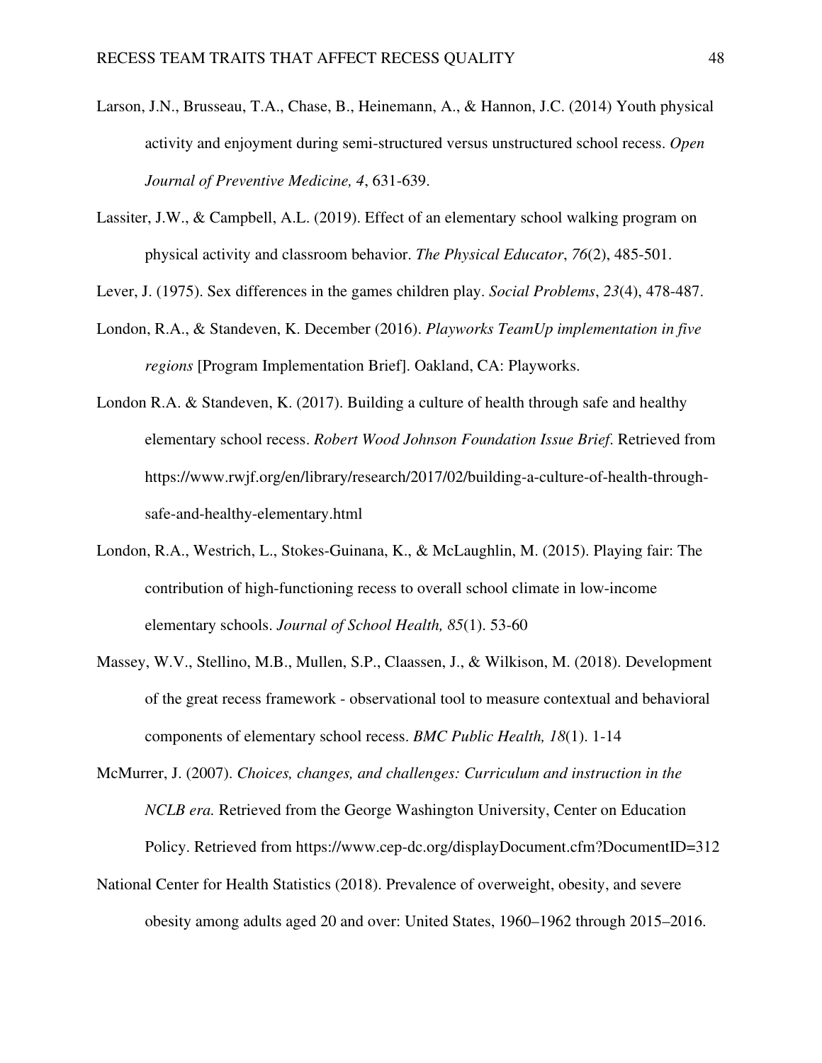Larson, J.N., Brusseau, T.A., Chase, B., Heinemann, A., & Hannon, J.C. (2014) Youth physical activity and enjoyment during semi-structured versus unstructured school recess. *Open Journal of Preventive Medicine, 4*, 631-639.

Lassiter, J.W., & Campbell, A.L. (2019). Effect of an elementary school walking program on physical activity and classroom behavior. *The Physical Educator*, *76*(2), 485-501.

Lever, J. (1975). Sex differences in the games children play. *Social Problems*, *23*(4), 478-487.

London, R.A., & Standeven, K. December (2016). *Playworks TeamUp implementation in five regions* [Program Implementation Brief]. Oakland, CA: Playworks.

London R.A. & Standeven, K. (2017). Building a culture of health through safe and healthy elementary school recess. *Robert Wood Johnson Foundation Issue Brief*. Retrieved from https://www.rwjf.org/en/library/research/2017/02/building-a-culture-of-health-through-safe-and-healthy-elementary.html

London, R.A., Westrich, L., Stokes-Guinana, K., & McLaughlin, M. (2015). Playing fair: The contribution of high-functioning recess to overall school climate in low-income elementary schools. *Journal of School Health, 85*(1). 53-60

Massey, W.V., Stellino, M.B., Mullen, S.P., Claassen, J., & Wilkison, M. (2018). Development of the great recess framework - observational tool to measure contextual and behavioral components of elementary school recess. *BMC Public Health, 18*(1). 1-14

McMurrer, J. (2007). *Choices, changes, and challenges: Curriculum and instruction in the NCLB era.* Retrieved from the George Washington University, Center on Education Policy. Retrieved from https://www.cep-dc.org/displayDocument.cfm?DocumentID=312

National Center for Health Statistics (2018). Prevalence of overweight, obesity, and severe obesity among adults aged 20 and over: United States, 1960–1962 through 2015–2016.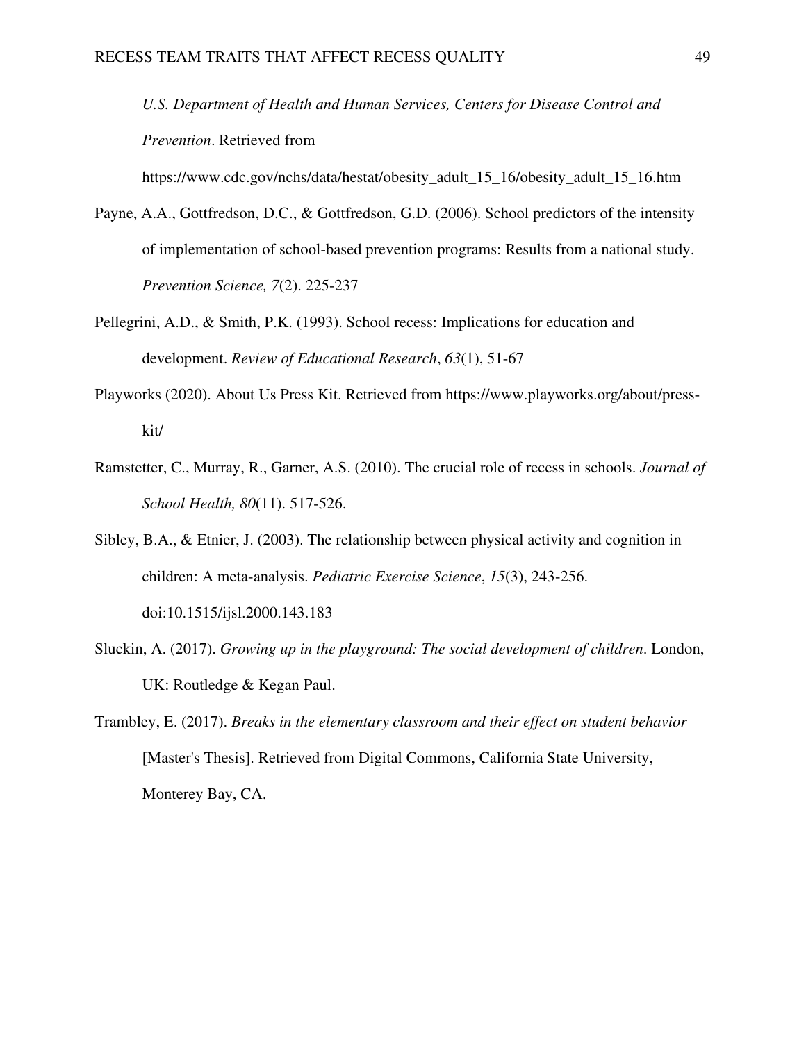*U.S. Department of Health and Human Services, Centers for Disease Control and Prevention*. Retrieved from https://www.cdc.gov/nchs/data/hestat/obesity_adult_15_16/obesity_adult_15_16.htm

Payne, A.A., Gottfredson, D.C., & Gottfredson, G.D. (2006). School predictors of the intensity of implementation of school-based prevention programs: Results from a national study. *Prevention Science, 7*(2). 225-237

Pellegrini, A.D., & Smith, P.K. (1993). School recess: Implications for education and development. *Review of Educational Research*, *63*(1), 51-67

Playworks (2020). About Us Press Kit. Retrieved from https://www.playworks.org/about/press-kit/

Ramstetter, C., Murray, R., Garner, A.S. (2010). The crucial role of recess in schools. *Journal of School Health, 80*(11). 517-526.

Sibley, B.A., & Etnier, J. (2003). The relationship between physical activity and cognition in children: A meta-analysis. *Pediatric Exercise Science*, *15*(3), 243-256. doi:10.1515/ijsl.2000.143.183

Sluckin, A. (2017). *Growing up in the playground: The social development of children*. London, UK: Routledge & Kegan Paul.

Trambley, E. (2017). *Breaks in the elementary classroom and their effect on student behavior* [Master's Thesis]. Retrieved from Digital Commons, California State University, Monterey Bay, CA.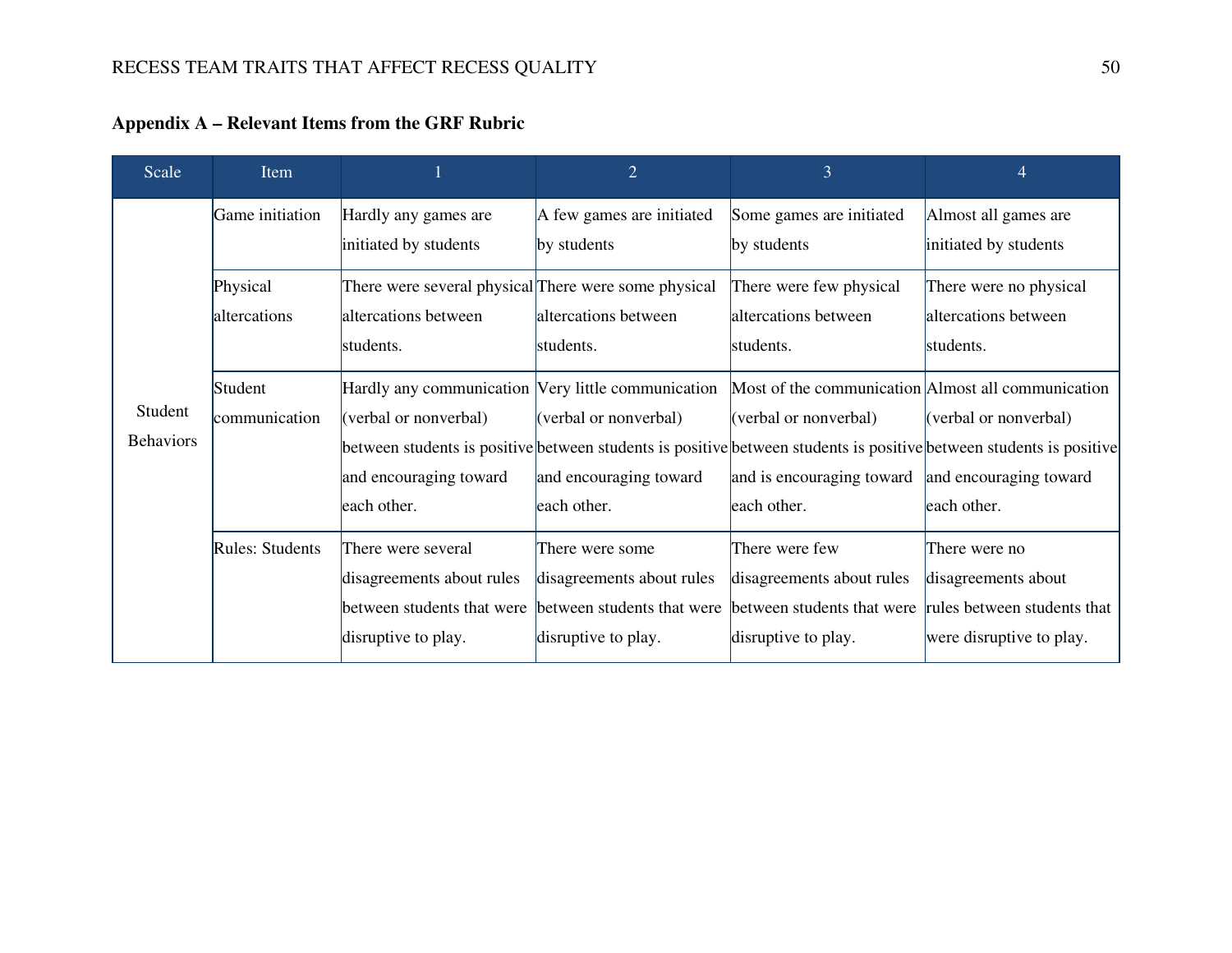**Appendix A – Relevant Items from the GRF Rubric**

| Scale | Item | 1 | 2 | 3 | 4 |
| --- | --- | --- | --- | --- | --- |
| Student Behaviors | Game initiation | Hardly any games are initiated by students | A few games are initiated by students | Some games are initiated by students | Almost all games are initiated by students |
| | Physical altercations | There were several physical altercations between students. | There were some physical altercations between students. | There were few physical altercations between students. | There were no physical altercations between students. |
| | Student communication | Hardly any communication (verbal or nonverbal) between students is positive and encouraging toward each other. | Very little communication (verbal or nonverbal) between students is positive and encouraging toward each other. | Most of the communication (verbal or nonverbal) between students is positive and is encouraging toward each other. | Almost all communication (verbal or nonverbal) between students is positive and encouraging toward each other. |
| | Rules: Students | There were several disagreements about rules between students that were disruptive to play. | There were some disagreements about rules between students that were disruptive to play. | There were few disagreements about rules between students that were disruptive to play. | There were no disagreements about rules between students that were disruptive to play. |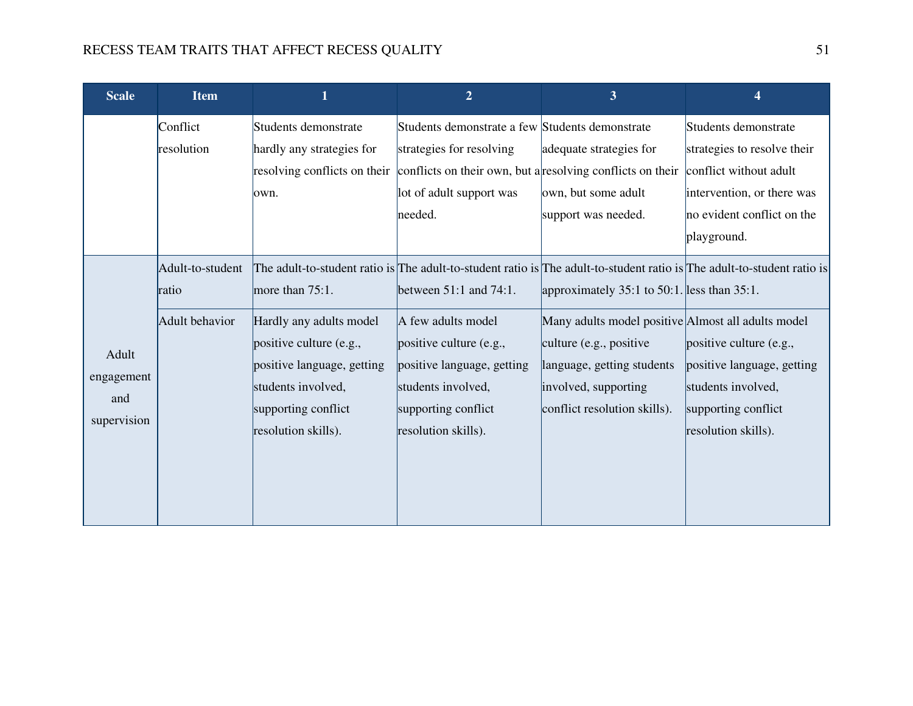| Scale | Item | 1 | 2 | 3 | 4 |
| --- | --- | --- | --- | --- | --- |
| | Conflict resolution | Students demonstrate hardly any strategies for resolving conflicts on their own. | Students demonstrate a few strategies for resolving conflicts on their own, but a lot of adult support was needed. | Students demonstrate adequate strategies for resolving conflicts on their own, but some adult support was needed. | Students demonstrate strategies to resolve their conflict without adult intervention, or there was no evident conflict on the playground. |
| Adult engagement and supervision | Adult-to-student ratio | The adult-to-student ratio is more than 75:1. | The adult-to-student ratio is between 51:1 and 74:1. | The adult-to-student ratio is approximately 35:1 to 50:1. | The adult-to-student ratio is less than 35:1. |
| | Adult behavior | Hardly any adults model positive culture (e.g., positive language, getting students involved, supporting conflict resolution skills). | A few adults model positive culture (e.g., positive language, getting students involved, supporting conflict resolution skills). | Many adults model positive culture (e.g., positive language, getting students involved, supporting conflict resolution skills). | Almost all adults model positive culture (e.g., positive language, getting students involved, supporting conflict resolution skills). |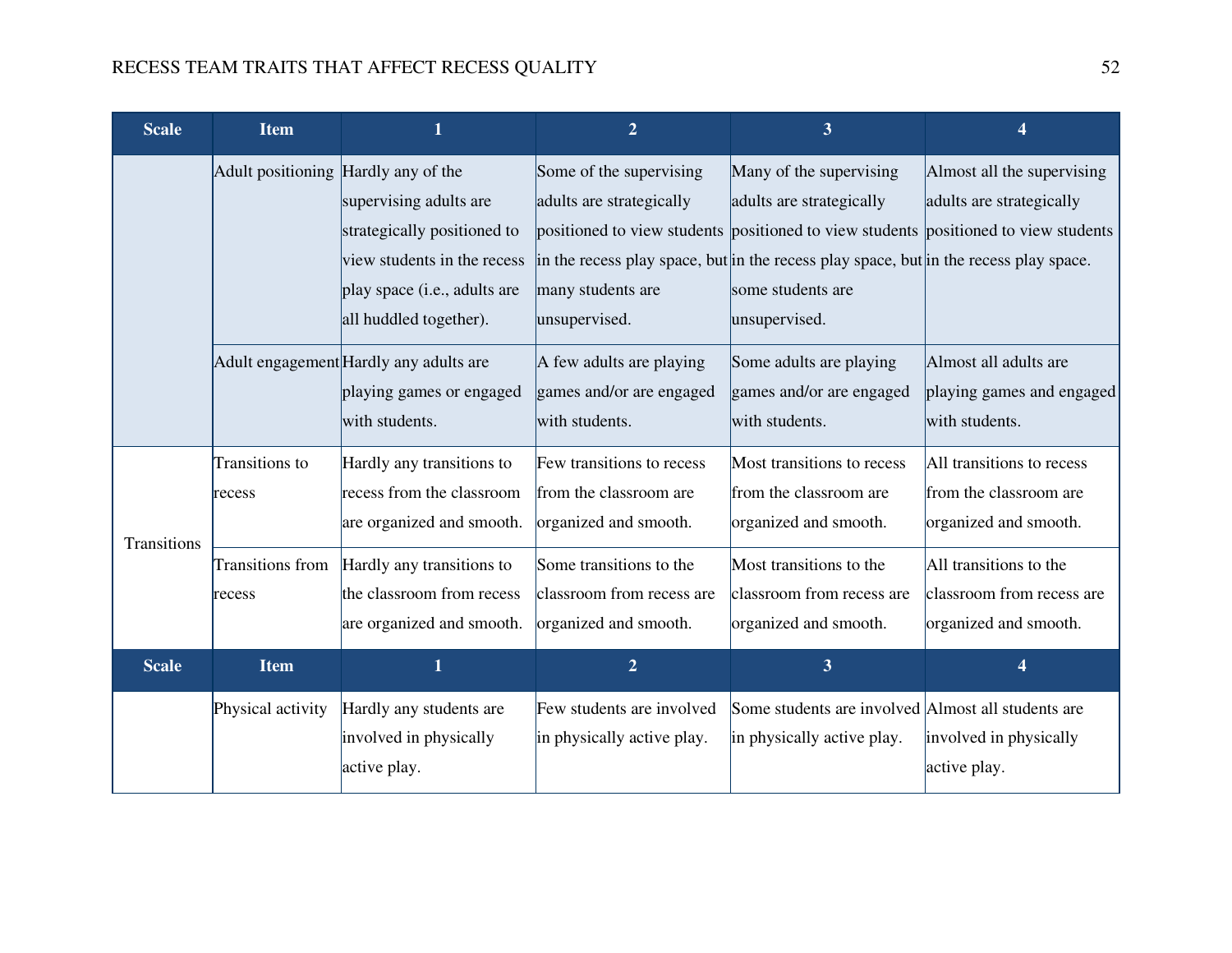| Scale | Item | 1 | 2 | 3 | 4 |
|---|---|---|---|---|---|
| | Adult positioning | Hardly any of the supervising adults are strategically positioned to view students in the recess play space (i.e., adults are all huddled together). | Some of the supervising adults are strategically positioned to view students in the recess play space, but many students are unsupervised. | Many of the supervising adults are strategically positioned to view students in the recess play space, but some students are unsupervised. | Almost all the supervising adults are strategically positioned to view students in the recess play space. |
| | Adult engagement | Hardly any adults are playing games or engaged with students. | A few adults are playing games and/or are engaged with students. | Some adults are playing games and/or are engaged with students. | Almost all adults are playing games and engaged with students. |
| Transitions | Transitions to recess | Hardly any transitions to recess from the classroom are organized and smooth. | Few transitions to recess from the classroom are organized and smooth. | Most transitions to recess from the classroom are organized and smooth. | All transitions to recess from the classroom are organized and smooth. |
| | Transitions from recess | Hardly any transitions to the classroom from recess are organized and smooth. | Some transitions to the classroom from recess are organized and smooth. | Most transitions to the classroom from recess are organized and smooth. | All transitions to the classroom from recess are organized and smooth. |
| **Scale** | **Item** | **1** | **2** | **3** | **4** |
| | Physical activity | Hardly any students are involved in physically active play. | Few students are involved in physically active play. | Some students are involved in physically active play. | Almost all students are involved in physically active play. |